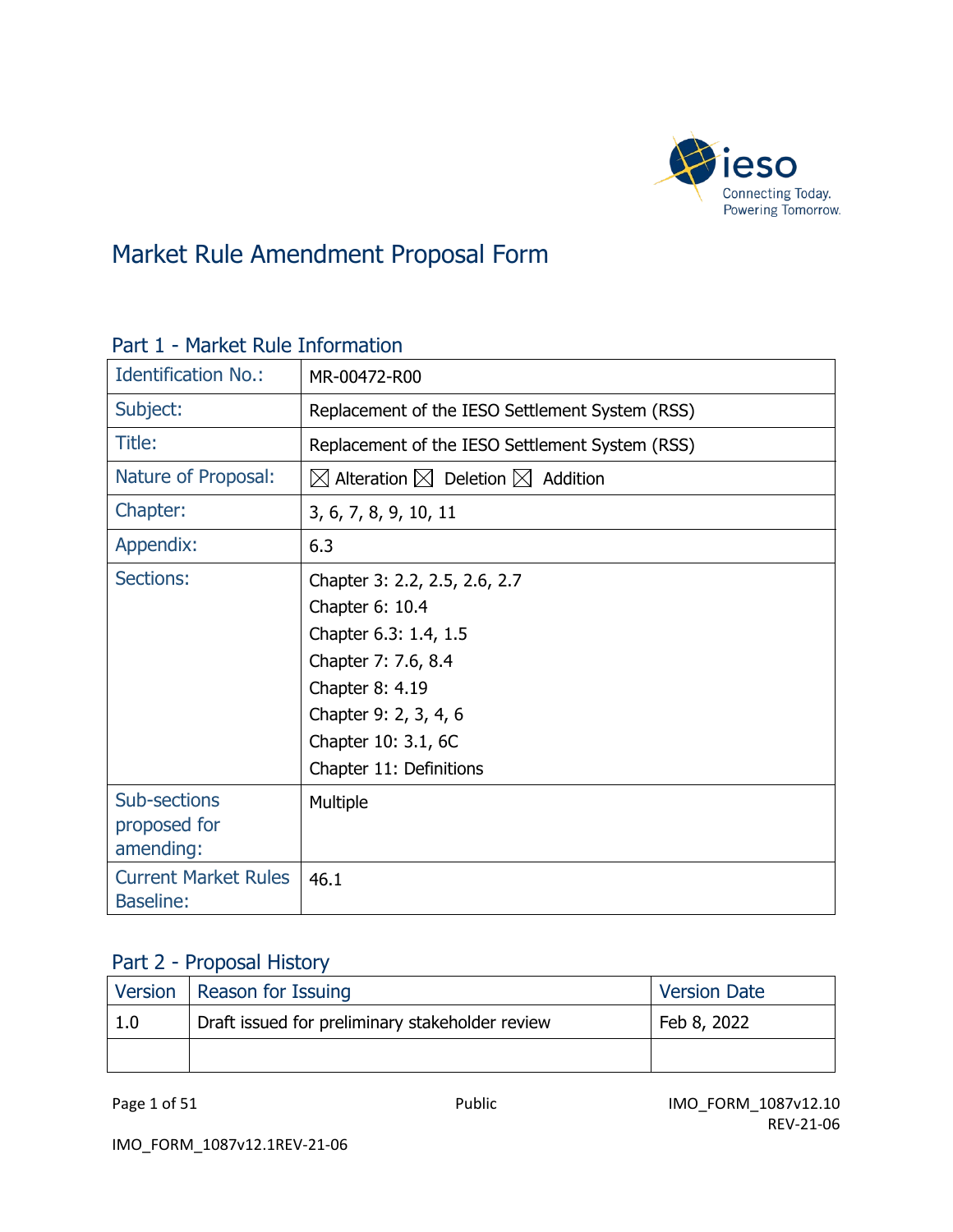# Market Rule Amendment Proposal Form

## Part 1 - Market Rule Information

| | |
|---|---|
| Identification No.: | MR-00472-R00 |
| Subject: | Replacement of the IESO Settlement System (RSS) |
| Title: | Replacement of the IESO Settlement System (RSS) |
| Nature of Proposal: | ☒ Alteration ☒ Deletion ☒ Addition |
| Chapter: | 3, 6, 7, 8, 9, 10, 11 |
| Appendix: | 6.3 |
| Sections: | Chapter 3: 2.2, 2.5, 2.6, 2.7<br>Chapter 6: 10.4<br>Chapter 6.3: 1.4, 1.5<br>Chapter 7: 7.6, 8.4<br>Chapter 8: 4.19<br>Chapter 9: 2, 3, 4, 6<br>Chapter 10: 3.1, 6C<br>Chapter 11: Definitions |
| Sub-sections proposed for amending: | Multiple |
| Current Market Rules Baseline: | 46.1 |

## Part 2 - Proposal History

| Version | Reason for Issuing | Version Date |
|---|---|---|
| 1.0 | Draft issued for preliminary stakeholder review | Feb 8, 2022 |
| | | |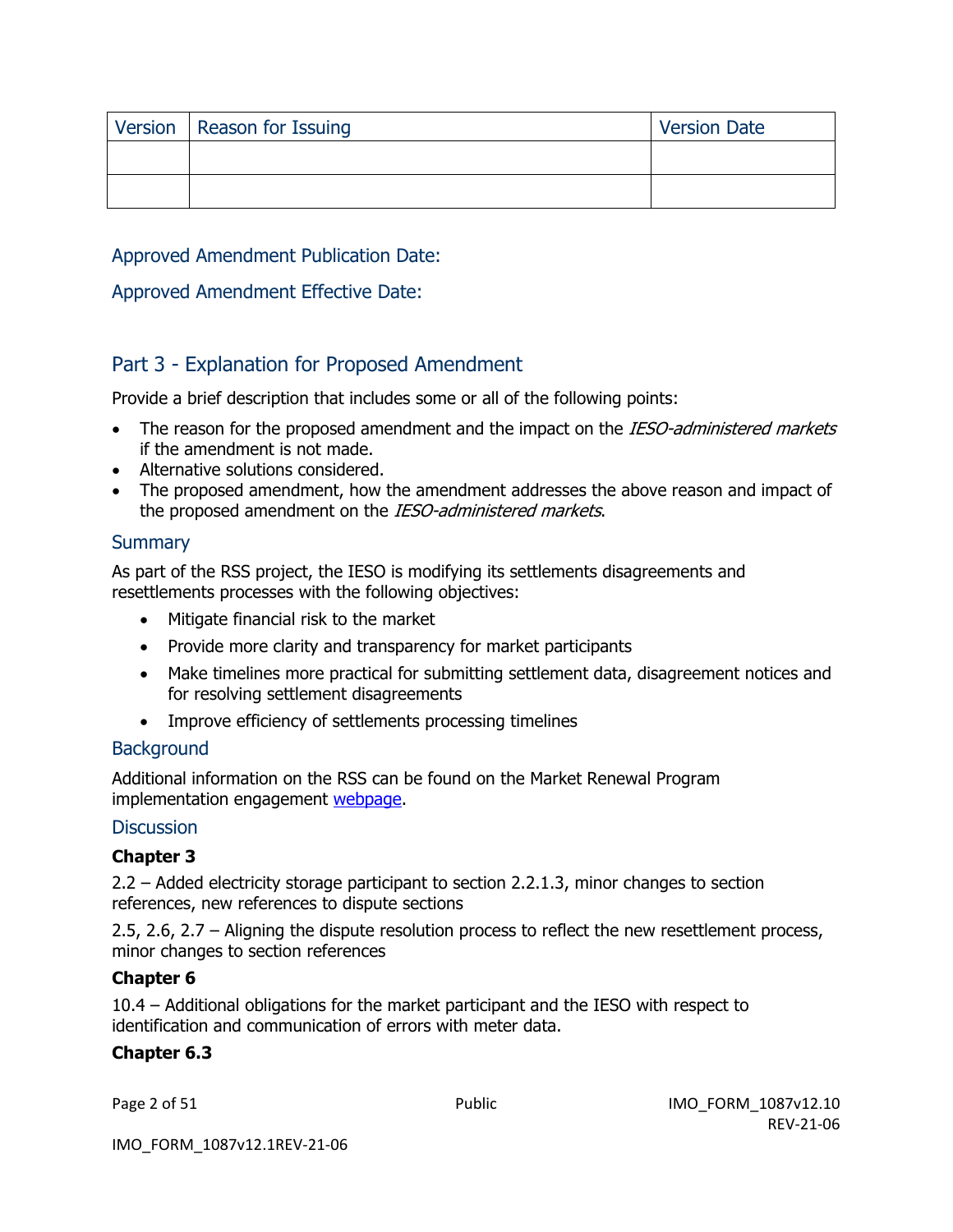| Version | Reason for Issuing | Version Date |
| --- | --- | --- |
| | | |
| | | |

Approved Amendment Publication Date:

Approved Amendment Effective Date:

## Part 3 - Explanation for Proposed Amendment

Provide a brief description that includes some or all of the following points:

- The reason for the proposed amendment and the impact on the *IESO-administered markets* if the amendment is not made.
- Alternative solutions considered.
- The proposed amendment, how the amendment addresses the above reason and impact of the proposed amendment on the *IESO-administered markets*.

### Summary

As part of the RSS project, the IESO is modifying its settlements disagreements and resettlements processes with the following objectives:

- Mitigate financial risk to the market
- Provide more clarity and transparency for market participants
- Make timelines more practical for submitting settlement data, disagreement notices and for resolving settlement disagreements
- Improve efficiency of settlements processing timelines

### Background

Additional information on the RSS can be found on the Market Renewal Program implementation engagement webpage.

### Discussion

**Chapter 3**

2.2 – Added electricity storage participant to section 2.2.1.3, minor changes to section references, new references to dispute sections

2.5, 2.6, 2.7 – Aligning the dispute resolution process to reflect the new resettlement process, minor changes to section references

**Chapter 6**

10.4 – Additional obligations for the market participant and the IESO with respect to identification and communication of errors with meter data.

**Chapter 6.3**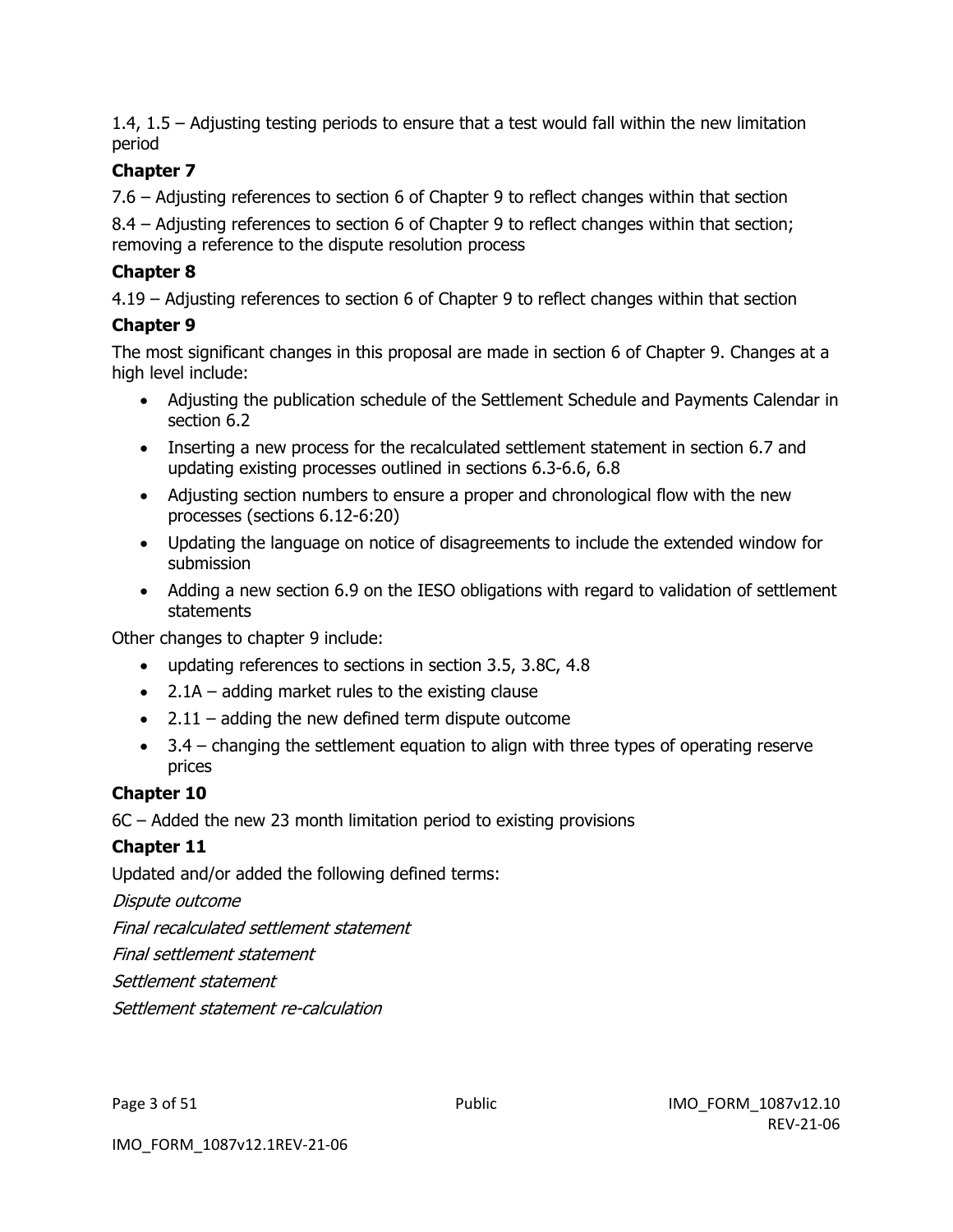1.4, 1.5 – Adjusting testing periods to ensure that a test would fall within the new limitation period

### Chapter 7

7.6 – Adjusting references to section 6 of Chapter 9 to reflect changes within that section

8.4 – Adjusting references to section 6 of Chapter 9 to reflect changes within that section; removing a reference to the dispute resolution process

### Chapter 8

4.19 – Adjusting references to section 6 of Chapter 9 to reflect changes within that section

### Chapter 9

The most significant changes in this proposal are made in section 6 of Chapter 9. Changes at a high level include:

- Adjusting the publication schedule of the Settlement Schedule and Payments Calendar in section 6.2
- Inserting a new process for the recalculated settlement statement in section 6.7 and updating existing processes outlined in sections 6.3-6.6, 6.8
- Adjusting section numbers to ensure a proper and chronological flow with the new processes (sections 6.12-6:20)
- Updating the language on notice of disagreements to include the extended window for submission
- Adding a new section 6.9 on the IESO obligations with regard to validation of settlement statements

Other changes to chapter 9 include:

- updating references to sections in section 3.5, 3.8C, 4.8
- 2.1A – adding market rules to the existing clause
- 2.11 – adding the new defined term dispute outcome
- 3.4 – changing the settlement equation to align with three types of operating reserve prices

### Chapter 10

6C – Added the new 23 month limitation period to existing provisions

### Chapter 11

Updated and/or added the following defined terms:

*Dispute outcome*

*Final recalculated settlement statement*

*Final settlement statement*

*Settlement statement*

*Settlement statement re-calculation*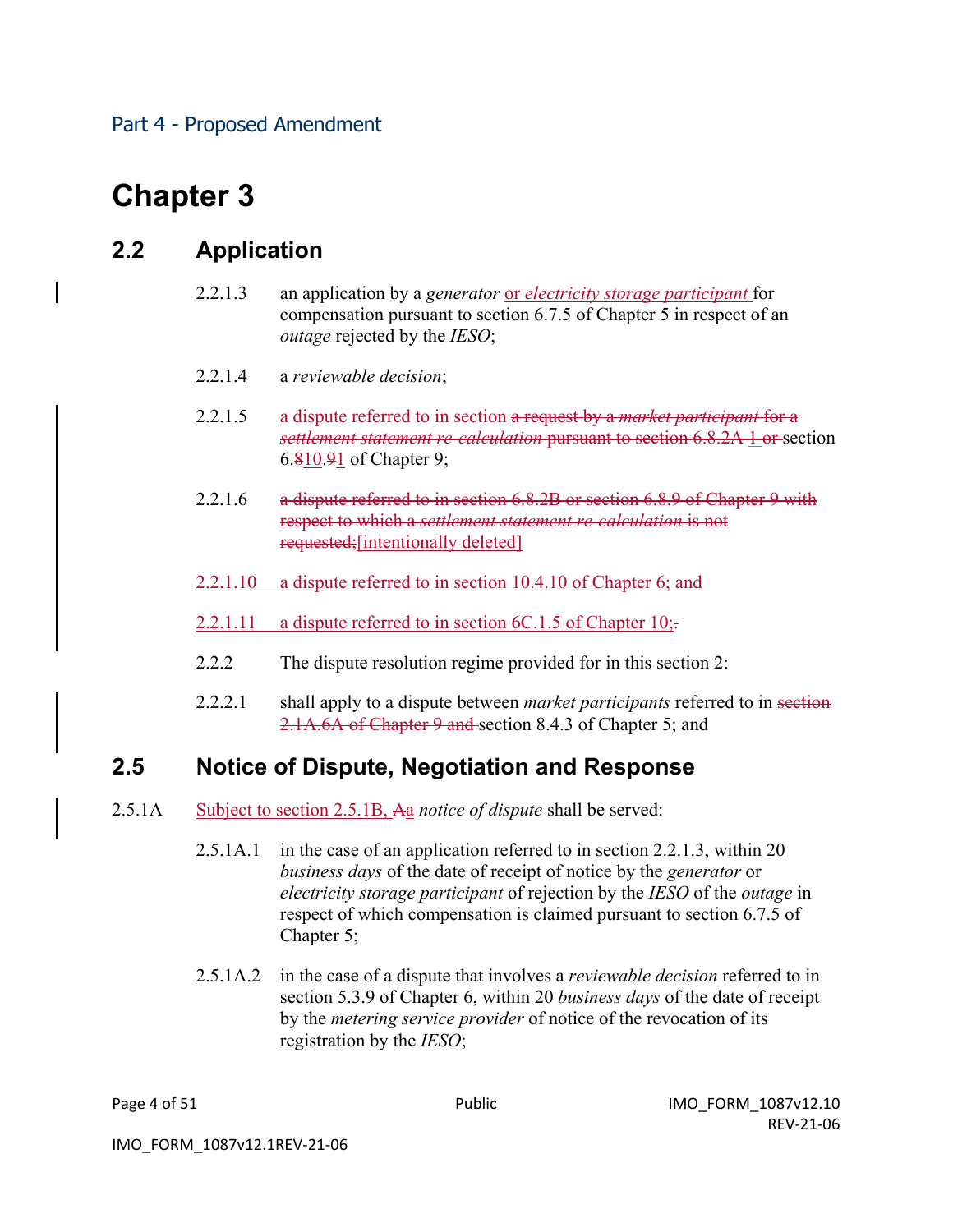Part 4 - Proposed Amendment

# Chapter 3

## 2.2 Application

2.2.1.3 an application by a *generator* or *electricity storage participant* for compensation pursuant to section 6.7.5 of Chapter 5 in respect of an *outage* rejected by the *IESO*;

2.2.1.4 a *reviewable decision*;

2.2.1.5 a dispute referred to in section ~~a request by a *market participant* for a *settlement statement re-calculation* pursuant to section 6.8.2A.1 or~~ section 6.~~8~~10.~~9~~1 of Chapter 9;

2.2.1.6 ~~a dispute referred to in section 6.8.2B or section 6.8.9 of Chapter 9 with respect to which a *settlement statement re-calculation* is not requested;~~[intentionally deleted]

2.2.1.10 a dispute referred to in section 10.4.10 of Chapter 6; and

2.2.1.11 a dispute referred to in section 6C.1.5 of Chapter 10;~~.~~

2.2.2 The dispute resolution regime provided for in this section 2:

2.2.2.1 shall apply to a dispute between *market participants* referred to in ~~section 2.1A.6A of Chapter 9 and~~ section 8.4.3 of Chapter 5; and

## 2.5 Notice of Dispute, Negotiation and Response

2.5.1A Subject to section 2.5.1B, ~~A~~a *notice of dispute* shall be served:

2.5.1A.1 in the case of an application referred to in section 2.2.1.3, within 20 *business days* of the date of receipt of notice by the *generator* or *electricity storage participant* of rejection by the *IESO* of the *outage* in respect of which compensation is claimed pursuant to section 6.7.5 of Chapter 5;

2.5.1A.2 in the case of a dispute that involves a *reviewable decision* referred to in section 5.3.9 of Chapter 6, within 20 *business days* of the date of receipt by the *metering service provider* of notice of the revocation of its registration by the *IESO*;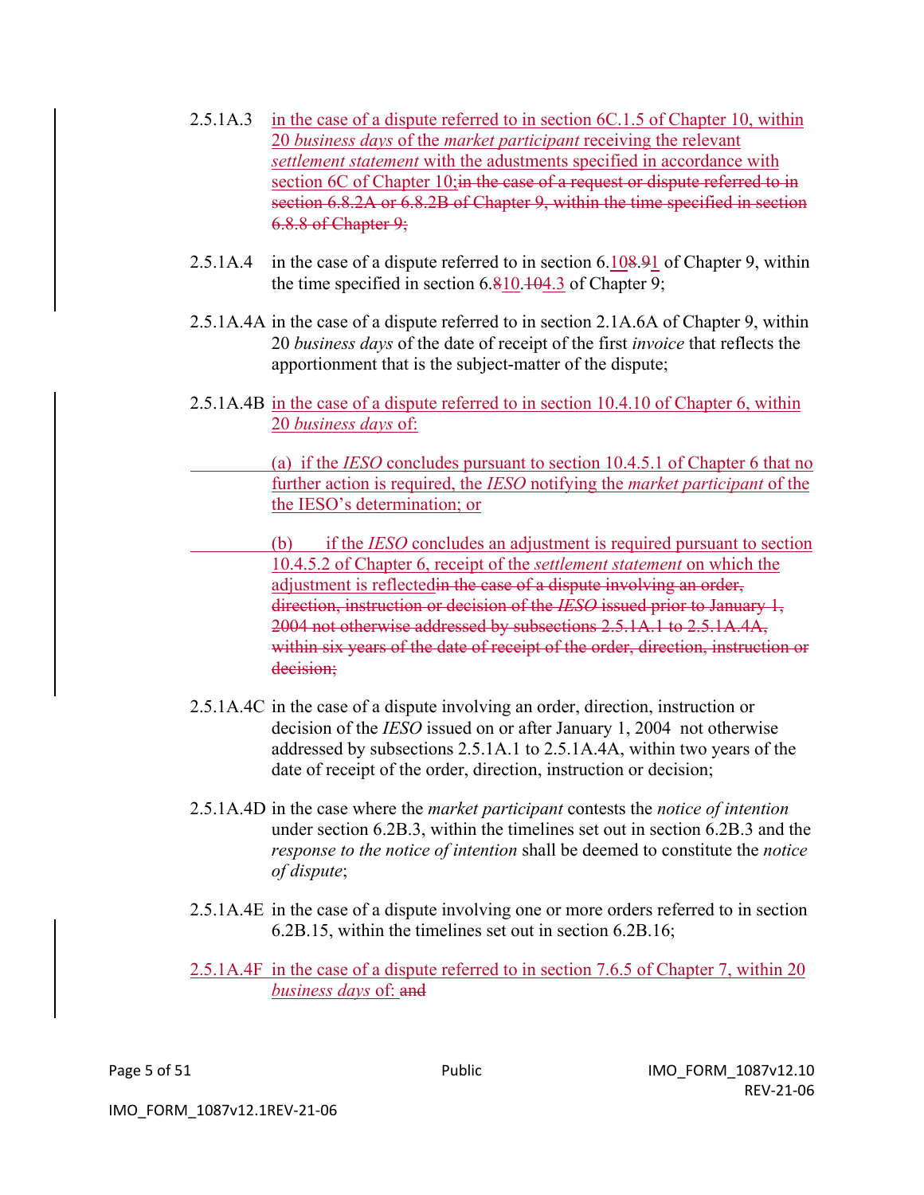2.5.1A.3 in the case of a dispute referred to in section 6C.1.5 of Chapter 10, within 20 *business days* of the *market participant* receiving the relevant *settlement statement* with the adustments specified in accordance with section 6C of Chapter 10;~~in the case of a request or dispute referred to in section 6.8.2A or 6.8.2B of Chapter 9, within the time specified in section 6.8.8 of Chapter 9;~~

2.5.1A.4 in the case of a dispute referred to in section 6.10~~8~~.~~9~~1 of Chapter 9, within the time specified in section 6.~~8~~10.~~10~~4.3 of Chapter 9;

2.5.1A.4A in the case of a dispute referred to in section 2.1A.6A of Chapter 9, within 20 *business days* of the date of receipt of the first *invoice* that reflects the apportionment that is the subject-matter of the dispute;

2.5.1A.4B in the case of a dispute referred to in section 10.4.10 of Chapter 6, within 20 *business days* of:

(a) if the *IESO* concludes pursuant to section 10.4.5.1 of Chapter 6 that no further action is required, the *IESO* notifying the *market participant* of the the IESO's determination; or

(b) if the *IESO* concludes an adjustment is required pursuant to section 10.4.5.2 of Chapter 6, receipt of the *settlement statement* on which the adjustment is reflected~~in the case of a dispute involving an order, direction, instruction or decision of the *IESO* issued prior to January 1, 2004 not otherwise addressed by subsections 2.5.1A.1 to 2.5.1A.4A, within six years of the date of receipt of the order, direction, instruction or decision;~~

2.5.1A.4C in the case of a dispute involving an order, direction, instruction or decision of the *IESO* issued on or after January 1, 2004 not otherwise addressed by subsections 2.5.1A.1 to 2.5.1A.4A, within two years of the date of receipt of the order, direction, instruction or decision;

2.5.1A.4D in the case where the *market participant* contests the *notice of intention* under section 6.2B.3, within the timelines set out in section 6.2B.3 and the *response to the notice of intention* shall be deemed to constitute the *notice of dispute*;

2.5.1A.4E in the case of a dispute involving one or more orders referred to in section 6.2B.15, within the timelines set out in section 6.2B.16;

2.5.1A.4F in the case of a dispute referred to in section 7.6.5 of Chapter 7, within 20 *business days* of: ~~and~~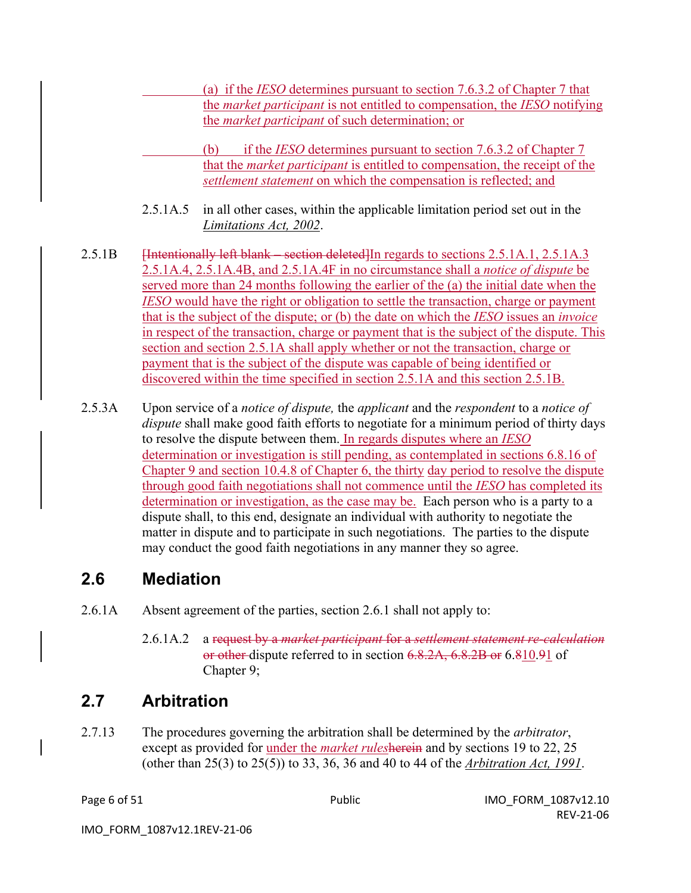(a) if the *IESO* determines pursuant to section 7.6.3.2 of Chapter 7 that the *market participant* is not entitled to compensation, the *IESO* notifying the *market participant* of such determination; or

(b) if the *IESO* determines pursuant to section 7.6.3.2 of Chapter 7 that the *market participant* is entitled to compensation, the receipt of the *settlement statement* on which the compensation is reflected; and

2.5.1A.5 in all other cases, within the applicable limitation period set out in the *Limitations Act, 2002*.

2.5.1B ~~[Intentionally left blank – section deleted]~~In regards to sections 2.5.1A.1, 2.5.1A.3 2.5.1A.4, 2.5.1A.4B, and 2.5.1A.4F in no circumstance shall a *notice of dispute* be served more than 24 months following the earlier of the (a) the initial date when the *IESO* would have the right or obligation to settle the transaction, charge or payment that is the subject of the dispute; or (b) the date on which the *IESO* issues an *invoice* in respect of the transaction, charge or payment that is the subject of the dispute. This section and section 2.5.1A shall apply whether or not the transaction, charge or payment that is the subject of the dispute was capable of being identified or discovered within the time specified in section 2.5.1A and this section 2.5.1B.

2.5.3A Upon service of a *notice of dispute,* the *applicant* and the *respondent* to a *notice of dispute* shall make good faith efforts to negotiate for a minimum period of thirty days to resolve the dispute between them. In regards disputes where an *IESO* determination or investigation is still pending, as contemplated in sections 6.8.16 of Chapter 9 and section 10.4.8 of Chapter 6, the thirty day period to resolve the dispute through good faith negotiations shall not commence until the *IESO* has completed its determination or investigation, as the case may be. Each person who is a party to a dispute shall, to this end, designate an individual with authority to negotiate the matter in dispute and to participate in such negotiations. The parties to the dispute may conduct the good faith negotiations in any manner they so agree.

## 2.6 Mediation

2.6.1A Absent agreement of the parties, section 2.6.1 shall not apply to:

2.6.1A.2 a ~~request by a *market participant* for a *settlement statement re-calculation* or other~~ dispute referred to in section ~~6.8.2A, 6.8.2B or~~ 6.~~8~~10.~~9~~1 of Chapter 9;

## 2.7 Arbitration

2.7.13 The procedures governing the arbitration shall be determined by the *arbitrator*, except as provided for under the *market rules*~~herein~~ and by sections 19 to 22, 25 (other than 25(3) to 25(5)) to 33, 36, 36 and 40 to 44 of the *Arbitration Act, 1991*.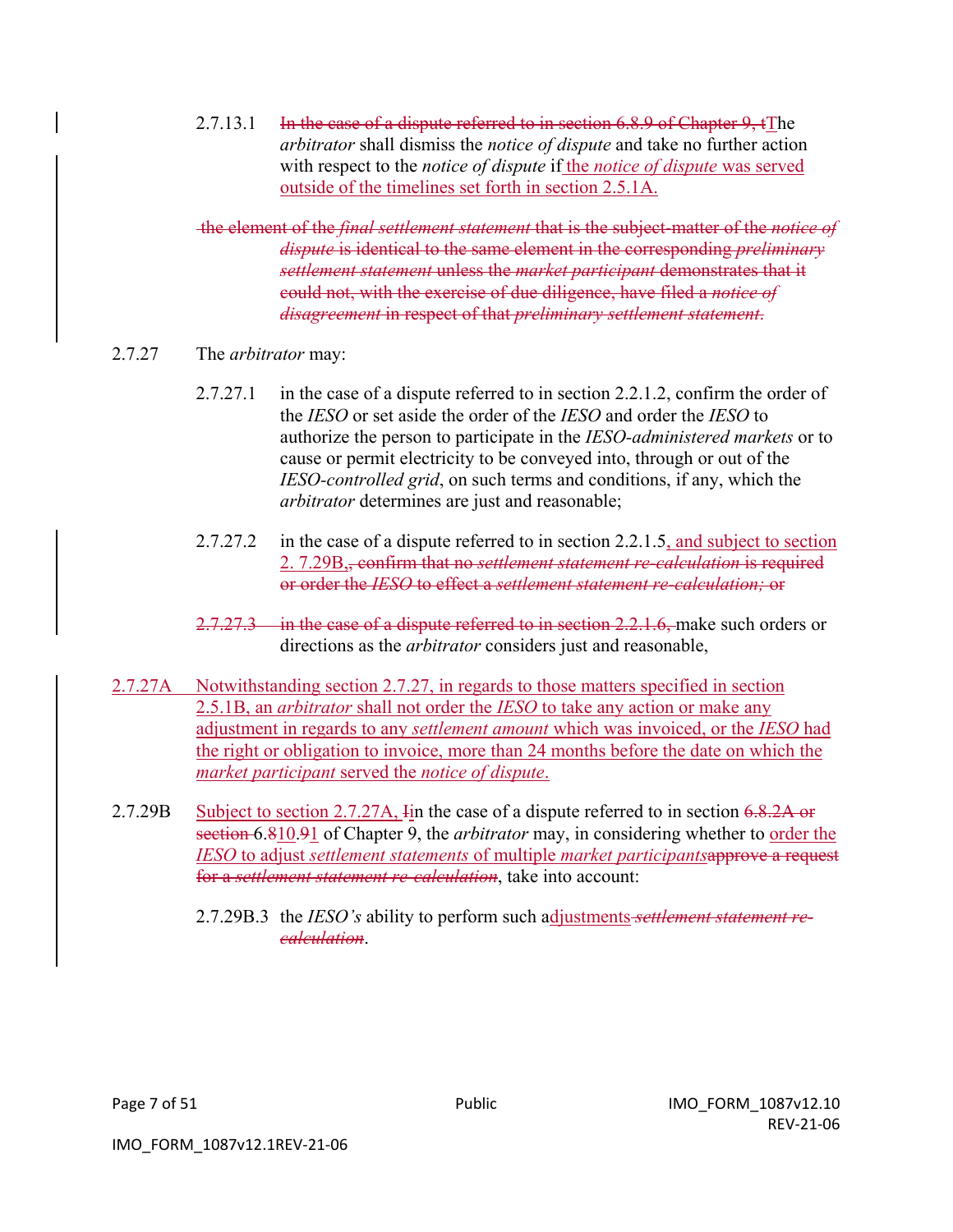2.7.13.1 ~~In the case of a dispute referred to in section 6.8.9 of Chapter 9, t~~The *arbitrator* shall dismiss the *notice of dispute* and take no further action with respect to the *notice of dispute* if the *notice of dispute* was served outside of the timelines set forth in section 2.5.1A.

~~the element of the *final settlement statement* that is the subject-matter of the *notice of dispute* is identical to the same element in the corresponding *preliminary settlement statement* unless the *market participant* demonstrates that it could not, with the exercise of due diligence, have filed a *notice of disagreement* in respect of that *preliminary settlement statement*.~~

2.7.27 The *arbitrator* may:

2.7.27.1 in the case of a dispute referred to in section 2.2.1.2, confirm the order of the *IESO* or set aside the order of the *IESO* and order the *IESO* to authorize the person to participate in the *IESO-administered markets* or to cause or permit electricity to be conveyed into, through or out of the *IESO-controlled grid*, on such terms and conditions, if any, which the *arbitrator* determines are just and reasonable;

2.7.27.2 in the case of a dispute referred to in section 2.2.1.5, and subject to section 2. 7.29B,~~, confirm that no *settlement statement re-calculation* is required or order the *IESO* to effect a *settlement statement re-calculation;* or~~

~~2.7.27.3 in the case of a dispute referred to in section 2.2.1.6,~~ make such orders or directions as the *arbitrator* considers just and reasonable,

2.7.27A Notwithstanding section 2.7.27, in regards to those matters specified in section 2.5.1B, an *arbitrator* shall not order the *IESO* to take any action or make any adjustment in regards to any *settlement amount* which was invoiced, or the *IESO* had the right or obligation to invoice, more than 24 months before the date on which the *market participant* served the *notice of dispute*.

2.7.29B Subject to section 2.7.27A, ~~I~~in the case of a dispute referred to in section ~~6.8.2A or section~~ 6.~~8~~10.~~9~~1 of Chapter 9, the *arbitrator* may, in considering whether to order the *IESO* to adjust *settlement statements* of multiple *market participants*~~approve a request for a *settlement statement re-calculation*~~, take into account:

2.7.29B.3 the *IESO's* ability to perform such adjustments ~~*settlement statement re-calculation*~~.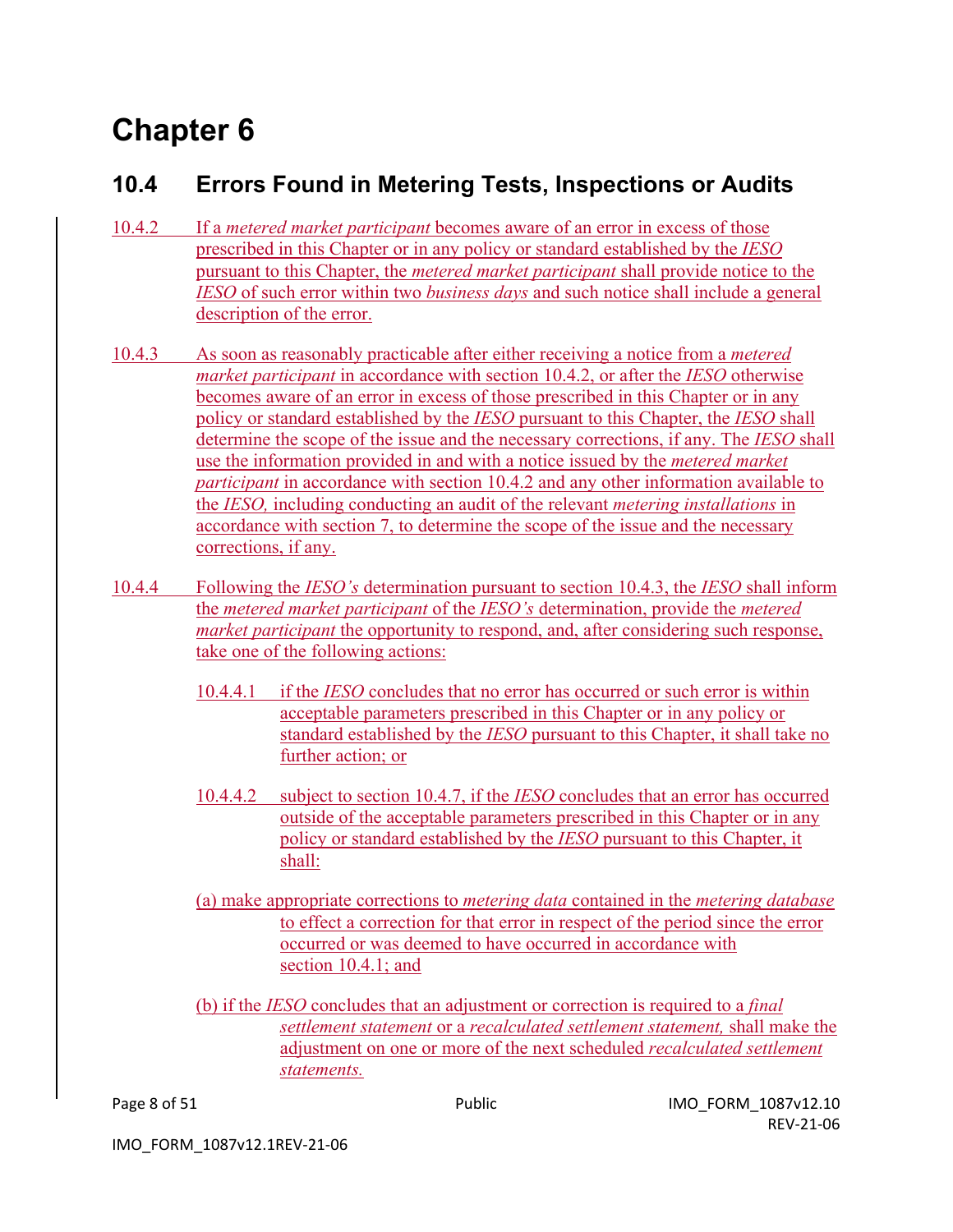# Chapter 6

## 10.4 Errors Found in Metering Tests, Inspections or Audits

10.4.2 If a *metered market participant* becomes aware of an error in excess of those prescribed in this Chapter or in any policy or standard established by the *IESO* pursuant to this Chapter, the *metered market participant* shall provide notice to the *IESO* of such error within two *business days* and such notice shall include a general description of the error.

10.4.3 As soon as reasonably practicable after either receiving a notice from a *metered market participant* in accordance with section 10.4.2, or after the *IESO* otherwise becomes aware of an error in excess of those prescribed in this Chapter or in any policy or standard established by the *IESO* pursuant to this Chapter, the *IESO* shall determine the scope of the issue and the necessary corrections, if any. The *IESO* shall use the information provided in and with a notice issued by the *metered market participant* in accordance with section 10.4.2 and any other information available to the *IESO,* including conducting an audit of the relevant *metering installations* in accordance with section 7, to determine the scope of the issue and the necessary corrections, if any.

10.4.4 Following the *IESO's* determination pursuant to section 10.4.3, the *IESO* shall inform the *metered market participant* of the *IESO's* determination, provide the *metered market participant* the opportunity to respond, and, after considering such response, take one of the following actions:

10.4.4.1 if the *IESO* concludes that no error has occurred or such error is within acceptable parameters prescribed in this Chapter or in any policy or standard established by the *IESO* pursuant to this Chapter, it shall take no further action; or

10.4.4.2 subject to section 10.4.7, if the *IESO* concludes that an error has occurred outside of the acceptable parameters prescribed in this Chapter or in any policy or standard established by the *IESO* pursuant to this Chapter, it shall:

(a) make appropriate corrections to *metering data* contained in the *metering database* to effect a correction for that error in respect of the period since the error occurred or was deemed to have occurred in accordance with section 10.4.1; and

(b) if the *IESO* concludes that an adjustment or correction is required to a *final settlement statement* or a *recalculated settlement statement,* shall make the adjustment on one or more of the next scheduled *recalculated settlement statements.*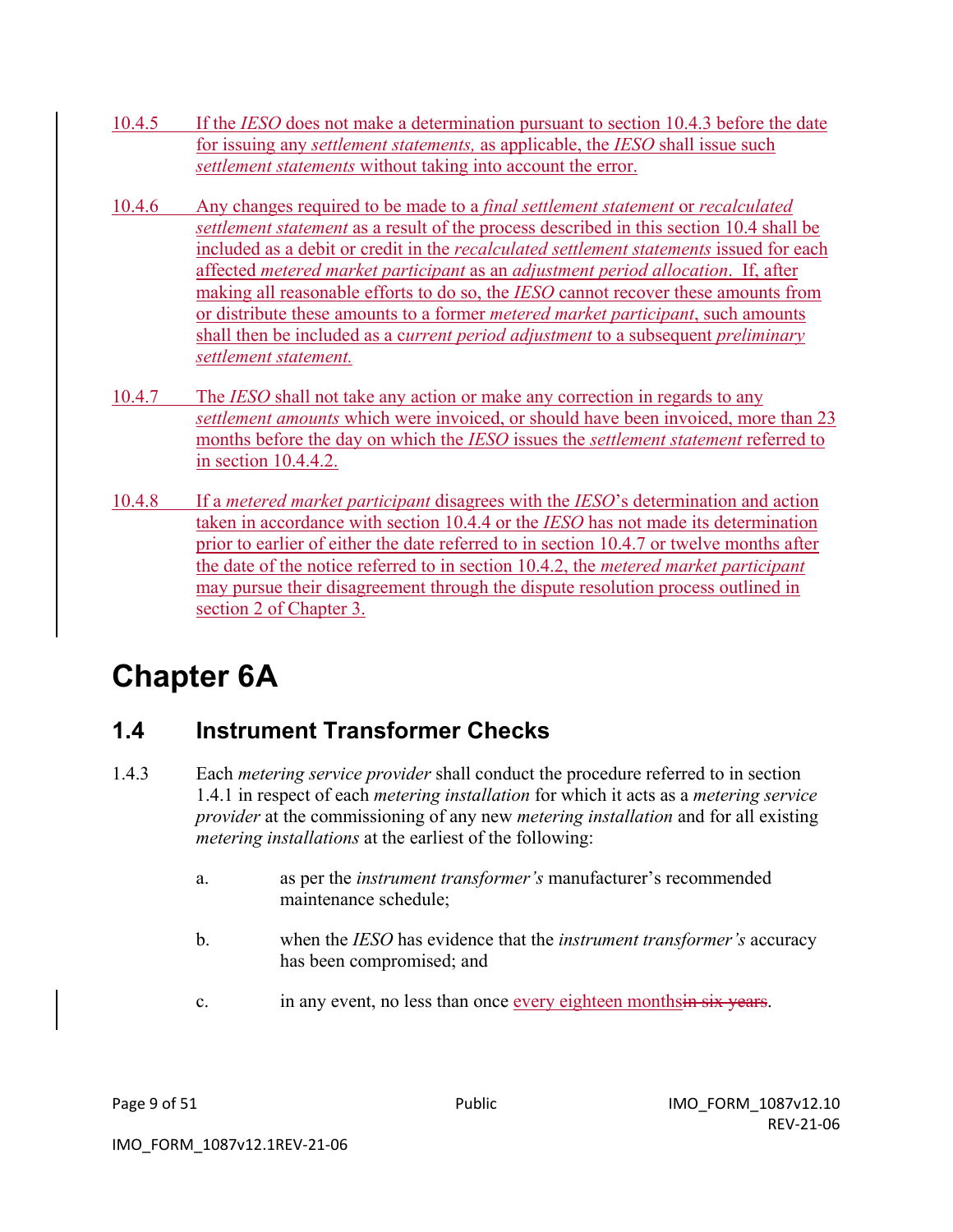10.4.5 If the *IESO* does not make a determination pursuant to section 10.4.3 before the date for issuing any *settlement statements,* as applicable, the *IESO* shall issue such *settlement statements* without taking into account the error.

10.4.6 Any changes required to be made to a *final settlement statement* or *recalculated settlement statement* as a result of the process described in this section 10.4 shall be included as a debit or credit in the *recalculated settlement statements* issued for each affected *metered market participant* as an *adjustment period allocation*. If, after making all reasonable efforts to do so, the *IESO* cannot recover these amounts from or distribute these amounts to a former *metered market participant*, such amounts shall then be included as a c*urrent period adjustment* to a subsequent *preliminary settlement statement.*

10.4.7 The *IESO* shall not take any action or make any correction in regards to any *settlement amounts* which were invoiced, or should have been invoiced, more than 23 months before the day on which the *IESO* issues the *settlement statement* referred to in section 10.4.4.2.

10.4.8 If a *metered market participant* disagrees with the *IESO*'s determination and action taken in accordance with section 10.4.4 or the *IESO* has not made its determination prior to earlier of either the date referred to in section 10.4.7 or twelve months after the date of the notice referred to in section 10.4.2, the *metered market participant* may pursue their disagreement through the dispute resolution process outlined in section 2 of Chapter 3.

# Chapter 6A

## 1.4 Instrument Transformer Checks

1.4.3 Each *metering service provider* shall conduct the procedure referred to in section 1.4.1 in respect of each *metering installation* for which it acts as a *metering service provider* at the commissioning of any new *metering installation* and for all existing *metering installations* at the earliest of the following:

a. as per the *instrument transformer's* manufacturer's recommended maintenance schedule;

b. when the *IESO* has evidence that the *instrument transformer's* accuracy has been compromised; and

c. in any event, no less than once every eighteen months~~in six years~~.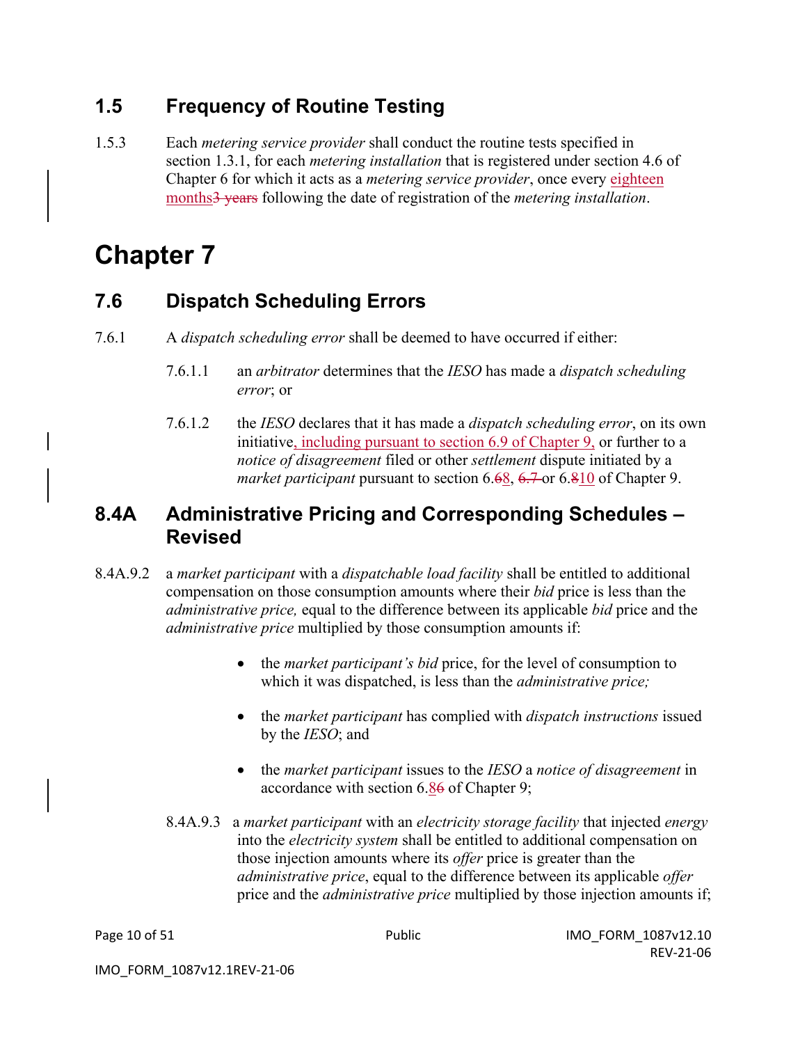## 1.5 Frequency of Routine Testing

1.5.3 Each *metering service provider* shall conduct the routine tests specified in section 1.3.1, for each *metering installation* that is registered under section 4.6 of Chapter 6 for which it acts as a *metering service provider*, once every eighteen months~~3 years~~ following the date of registration of the *metering installation*.

# Chapter 7

## 7.6 Dispatch Scheduling Errors

7.6.1 A *dispatch scheduling error* shall be deemed to have occurred if either:

7.6.1.1 an *arbitrator* determines that the *IESO* has made a *dispatch scheduling error*; or

7.6.1.2 the *IESO* declares that it has made a *dispatch scheduling error*, on its own initiative, including pursuant to section 6.9 of Chapter 9, or further to a *notice of disagreement* filed or other *settlement* dispute initiated by a *market participant* pursuant to section 6.~~6~~8, ~~6.7~~ or 6.~~8~~10 of Chapter 9.

## 8.4A Administrative Pricing and Corresponding Schedules – Revised

8.4A.9.2 a *market participant* with a *dispatchable load facility* shall be entitled to additional compensation on those consumption amounts where their *bid* price is less than the *administrative price,* equal to the difference between its applicable *bid* price and the *administrative price* multiplied by those consumption amounts if:

- the *market participant's bid* price, for the level of consumption to which it was dispatched, is less than the *administrative price;*
- the *market participant* has complied with *dispatch instructions* issued by the *IESO*; and
- the *market participant* issues to the *IESO* a *notice of disagreement* in accordance with section 6.8~~6~~ of Chapter 9;

8.4A.9.3 a *market participant* with an *electricity storage facility* that injected *energy* into the *electricity system* shall be entitled to additional compensation on those injection amounts where its *offer* price is greater than the *administrative price*, equal to the difference between its applicable *offer* price and the *administrative price* multiplied by those injection amounts if;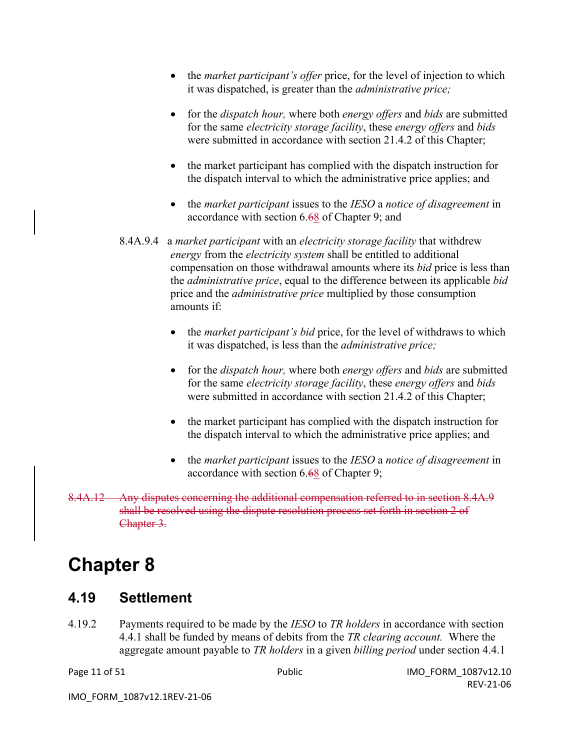- the *market participant's offer* price, for the level of injection to which it was dispatched, is greater than the *administrative price;*

- for the *dispatch hour,* where both *energy offers* and *bids* are submitted for the same *electricity storage facility*, these *energy offers* and *bids* were submitted in accordance with section 21.4.2 of this Chapter;

- the market participant has complied with the dispatch instruction for the dispatch interval to which the administrative price applies; and

- the *market participant* issues to the *IESO* a *notice of disagreement* in accordance with section 6.~~6~~8 of Chapter 9; and

8.4A.9.4 a *market participant* with an *electricity storage facility* that withdrew *energy* from the *electricity system* shall be entitled to additional compensation on those withdrawal amounts where its *bid* price is less than the *administrative price*, equal to the difference between its applicable *bid* price and the *administrative price* multiplied by those consumption amounts if:

- the *market participant's bid* price, for the level of withdraws to which it was dispatched, is less than the *administrative price;*

- for the *dispatch hour,* where both *energy offers* and *bids* are submitted for the same *electricity storage facility*, these *energy offers* and *bids* were submitted in accordance with section 21.4.2 of this Chapter;

- the market participant has complied with the dispatch instruction for the dispatch interval to which the administrative price applies; and

- the *market participant* issues to the *IESO* a *notice of disagreement* in accordance with section 6.~~6~~8 of Chapter 9;

~~8.4A.12 Any disputes concerning the additional compensation referred to in section 8.4A.9 shall be resolved using the dispute resolution process set forth in section 2 of Chapter 3.~~

# Chapter 8

## 4.19 Settlement

4.19.2 Payments required to be made by the *IESO* to *TR holders* in accordance with section 4.4.1 shall be funded by means of debits from the *TR clearing account.* Where the aggregate amount payable to *TR holders* in a given *billing period* under section 4.4.1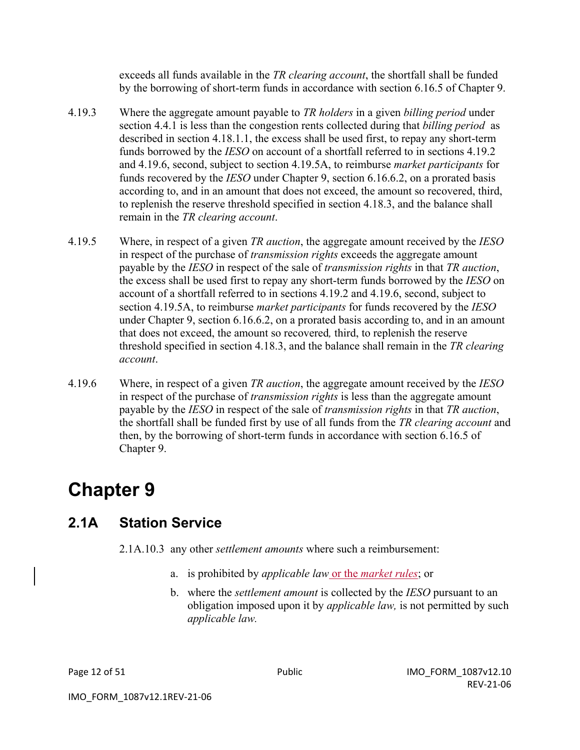exceeds all funds available in the *TR clearing account*, the shortfall shall be funded by the borrowing of short-term funds in accordance with section 6.16.5 of Chapter 9.

4.19.3 Where the aggregate amount payable to *TR holders* in a given *billing period* under section 4.4.1 is less than the congestion rents collected during that *billing period* as described in section 4.18.1.1, the excess shall be used first, to repay any short-term funds borrowed by the *IESO* on account of a shortfall referred to in sections 4.19.2 and 4.19.6, second, subject to section 4.19.5A, to reimburse *market participants* for funds recovered by the *IESO* under Chapter 9, section 6.16.6.2, on a prorated basis according to, and in an amount that does not exceed, the amount so recovered, third, to replenish the reserve threshold specified in section 4.18.3, and the balance shall remain in the *TR clearing account*.

4.19.5 Where, in respect of a given *TR auction*, the aggregate amount received by the *IESO* in respect of the purchase of *transmission rights* exceeds the aggregate amount payable by the *IESO* in respect of the sale of *transmission rights* in that *TR auction*, the excess shall be used first to repay any short-term funds borrowed by the *IESO* on account of a shortfall referred to in sections 4.19.2 and 4.19.6, second, subject to section 4.19.5A, to reimburse *market participants* for funds recovered by the *IESO* under Chapter 9, section 6.16.6.2, on a prorated basis according to, and in an amount that does not exceed, the amount so recovered, third, to replenish the reserve threshold specified in section 4.18.3, and the balance shall remain in the *TR clearing account*.

4.19.6 Where, in respect of a given *TR auction*, the aggregate amount received by the *IESO* in respect of the purchase of *transmission rights* is less than the aggregate amount payable by the *IESO* in respect of the sale of *transmission rights* in that *TR auction*, the shortfall shall be funded first by use of all funds from the *TR clearing account* and then, by the borrowing of short-term funds in accordance with section 6.16.5 of Chapter 9.

# Chapter 9

## 2.1A Station Service

2.1A.10.3 any other *settlement amounts* where such a reimbursement:

a. is prohibited by *applicable law* or the *market rules*; or

b. where the *settlement amount* is collected by the *IESO* pursuant to an obligation imposed upon it by *applicable law,* is not permitted by such *applicable law.*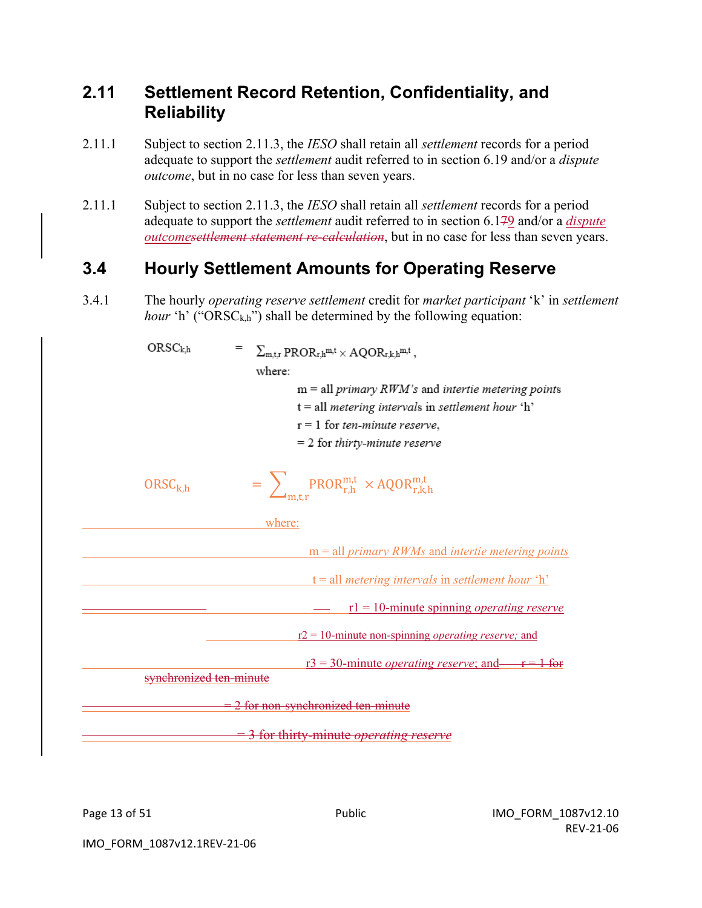## 2.11 Settlement Record Retention, Confidentiality, and Reliability

2.11.1 Subject to section 2.11.3, the *IESO* shall retain all *settlement* records for a period adequate to support the *settlement* audit referred to in section 6.19 and/or a *dispute outcome*, but in no case for less than seven years.

2.11.1 Subject to section 2.11.3, the *IESO* shall retain all *settlement* records for a period adequate to support the *settlement* audit referred to in section 6.1~~7~~9 and/or a *dispute outcome*~~*settlement statement re-calculation*~~, but in no case for less than seven years.

## 3.4 Hourly Settlement Amounts for Operating Reserve

3.4.1 The hourly *operating reserve settlement* credit for *market participant* 'k' in *settlement hour* 'h' ("$ORSC_{k,h}$") shall be determined by the following equation:

$$ORSC_{k,h} = \sum_{m,t,r} PROR_{r,h}^{m,t} \times AQOR_{r,k,h}^{m,t} ,$$

where:

m = all *primary RWM's* and *intertie metering points*

t = all *metering intervals* in *settlement hour* 'h'

r = 1 for *ten-minute reserve*,

= 2 for *thirty-minute reserve*

$$ORSC_{k,h} = \sum_{m,t,r} PROR_{r,h}^{m,t} \times AQOR_{r,k,h}^{m,t}$$

where:

m = all *primary RWMs* and *intertie metering points*

t = all *metering intervals* in *settlement hour* 'h'

r1 = 10-minute spinning *operating reserve*

r2 = 10-minute non-spinning *operating reserve;* and

r3 = 30-minute *operating reserve*; and ~~r = 1 for synchronized ten-minute~~

~~= 2 for non-synchronized ten-minute~~

~~= 3 for thirty-minute *operating reserve*~~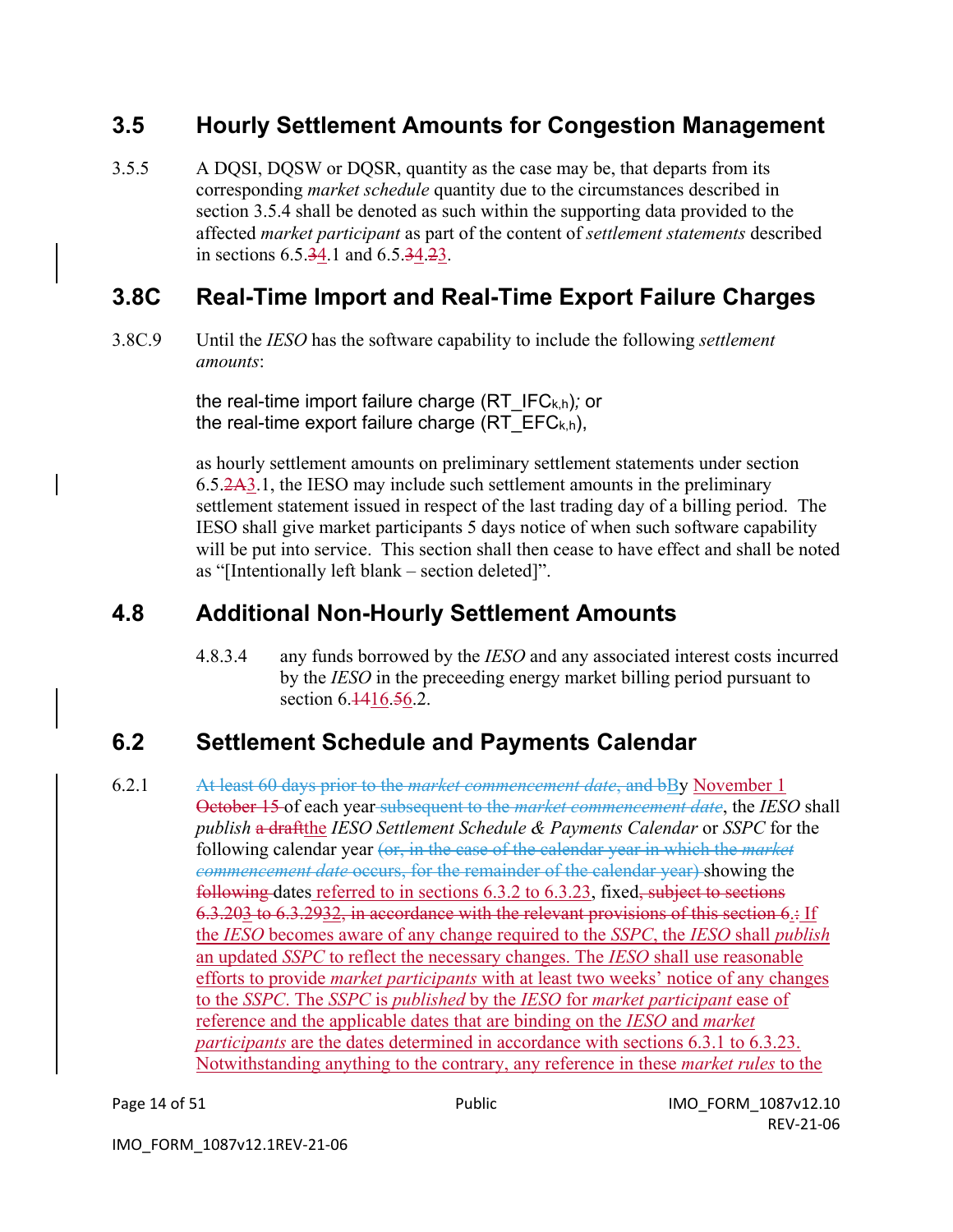## 3.5 Hourly Settlement Amounts for Congestion Management

3.5.5 A DQSI, DQSW or DQSR, quantity as the case may be, that departs from its corresponding *market schedule* quantity due to the circumstances described in section 3.5.4 shall be denoted as such within the supporting data provided to the affected *market participant* as part of the content of *settlement statements* described in sections 6.5.34.1 and 6.5.34.23.

## 3.8C Real-Time Import and Real-Time Export Failure Charges

3.8C.9 Until the *IESO* has the software capability to include the following *settlement amounts*:

the real-time import failure charge ($RT\_IFC_{k,h}$); or
the real-time export failure charge ($RT\_EFC_{k,h}$),

as hourly settlement amounts on preliminary settlement statements under section 6.5.2A3.1, the IESO may include such settlement amounts in the preliminary settlement statement issued in respect of the last trading day of a billing period. The IESO shall give market participants 5 days notice of when such software capability will be put into service. This section shall then cease to have effect and shall be noted as "[Intentionally left blank – section deleted]".

## 4.8 Additional Non-Hourly Settlement Amounts

4.8.3.4 any funds borrowed by the *IESO* and any associated interest costs incurred by the *IESO* in the preceeding energy market billing period pursuant to section 6.1416.56.2.

## 6.2 Settlement Schedule and Payments Calendar

6.2.1 At least 60 days prior to the *market commencement date*, and bBy November 1 October 15 of each year subsequent to the *market commencement date*, the *IESO* shall *publish* a draftthe *IESO Settlement Schedule & Payments Calendar* or *SSPC* for the following calendar year (or, in the case of the calendar year in which the *market commencement date* occurs, for the remainder of the calendar year) showing the following dates referred to in sections 6.3.2 to 6.3.23, fixed, subject to sections 6.3.203 to 6.3.2932, in accordance with the relevant provisions of this section 6.: If the *IESO* becomes aware of any change required to the *SSPC*, the *IESO* shall *publish* an updated *SSPC* to reflect the necessary changes. The *IESO* shall use reasonable efforts to provide *market participants* with at least two weeks' notice of any changes to the *SSPC*. The *SSPC* is *published* by the *IESO* for *market participant* ease of reference and the applicable dates that are binding on the *IESO* and *market participants* are the dates determined in accordance with sections 6.3.1 to 6.3.23. Notwithstanding anything to the contrary, any reference in these *market rules* to the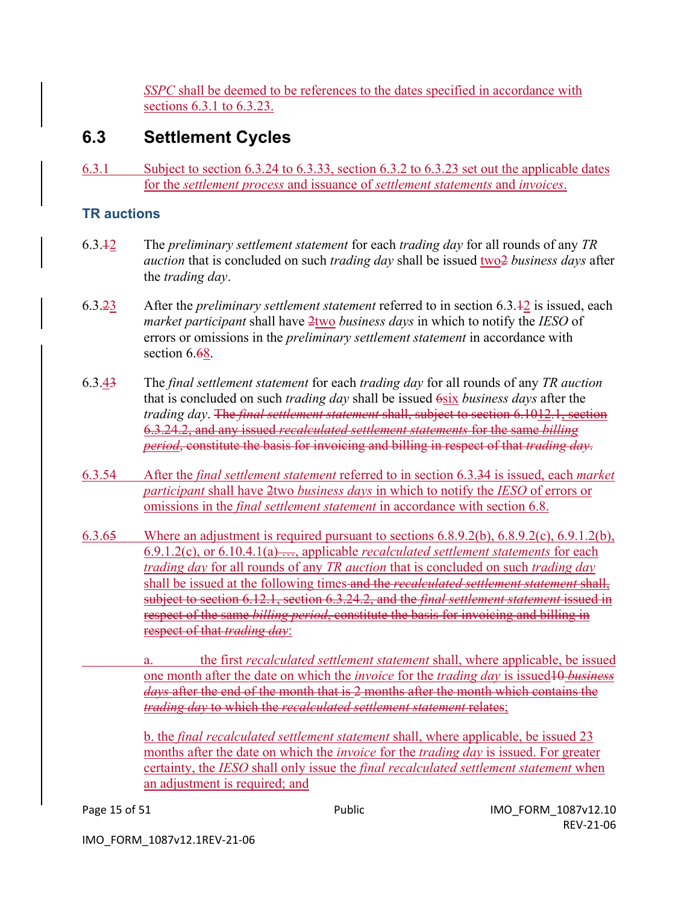*SSPC* shall be deemed to be references to the dates specified in accordance with sections 6.3.1 to 6.3.23.

## 6.3 Settlement Cycles

6.3.1 Subject to section 6.3.24 to 6.3.33, section 6.3.2 to 6.3.23 set out the applicable dates for the *settlement process* and issuance of *settlement statements* and *invoices*.

### TR auctions

6.3.12 The *preliminary settlement statement* for each *trading day* for all rounds of any *TR auction* that is concluded on such *trading day* shall be issued two2 *business days* after the *trading day*.

6.3.23 After the *preliminary settlement statement* referred to in section 6.3.12 is issued, each *market participant* shall have 2two *business days* in which to notify the *IESO* of errors or omissions in the *preliminary settlement statement* in accordance with section 6.68.

6.3.43 The *final settlement statement* for each *trading day* for all rounds of any *TR auction* that is concluded on such *trading day* shall be issued 6six *business days* after the *trading day*. The *final settlement statement* shall, subject to section 6.1012.1, section 6.3.24.2, and any issued *recalculated settlement statements* for the same *billing period*, constitute the basis for invoicing and billing in respect of that *trading day*.

6.3.54 After the *final settlement statement* referred to in section 6.3.34 is issued, each *market participant* shall have 2two *business days* in which to notify the *IESO* of errors or omissions in the *final settlement statement* in accordance with section 6.8.

6.3.65 Where an adjustment is required pursuant to sections 6.8.9.2(b), 6.8.9.2(c), 6.9.1.2(b), 6.9.1.2(c), or 6.10.4.1(a) …, applicable *recalculated settlement statements* for each *trading day* for all rounds of any *TR auction* that is concluded on such *trading day* shall be issued at the following times and the *recalculated settlement statement* shall, subject to section 6.12.1, section 6.3.24.2, and the *final settlement statement* issued in respect of the same *billing period*, constitute the basis for invoicing and billing in respect of that *trading day*:

a. the first *recalculated settlement statement* shall, where applicable, be issued one month after the date on which the *invoice* for the *trading day* is issued10 *business days* after the end of the month that is 2 months after the month which contains the *trading day* to which the *recalculated settlement statement* relates;

b. the *final recalculated settlement statement* shall, where applicable, be issued 23 months after the date on which the *invoice* for the *trading day* is issued. For greater certainty, the *IESO* shall only issue the *final recalculated settlement statement* when an adjustment is required; and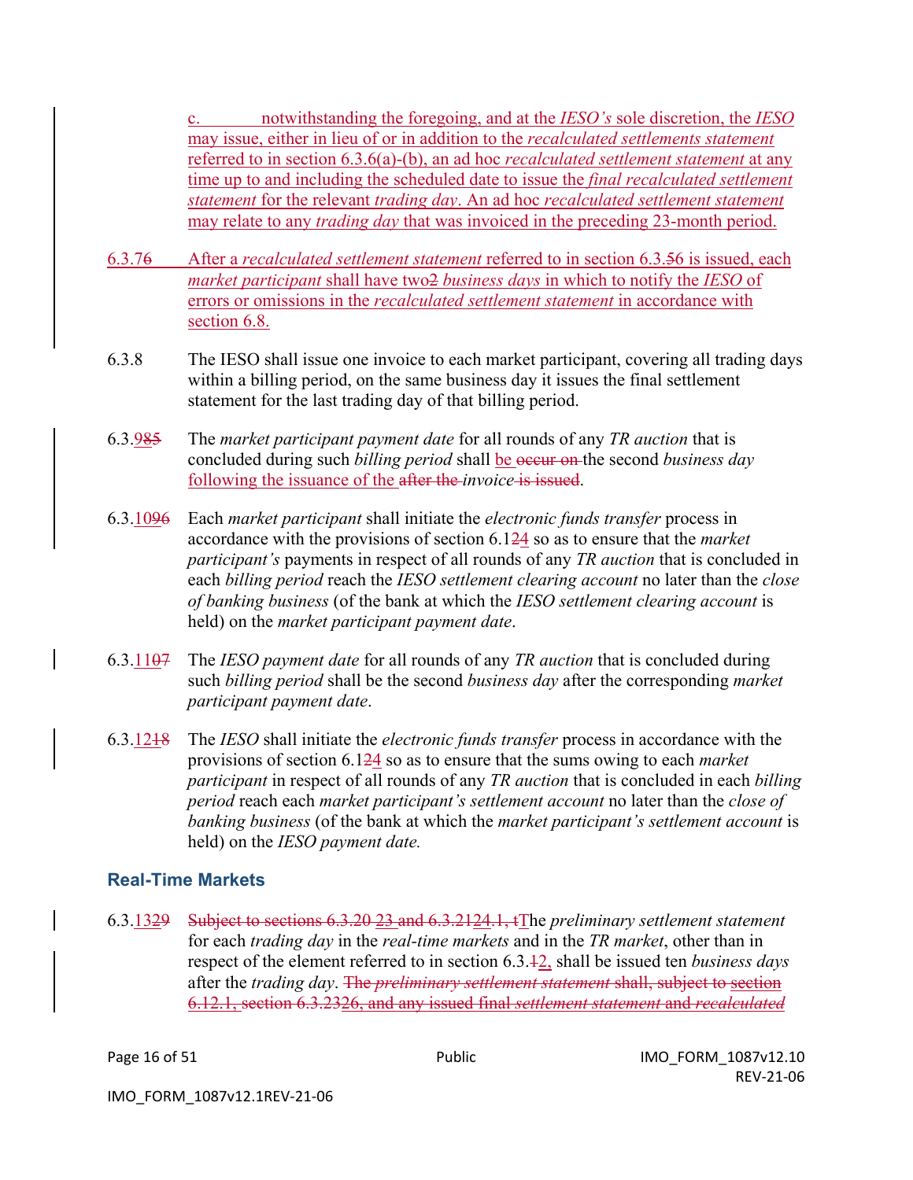c. notwithstanding the foregoing, and at the *IESO's* sole discretion, the *IESO* may issue, either in lieu of or in addition to the *recalculated settlements statement* referred to in section 6.3.6(a)-(b), an ad hoc *recalculated settlement statement* at any time up to and including the scheduled date to issue the *final recalculated settlement statement* for the relevant *trading day*. An ad hoc *recalculated settlement statement* may relate to any *trading day* that was invoiced in the preceding 23-month period.

6.3.76 After a *recalculated settlement statement* referred to in section 6.3.56 is issued, each *market participant* shall have two2 *business days* in which to notify the *IESO* of errors or omissions in the *recalculated settlement statement* in accordance with section 6.8.

6.3.8 The IESO shall issue one invoice to each market participant, covering all trading days within a billing period, on the same business day it issues the final settlement statement for the last trading day of that billing period.

6.3.985 The *market participant payment date* for all rounds of any *TR auction* that is concluded during such *billing period* shall be occur on the second *business day* following the issuance of the after the *invoice* is issued.

6.3.1096 Each *market participant* shall initiate the *electronic funds transfer* process in accordance with the provisions of section 6.124 so as to ensure that the *market participant's* payments in respect of all rounds of any *TR auction* that is concluded in each *billing period* reach the *IESO settlement clearing account* no later than the *close of banking business* (of the bank at which the *IESO settlement clearing account* is held) on the *market participant payment date*.

6.3.1107 The *IESO payment date* for all rounds of any *TR auction* that is concluded during such *billing period* shall be the second *business day* after the corresponding *market participant payment date*.

6.3.1218 The *IESO* shall initiate the *electronic funds transfer* process in accordance with the provisions of section 6.124 so as to ensure that the sums owing to each *market participant* in respect of all rounds of any *TR auction* that is concluded in each *billing period* reach each *market participant's settlement account* no later than the *close of banking business* (of the bank at which the *market participant's settlement account* is held) on the *IESO payment date.*

## Real-Time Markets

6.3.1329 Subject to sections 6.3.20 23 and 6.3.2124.1, tThe *preliminary settlement statement* for each *trading day* in the *real-time markets* and in the *TR market*, other than in respect of the element referred to in section 6.3.12, shall be issued ten *business days* after the *trading day*. The *preliminary settlement statement* shall, subject to section 6.12.1, section 6.3.2326, and any issued final *settlement statement* and *recalculated*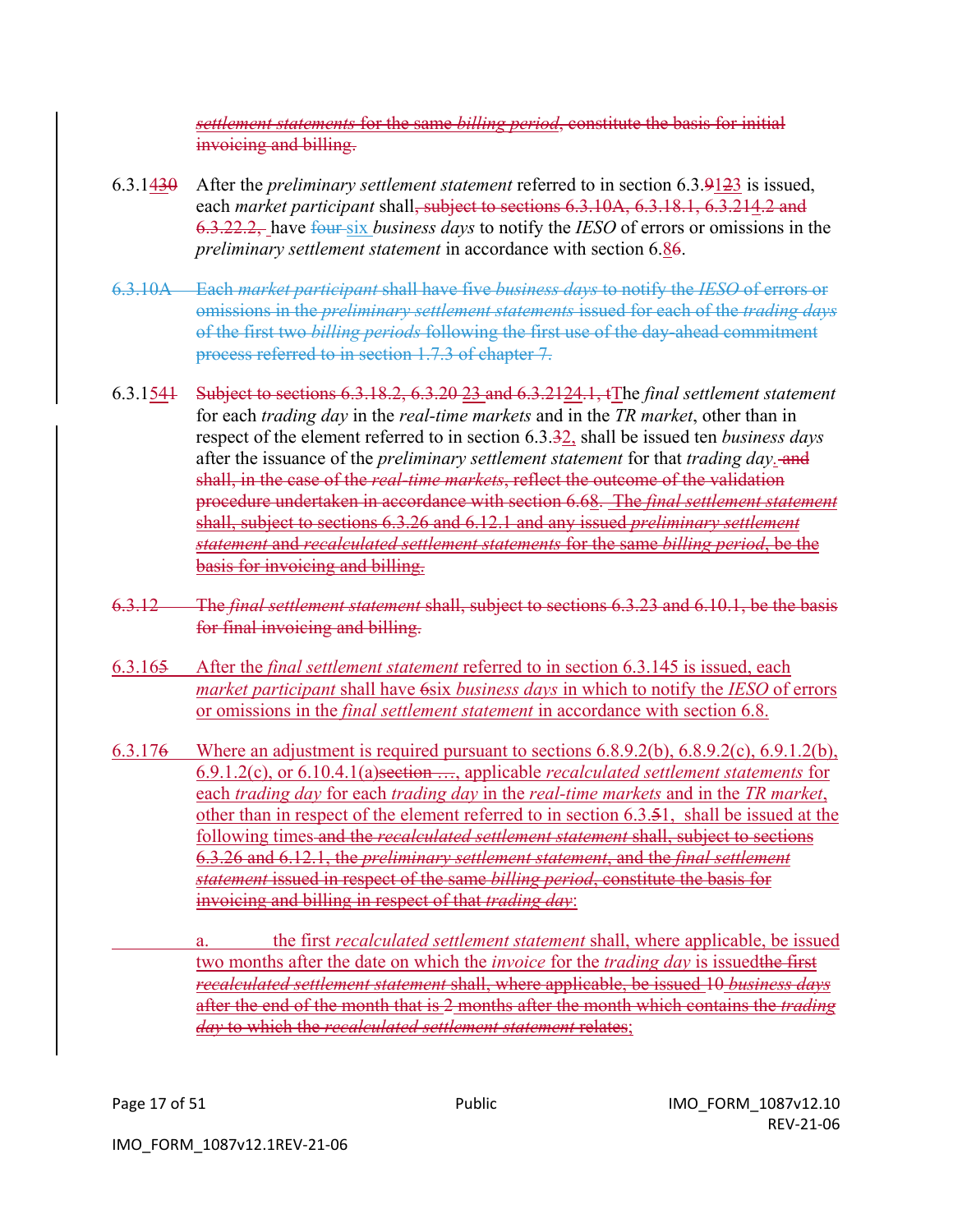*settlement statements* for the same *billing period*, constitute the basis for initial invoicing and billing.

6.3.1430 After the *preliminary settlement statement* referred to in section 6.3.9123 is issued, each *market participant* shall, subject to sections 6.3.10A, 6.3.18.1, 6.3.214.2 and 6.3.22.2, have four six *business days* to notify the *IESO* of errors or omissions in the *preliminary settlement statement* in accordance with section 6.86.

6.3.10A Each *market participant* shall have five *business days* to notify the *IESO* of errors or omissions in the *preliminary settlement statements* issued for each of the *trading days* of the first two *billing periods* following the first use of the day-ahead commitment process referred to in section 1.7.3 of chapter 7.

6.3.1541 Subject to sections 6.3.18.2, 6.3.20 23 and 6.3.2124.1, tThe *final settlement statement* for each *trading day* in the *real-time markets* and in the *TR market*, other than in respect of the element referred to in section 6.3.32, shall be issued ten *business days* after the issuance of the *preliminary settlement statement* for that *trading day*. and shall, in the case of the *real-time markets*, reflect the outcome of the validation procedure undertaken in accordance with section 6.68. The *final settlement statement* shall, subject to sections 6.3.26 and 6.12.1 and any issued *preliminary settlement statement* and *recalculated settlement statements* for the same *billing period*, be the basis for invoicing and billing.

6.3.12 The *final settlement statement* shall, subject to sections 6.3.23 and 6.10.1, be the basis for final invoicing and billing.

6.3.165 After the *final settlement statement* referred to in section 6.3.145 is issued, each *market participant* shall have 6six *business days* in which to notify the *IESO* of errors or omissions in the *final settlement statement* in accordance with section 6.8.

6.3.176 Where an adjustment is required pursuant to sections 6.8.9.2(b), 6.8.9.2(c), 6.9.1.2(b), 6.9.1.2(c), or 6.10.4.1(a)section …, applicable *recalculated settlement statements* for each *trading day* for each *trading day* in the *real-time markets* and in the *TR market*, other than in respect of the element referred to in section 6.3.51, shall be issued at the following times and the *recalculated settlement statement* shall, subject to sections 6.3.26 and 6.12.1, the *preliminary settlement statement*, and the *final settlement statement* issued in respect of the same *billing period*, constitute the basis for invoicing and billing in respect of that *trading day*:

a. the first *recalculated settlement statement* shall, where applicable, be issued two months after the date on which the *invoice* for the *trading day* is issuedthe first *recalculated settlement statement* shall, where applicable, be issued 10 *business days* after the end of the month that is 2 months after the month which contains the *trading day* to which the *recalculated settlement statement* relates;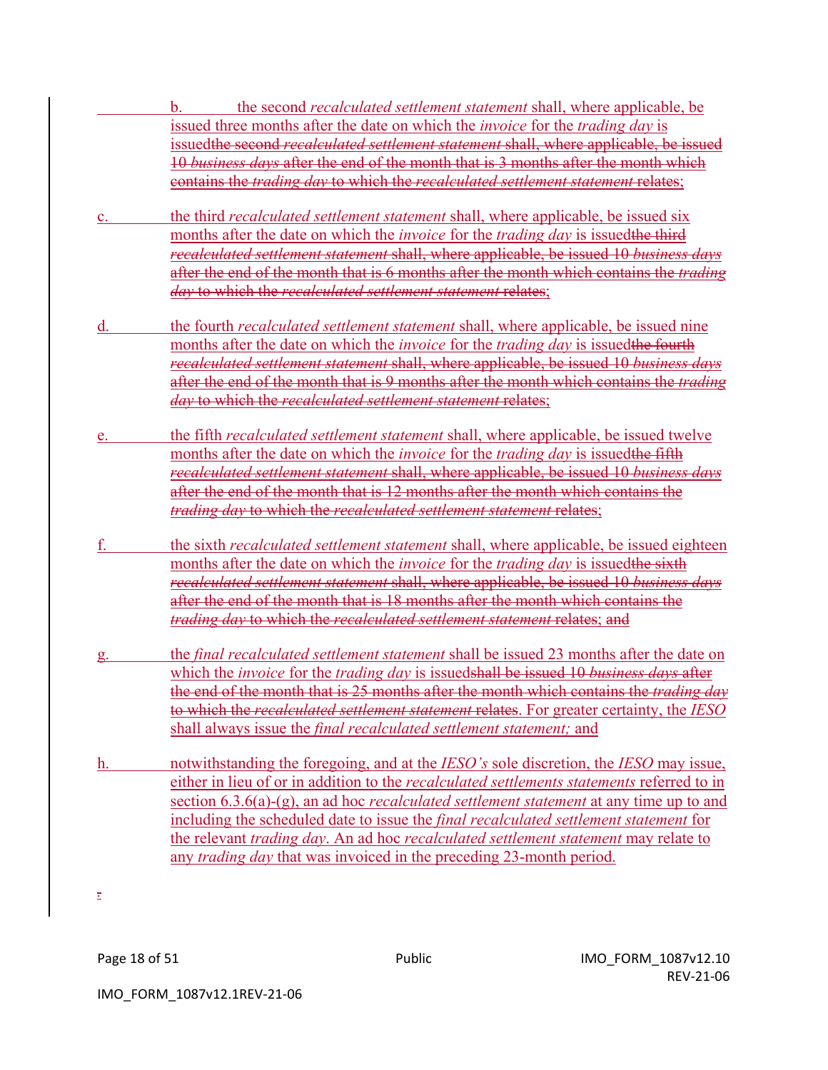b. the second *recalculated settlement statement* shall, where applicable, be issued three months after the date on which the *invoice* for the *trading day* is issued~~the second *recalculated settlement statement* shall, where applicable, be issued 10 *business days* after the end of the month that is 3 months after the month which contains the *trading day* to which the *recalculated settlement statement* relates;~~

c. the third *recalculated settlement statement* shall, where applicable, be issued six months after the date on which the *invoice* for the *trading day* is issued~~the third *recalculated settlement statement* shall, where applicable, be issued 10 *business days* after the end of the month that is 6 months after the month which contains the *trading day* to which the *recalculated settlement statement* relates~~;

d. the fourth *recalculated settlement statement* shall, where applicable, be issued nine months after the date on which the *invoice* for the *trading day* is issued~~the fourth *recalculated settlement statement* shall, where applicable, be issued 10 *business days* after the end of the month that is 9 months after the month which contains the *trading day* to which the *recalculated settlement statement* relates~~;

e. the fifth *recalculated settlement statement* shall, where applicable, be issued twelve months after the date on which the *invoice* for the *trading day* is issued~~the fifth *recalculated settlement statement* shall, where applicable, be issued 10 *business days* after the end of the month that is 12 months after the month which contains the *trading day* to which the *recalculated settlement statement* relates~~;

f. the sixth *recalculated settlement statement* shall, where applicable, be issued eighteen months after the date on which the *invoice* for the *trading day* is issued~~the sixth *recalculated settlement statement* shall, where applicable, be issued 10 *business days* after the end of the month that is 18 months after the month which contains the *trading day* to which the *recalculated settlement statement* relates~~; ~~and~~

g. the *final recalculated settlement statement* shall be issued 23 months after the date on which the *invoice* for the *trading day* is issued~~shall be issued 10 *business days* after the end of the month that is 25 months after the month which contains the *trading day* to which the *recalculated settlement statement* relates~~. For greater certainty, the *IESO* shall always issue the *final recalculated settlement statement;* and

h. notwithstanding the foregoing, and at the *IESO's* sole discretion, the *IESO* may issue, either in lieu of or in addition to the *recalculated settlements statements* referred to in section 6.3.6(a)-(g), an ad hoc *recalculated settlement statement* at any time up to and including the scheduled date to issue the *final recalculated settlement statement* for the relevant *trading day*. An ad hoc *recalculated settlement statement* may relate to any *trading day* that was invoiced in the preceding 23-month period.

~~.~~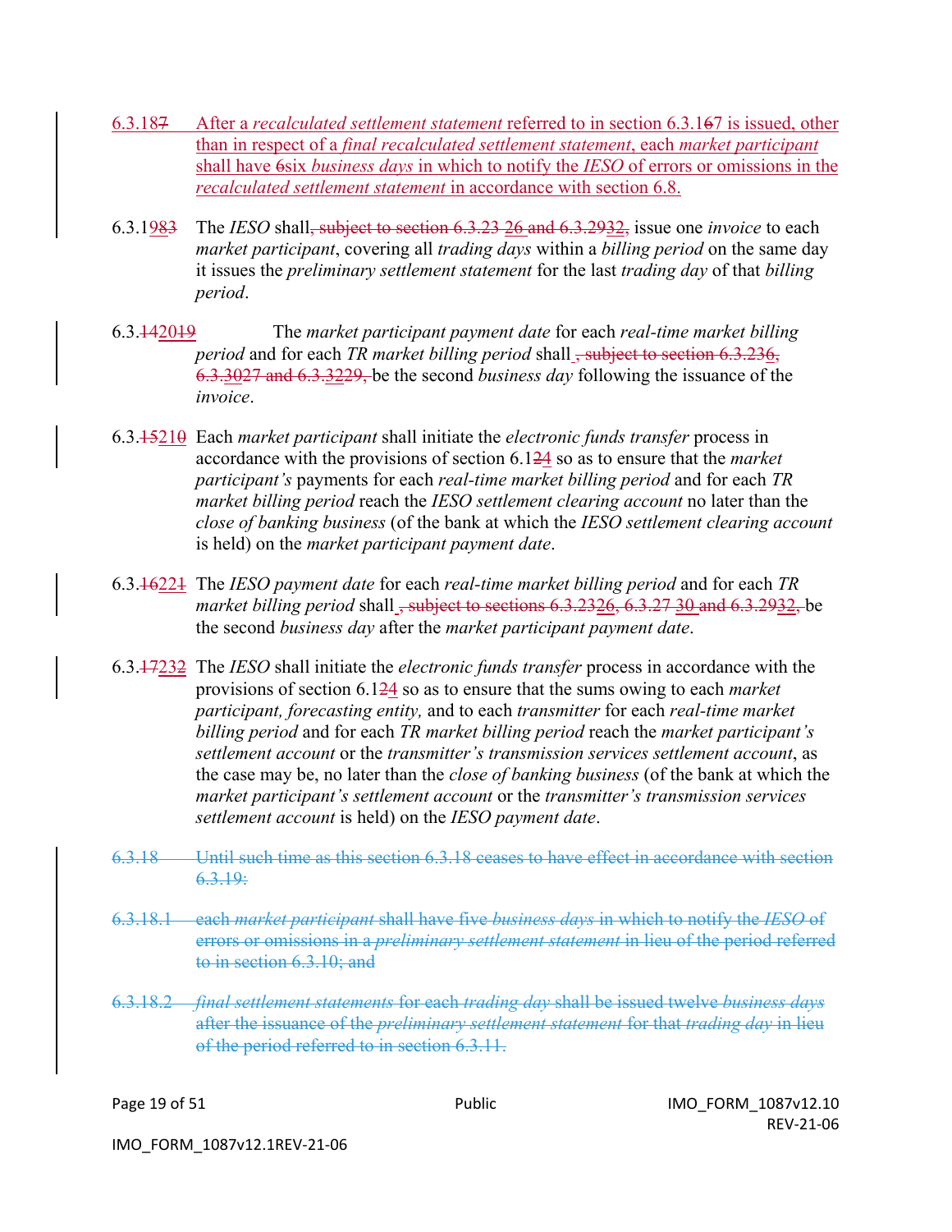6.3.187 After a *recalculated settlement statement* referred to in section 6.3.167 is issued, other than in respect of a *final recalculated settlement statement*, each *market participant* shall have 6six *business days* in which to notify the *IESO* of errors or omissions in the *recalculated settlement statement* in accordance with section 6.8.

6.3.1983 The *IESO* shall, subject to section 6.3.23 26 and 6.3.2932, issue one *invoice* to each *market participant*, covering all *trading days* within a *billing period* on the same day it issues the *preliminary settlement statement* for the last *trading day* of that *billing period*.

6.3.142019 The *market participant payment date* for each *real-time market billing period* and for each *TR market billing period* shall , subject to section 6.3.236, 6.3.3027 and 6.3.3229, be the second *business day* following the issuance of the *invoice*.

6.3.15210 Each *market participant* shall initiate the *electronic funds transfer* process in accordance with the provisions of section 6.124 so as to ensure that the *market participant's* payments for each *real-time market billing period* and for each *TR market billing period* reach the *IESO settlement clearing account* no later than the *close of banking business* (of the bank at which the *IESO settlement clearing account* is held) on the *market participant payment date*.

6.3.16221 The *IESO payment date* for each *real-time market billing period* and for each *TR market billing period* shall , subject to sections 6.3.2326, 6.3.27 30 and 6.3.2932, be the second *business day* after the *market participant payment date*.

6.3.17232 The *IESO* shall initiate the *electronic funds transfer* process in accordance with the provisions of section 6.124 so as to ensure that the sums owing to each *market participant, forecasting entity,* and to each *transmitter* for each *real-time market billing period* and for each *TR market billing period* reach the *market participant's settlement account* or the *transmitter's transmission services settlement account*, as the case may be, no later than the *close of banking business* (of the bank at which the *market participant's settlement account* or the *transmitter's transmission services settlement account* is held) on the *IESO payment date*.

6.3.18 Until such time as this section 6.3.18 ceases to have effect in accordance with section 6.3.19:

6.3.18.1 each *market participant* shall have five *business days* in which to notify the *IESO* of errors or omissions in a *preliminary settlement statement* in lieu of the period referred to in section 6.3.10; and

6.3.18.2 *final settlement statements* for each *trading day* shall be issued twelve *business days* after the issuance of the *preliminary settlement statement* for that *trading day* in lieu of the period referred to in section 6.3.11.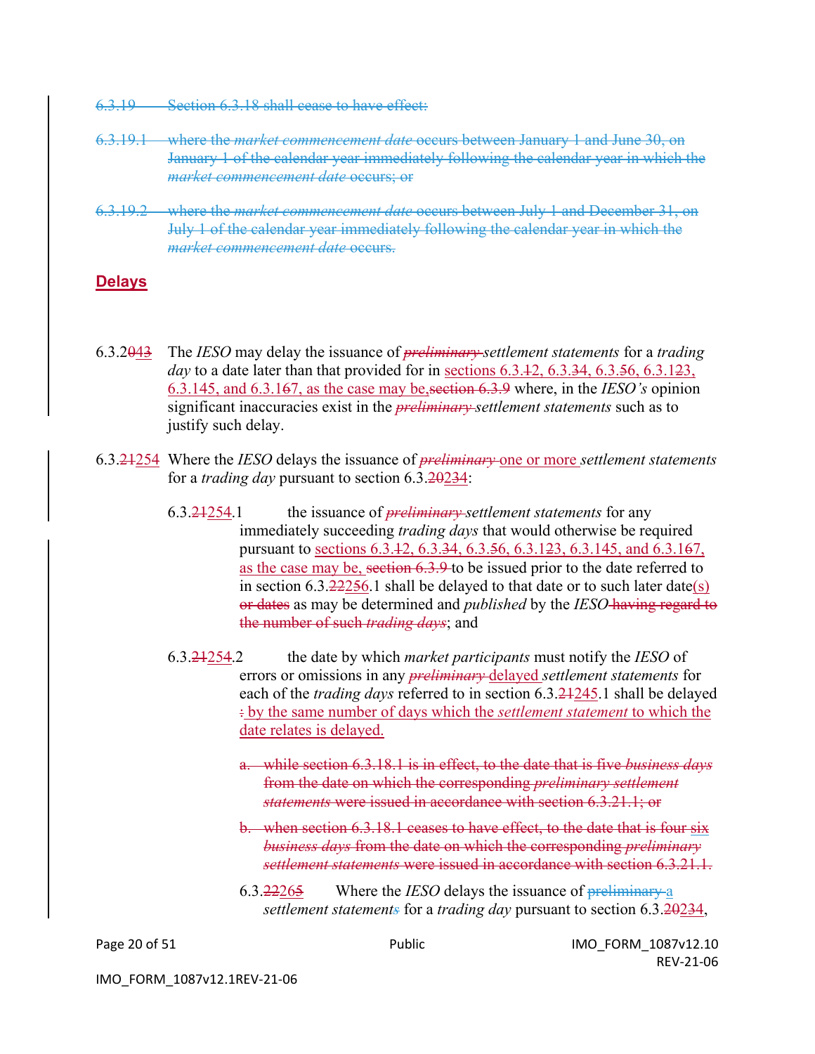6.3.19 Section 6.3.18 shall cease to have effect:

6.3.19.1 where the *market commencement date* occurs between January 1 and June 30, on January 1 of the calendar year immediately following the calendar year in which the *market commencement date* occurs; or

6.3.19.2 where the *market commencement date* occurs between July 1 and December 31, on July 1 of the calendar year immediately following the calendar year in which the *market commencement date* occurs.

## Delays

6.3.2043 The *IESO* may delay the issuance of *preliminary* *settlement statements* for a *trading day* to a date later than that provided for in sections 6.3.12, 6.3.34, 6.3.56, 6.3.123, 6.3.145, and 6.3.167, as the case may be, section 6.3.9 where, in the *IESO's* opinion significant inaccuracies exist in the *preliminary* *settlement statements* such as to justify such delay.

6.3.21254 Where the *IESO* delays the issuance of *preliminary* one or more *settlement statements* for a *trading day* pursuant to section 6.3.20234:

6.3.21254.1 the issuance of *preliminary* *settlement statements* for any immediately succeeding *trading days* that would otherwise be required pursuant to sections 6.3.12, 6.3.34, 6.3.56, 6.3.123, 6.3.145, and 6.3.167, as the case may be, section 6.3.9 to be issued prior to the date referred to in section 6.3.22256.1 shall be delayed to that date or to such later date(s) or dates as may be determined and *published* by the *IESO* having regard to the number of such *trading days*; and

6.3.21254.2 the date by which *market participants* must notify the *IESO* of errors or omissions in any *preliminary* delayed *settlement statements* for each of the *trading days* referred to in section 6.3.21245.1 shall be delayed : by the same number of days which the *settlement statement* to which the date relates is delayed.

a. while section 6.3.18.1 is in effect, to the date that is five *business days* from the date on which the corresponding *preliminary settlement statements* were issued in accordance with section 6.3.21.1; or

b. when section 6.3.18.1 ceases to have effect, to the date that is four six *business days* from the date on which the corresponding *preliminary settlement statements* were issued in accordance with section 6.3.21.1.

6.3.22265 Where the *IESO* delays the issuance of preliminary a *settlement statements* for a *trading day* pursuant to section 6.3.20234,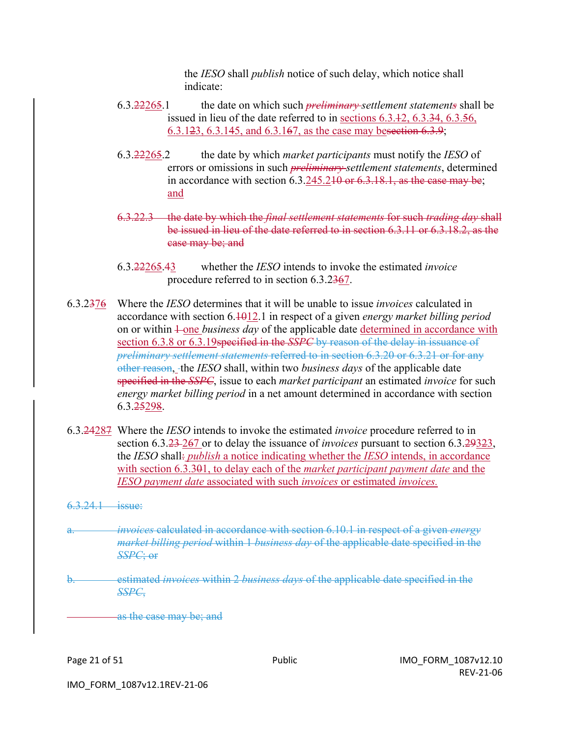the *IESO* shall *publish* notice of such delay, which notice shall indicate:

6.3.22265.1 the date on which such *preliminary* settlement statements shall be issued in lieu of the date referred to in sections 6.3.12, 6.3.34, 6.3.56, 6.3.123, 6.3.145, and 6.3.167, as the case may besection 6.3.9;

6.3.22265.2 the date by which *market participants* must notify the *IESO* of errors or omissions in such *preliminary* *settlement statements*, determined in accordance with section 6.3.245.210 or 6.3.18.1, as the case may be; and

6.3.22.3 the date by which the *final settlement statements* for such *trading day* shall be issued in lieu of the date referred to in section 6.3.11 or 6.3.18.2, as the case may be; and

6.3.22265.43 whether the *IESO* intends to invoke the estimated *invoice* procedure referred to in section 6.3.2367.

6.3.2376 Where the *IESO* determines that it will be unable to issue *invoices* calculated in accordance with section 6.1012.1 in respect of a given *energy market billing period* on or within 1 one *business day* of the applicable date determined in accordance with section 6.3.8 or 6.3.19specified in the *SSPC* by reason of the delay in issuance of *preliminary settlement statements* referred to in section 6.3.20 or 6.3.21 or for any other reason, the *IESO* shall, within two *business days* of the applicable date specified in the *SSPC*, issue to each *market participant* an estimated *invoice* for such *energy market billing period* in a net amount determined in accordance with section 6.3.25298.

6.3.24287 Where the *IESO* intends to invoke the estimated *invoice* procedure referred to in section 6.3.23 267 or to delay the issuance of *invoices* pursuant to section 6.3.29323, the *IESO* shall: *publish* a notice indicating whether the *IESO* intends, in accordance with section 6.3.301, to delay each of the *market participant payment date* and the *IESO payment date* associated with such *invoices* or estimated *invoices.*

6.3.24.1 issue:

a. *invoices* calculated in accordance with section 6.10.1 in respect of a given *energy market billing period* within 1 *business day* of the applicable date specified in the *SSPC*; or

b. estimated *invoices* within 2 *business days* of the applicable date specified in the *SSPC*,

as the case may be; and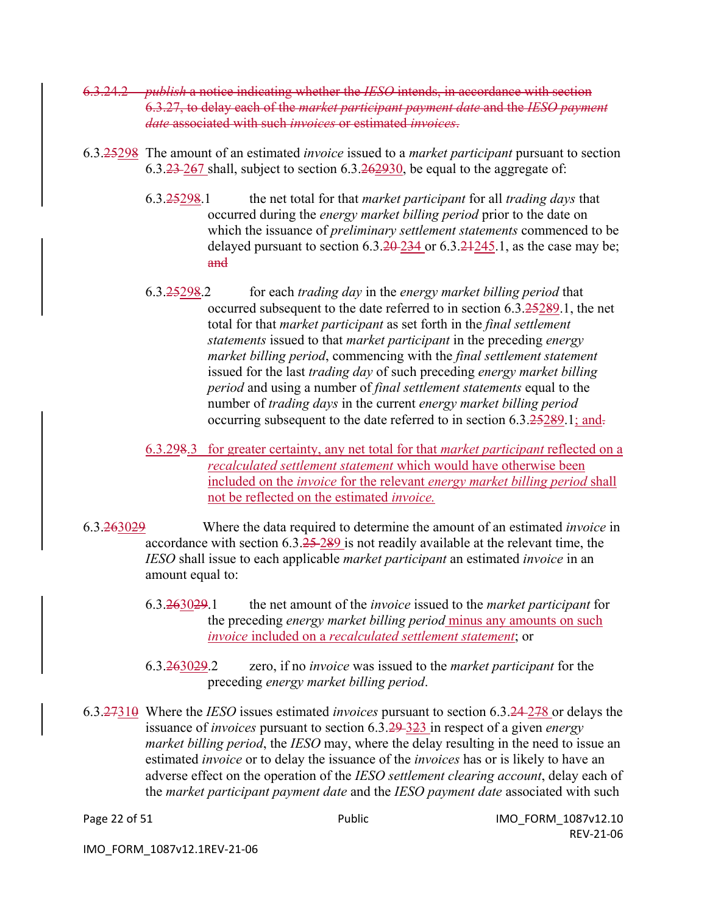~~6.3.24.2 *publish* a notice indicating whether the *IESO* intends, in accordance with section 6.3.27, to delay each of the *market participant payment date* and the *IESO payment date* associated with such *invoices* or estimated *invoices*.~~

6.3.~~25~~29~~8~~ The amount of an estimated *invoice* issued to a *market participant* pursuant to section 6.3.~~23~~ 26~~7~~ shall, subject to section 6.3.~~26~~29~~30~~, be equal to the aggregate of:

6.3.~~25~~29~~8~~.1 the net total for that *market participant* for all *trading days* that occurred during the *energy market billing period* prior to the date on which the issuance of *preliminary settlement statements* commenced to be delayed pursuant to section 6.3.~~20~~ 23~~4~~ or 6.3.~~21~~24~~5~~.1, as the case may be; ~~and~~

6.3.~~25~~29~~8~~.2 for each *trading day* in the *energy market billing period* that occurred subsequent to the date referred to in section 6.3.~~25~~28~~9~~.1, the net total for that *market participant* as set forth in the *final settlement statements* issued to that *market participant* in the preceding *energy market billing period*, commencing with the *final settlement statement* issued for the last *trading day* of such preceding *energy market billing period* and using a number of *final settlement statements* equal to the number of *trading days* in the current *energy market billing period* occurring subsequent to the date referred to in section 6.3.~~25~~28~~9~~.1; and~~.~~

6.3.29~~8~~.3 for greater certainty, any net total for that *market participant* reflected on a *recalculated settlement statement* which would have otherwise been included on the *invoice* for the relevant *energy market billing period* shall not be reflected on the estimated *invoice.*

6.3.~~26~~30~~29~~ Where the data required to determine the amount of an estimated *invoice* in accordance with section 6.3.~~25~~ 2~~8~~9 is not readily available at the relevant time, the *IESO* shall issue to each applicable *market participant* an estimated *invoice* in an amount equal to:

6.3.~~26~~30~~29~~.1 the net amount of the *invoice* issued to the *market participant* for the preceding *energy market billing period* minus any amounts on such *invoice* included on a *recalculated settlement statement*; or

6.3.~~26~~30~~29~~.2 zero, if no *invoice* was issued to the *market participant* for the preceding *energy market billing period*.

6.3.~~27~~31~~0~~ Where the *IESO* issues estimated *invoices* pursuant to section 6.3.~~24~~ 2~~7~~8 or delays the issuance of *invoices* pursuant to section 6.3.~~29~~ 3~~2~~3 in respect of a given *energy market billing period*, the *IESO* may, where the delay resulting in the need to issue an estimated *invoice* or to delay the issuance of the *invoices* has or is likely to have an adverse effect on the operation of the *IESO settlement clearing account*, delay each of the *market participant payment date* and the *IESO payment date* associated with such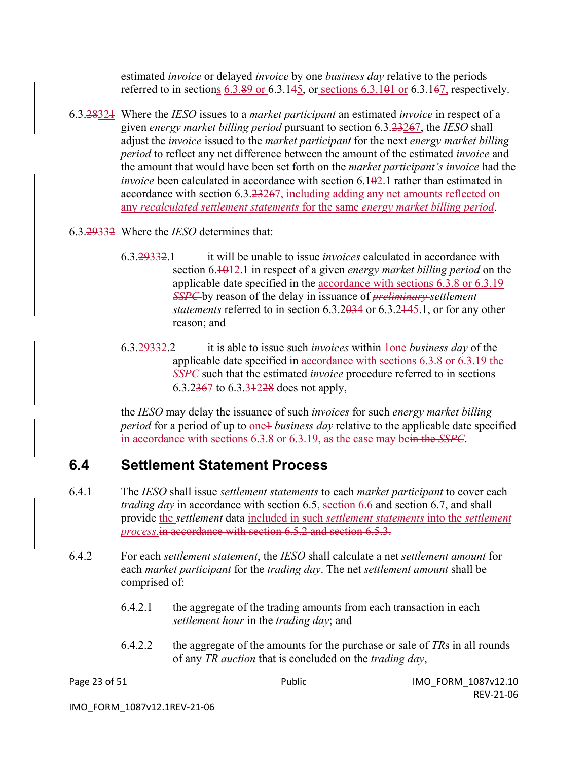estimated *invoice* or delayed *invoice* by one *business day* relative to the periods referred to in sections 6.3.89 or 6.3.145, or sections 6.3.101 or 6.3.167, respectively.

6.3.28321 Where the *IESO* issues to a *market participant* an estimated *invoice* in respect of a given *energy market billing period* pursuant to section 6.3.23267, the *IESO* shall adjust the *invoice* issued to the *market participant* for the next *energy market billing period* to reflect any net difference between the amount of the estimated *invoice* and the amount that would have been set forth on the *market participant's invoice* had the *invoice* been calculated in accordance with section 6.102.1 rather than estimated in accordance with section 6.3.23267, including adding any net amounts reflected on any *recalculated settlement statements* for the same *energy market billing period*.

6.3.29332 Where the *IESO* determines that:

6.3.29332.1 it will be unable to issue *invoices* calculated in accordance with section 6.1012.1 in respect of a given *energy market billing period* on the applicable date specified in the accordance with sections 6.3.8 or 6.3.19 *SSPC* by reason of the delay in issuance of *preliminary settlement statements* referred to in section 6.3.2034 or 6.3.2145.1, or for any other reason; and

6.3.29332.2 it is able to issue such *invoices* within 1one *business day* of the applicable date specified in accordance with sections 6.3.8 or 6.3.19 the *SSPC* such that the estimated *invoice* procedure referred to in sections 6.3.2367 to 6.3.31228 does not apply,

the *IESO* may delay the issuance of such *invoices* for such *energy market billing period* for a period of up to one1 *business day* relative to the applicable date specified in accordance with sections 6.3.8 or 6.3.19, as the case may bein the *SSPC*.

## 6.4 Settlement Statement Process

6.4.1 The *IESO* shall issue *settlement statements* to each *market participant* to cover each *trading day* in accordance with section 6.5, section 6.6 and section 6.7, and shall provide the *settlement* data included in such *settlement statements* into the *settlement process*.in accordance with section 6.5.2 and section 6.5.3.

6.4.2 For each *settlement statement*, the *IESO* shall calculate a net *settlement amount* for each *market participant* for the *trading day*. The net *settlement amount* shall be comprised of:

6.4.2.1 the aggregate of the trading amounts from each transaction in each *settlement hour* in the *trading day*; and

6.4.2.2 the aggregate of the amounts for the purchase or sale of *TR*s in all rounds of any *TR auction* that is concluded on the *trading day*,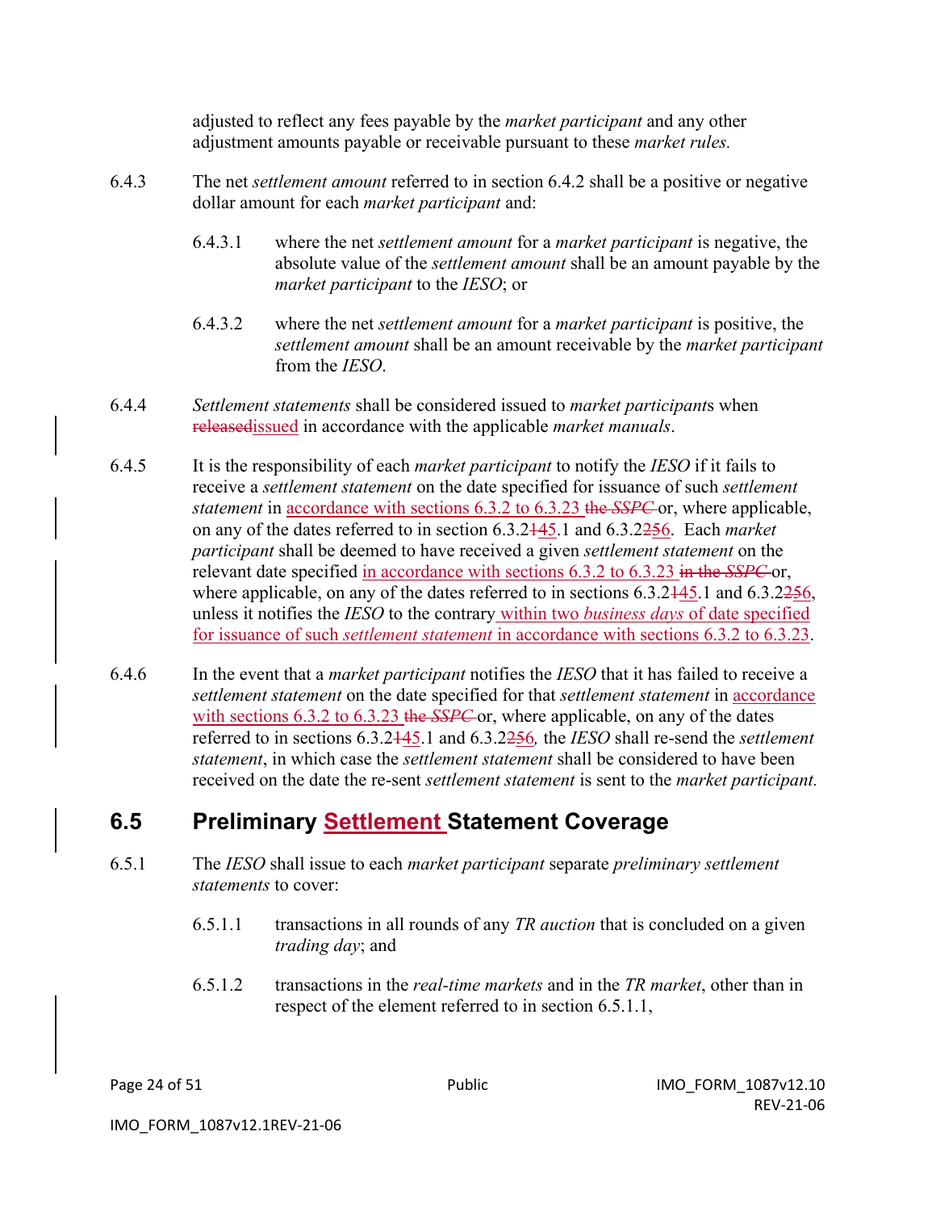adjusted to reflect any fees payable by the *market participant* and any other adjustment amounts payable or receivable pursuant to these *market rules.*

6.4.3 The net *settlement amount* referred to in section 6.4.2 shall be a positive or negative dollar amount for each *market participant* and:

6.4.3.1 where the net *settlement amount* for a *market participant* is negative, the absolute value of the *settlement amount* shall be an amount payable by the *market participant* to the *IESO*; or

6.4.3.2 where the net *settlement amount* for a *market participant* is positive, the *settlement amount* shall be an amount receivable by the *market participant* from the *IESO*.

6.4.4 *Settlement statements* shall be considered issued to *market participants* when ~~released~~issued in accordance with the applicable *market manuals*.

6.4.5 It is the responsibility of each *market participant* to notify the *IESO* if it fails to receive a *settlement statement* on the date specified for issuance of such *settlement statement* in accordance with sections 6.3.2 to 6.3.23 ~~the *SSPC*~~ or, where applicable, on any of the dates referred to in section 6.3.2~~1~~45.1 and 6.3.2~~2~~56. Each *market participant* shall be deemed to have received a given *settlement statement* on the relevant date specified in accordance with sections 6.3.2 to 6.3.23 ~~in the *SSPC*~~ or, where applicable, on any of the dates referred to in sections 6.3.2~~1~~45.1 and 6.3.2~~2~~56, unless it notifies the *IESO* to the contrary within two *business days* of date specified for issuance of such *settlement statement* in accordance with sections 6.3.2 to 6.3.23.

6.4.6 In the event that a *market participant* notifies the *IESO* that it has failed to receive a *settlement statement* on the date specified for that *settlement statement* in accordance with sections 6.3.2 to 6.3.23 ~~the *SSPC*~~ or, where applicable, on any of the dates referred to in sections 6.3.2~~1~~45.1 and 6.3.2~~2~~56*,* the *IESO* shall re-send the *settlement statement*, in which case the *settlement statement* shall be considered to have been received on the date the re-sent *settlement statement* is sent to the *market participant.*

## 6.5 Preliminary Settlement Statement Coverage

6.5.1 The *IESO* shall issue to each *market participant* separate *preliminary settlement statements* to cover:

6.5.1.1 transactions in all rounds of any *TR auction* that is concluded on a given *trading day*; and

6.5.1.2 transactions in the *real-time markets* and in the *TR market*, other than in respect of the element referred to in section 6.5.1.1,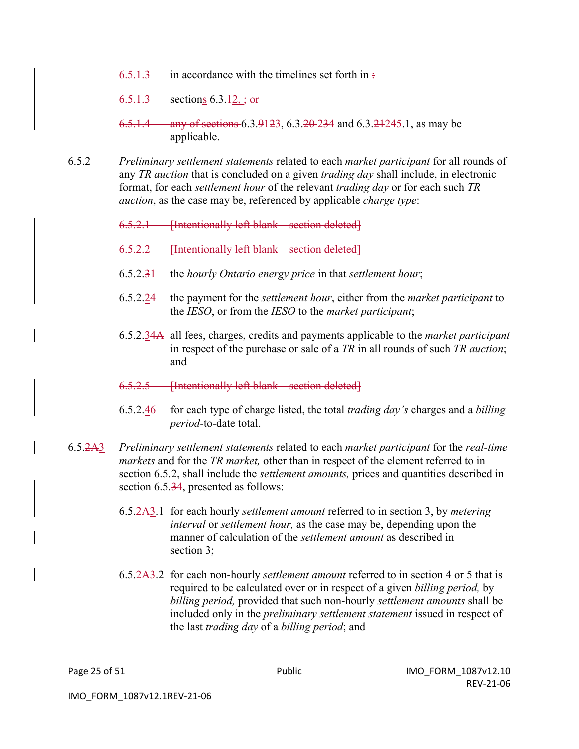6.5.1.3 in accordance with the timelines set forth in :

6.5.1.3 sections 6.3.12, ; or

6.5.1.4 any of sections 6.3.9123, 6.3.20 234 and 6.3.21245.1, as may be applicable.

6.5.2 *Preliminary settlement statements* related to each *market participant* for all rounds of any *TR auction* that is concluded on a given *trading day* shall include, in electronic format, for each *settlement hour* of the relevant *trading day* or for each such *TR auction*, as the case may be, referenced by applicable *charge type*:

6.5.2.1 [Intentionally left blank – section deleted]

6.5.2.2 [Intentionally left blank – section deleted]

6.5.2.31 the *hourly Ontario energy price* in that *settlement hour*;

6.5.2.24 the payment for the *settlement hour*, either from the *market participant* to the *IESO*, or from the *IESO* to the *market participant*;

6.5.2.34A all fees, charges, credits and payments applicable to the *market participant* in respect of the purchase or sale of a *TR* in all rounds of such *TR auction*; and

6.5.2.5 [Intentionally left blank – section deleted]

6.5.2.46 for each type of charge listed, the total *trading day's* charges and a *billing period*-to-date total.

6.5.2A3 *Preliminary settlement statements* related to each *market participant* for the *real-time markets* and for the *TR market,* other than in respect of the element referred to in section 6.5.2, shall include the *settlement amounts,* prices and quantities described in section 6.5.34, presented as follows:

6.5.2A3.1 for each hourly *settlement amount* referred to in section 3, by *metering interval* or *settlement hour,* as the case may be, depending upon the manner of calculation of the *settlement amount* as described in section 3;

6.5.2A3.2 for each non-hourly *settlement amount* referred to in section 4 or 5 that is required to be calculated over or in respect of a given *billing period,* by *billing period,* provided that such non-hourly *settlement amounts* shall be included only in the *preliminary settlement statement* issued in respect of the last *trading day* of a *billing period*; and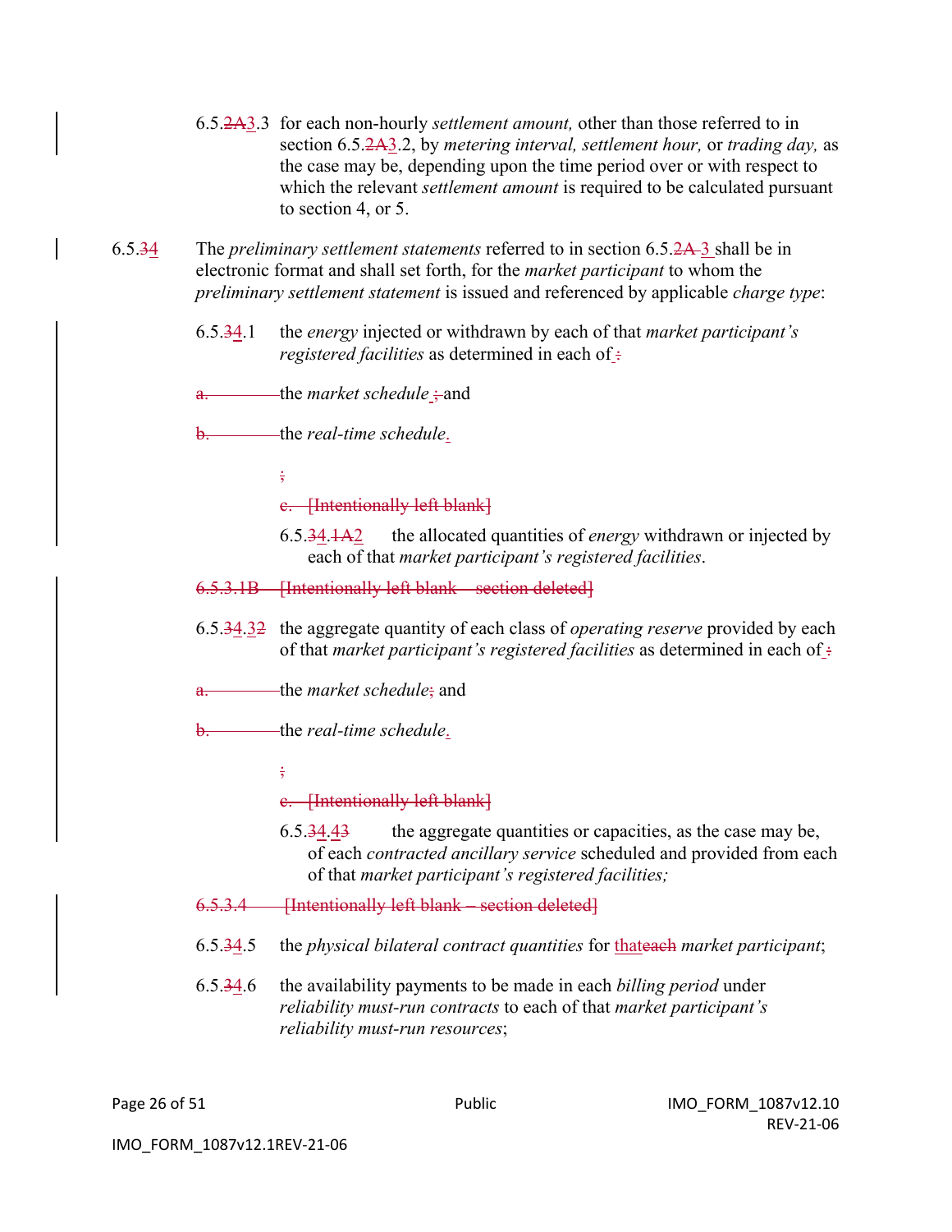6.5.2A3.3 for each non-hourly *settlement amount,* other than those referred to in section 6.5.2A3.2, by *metering interval, settlement hour,* or *trading day,* as the case may be, depending upon the time period over or with respect to which the relevant *settlement amount* is required to be calculated pursuant to section 4, or 5.

6.5.34 The *preliminary settlement statements* referred to in section 6.5.2A 3 shall be in electronic format and shall set forth, for the *market participant* to whom the *preliminary settlement statement* is issued and referenced by applicable *charge type*:

6.5.34.1 the *energy* injected or withdrawn by each of that *market participant's registered facilities* as determined in each of :

a. the *market schedule* ; and

b. the *real-time schedule*.

;

c. [Intentionally left blank]

6.5.34.1A2 the allocated quantities of *energy* withdrawn or injected by each of that *market participant's registered facilities*.

6.5.3.1B [Intentionally left blank – section deleted]

6.5.34.32 the aggregate quantity of each class of *operating reserve* provided by each of that *market participant's registered facilities* as determined in each of :

a. the *market schedule*; and

b. the *real-time schedule*.

;

c. [Intentionally left blank]

6.5.34.43 the aggregate quantities or capacities, as the case may be, of each *contracted ancillary service* scheduled and provided from each of that *market participant's registered facilities;*

6.5.3.4 [Intentionally left blank – section deleted]

6.5.34.5 the *physical bilateral contract quantities* for thateach *market participant*;

6.5.34.6 the availability payments to be made in each *billing period* under *reliability must-run contracts* to each of that *market participant's reliability must-run resources*;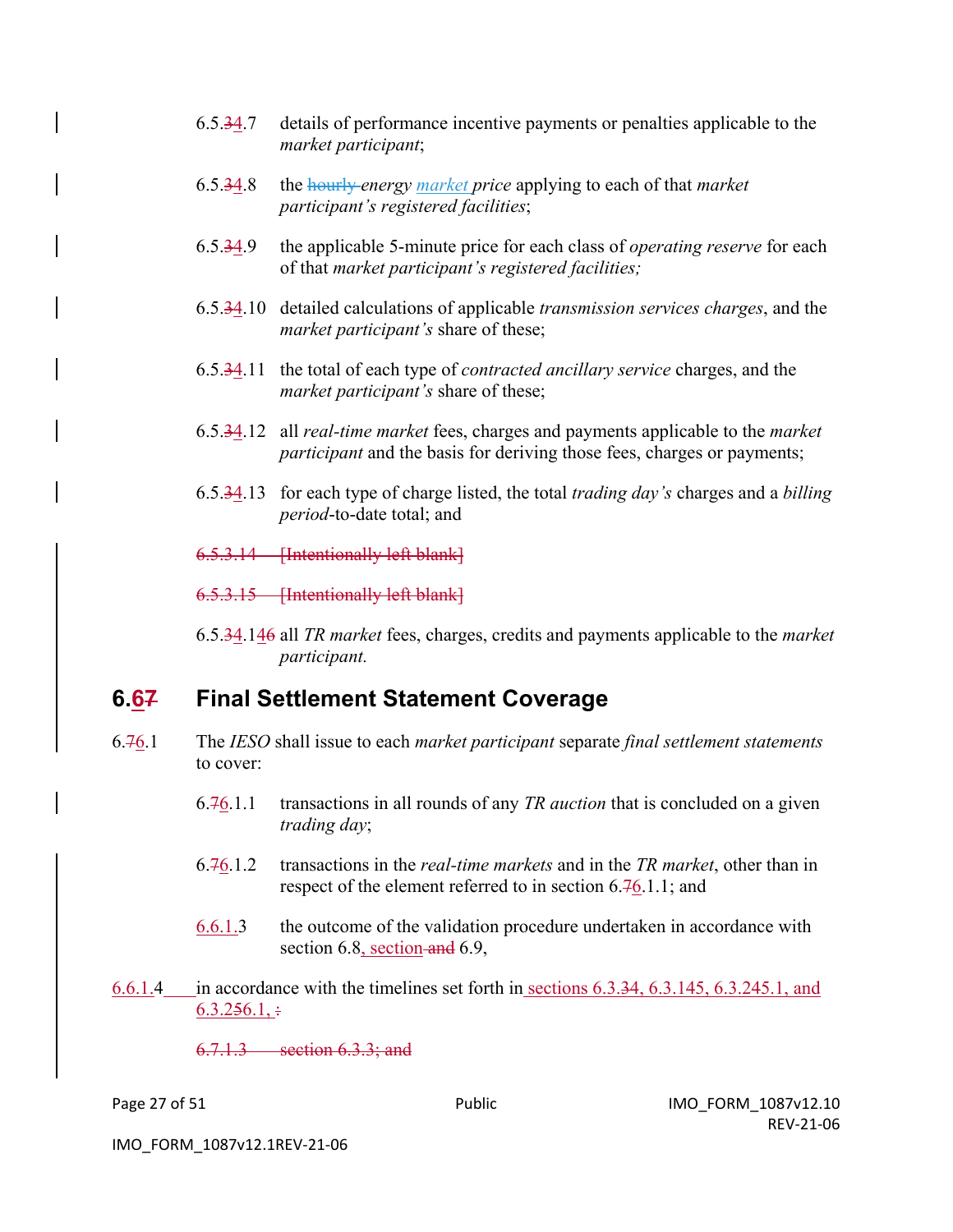6.5.34.7 details of performance incentive payments or penalties applicable to the *market participant*;

6.5.34.8 the hourly *energy market price* applying to each of that *market participant's registered facilities*;

6.5.34.9 the applicable 5-minute price for each class of *operating reserve* for each of that *market participant's registered facilities;*

6.5.34.10 detailed calculations of applicable *transmission services charges*, and the *market participant's* share of these;

6.5.34.11 the total of each type of *contracted ancillary service* charges, and the *market participant's* share of these;

6.5.34.12 all *real-time market* fees, charges and payments applicable to the *market participant* and the basis for deriving those fees, charges or payments;

6.5.34.13 for each type of charge listed, the total *trading day's* charges and a *billing period*-to-date total; and

~~6.5.3.14 [Intentionally left blank]~~

~~6.5.3.15 [Intentionally left blank]~~

6.5.34.146 all *TR market* fees, charges, credits and payments applicable to the *market participant.*

## 6.67 Final Settlement Statement Coverage

6.76.1 The *IESO* shall issue to each *market participant* separate *final settlement statements* to cover:

6.76.1.1 transactions in all rounds of any *TR auction* that is concluded on a given *trading day*;

6.76.1.2 transactions in the *real-time markets* and in the *TR market*, other than in respect of the element referred to in section 6.76.1.1; and

6.6.1.3 the outcome of the validation procedure undertaken in accordance with section 6.8, section and 6.9,

6.6.1.4 in accordance with the timelines set forth in sections 6.3.34, 6.3.145, 6.3.245.1, and 6.3.256.1, :

~~6.7.1.3 section 6.3.3; and~~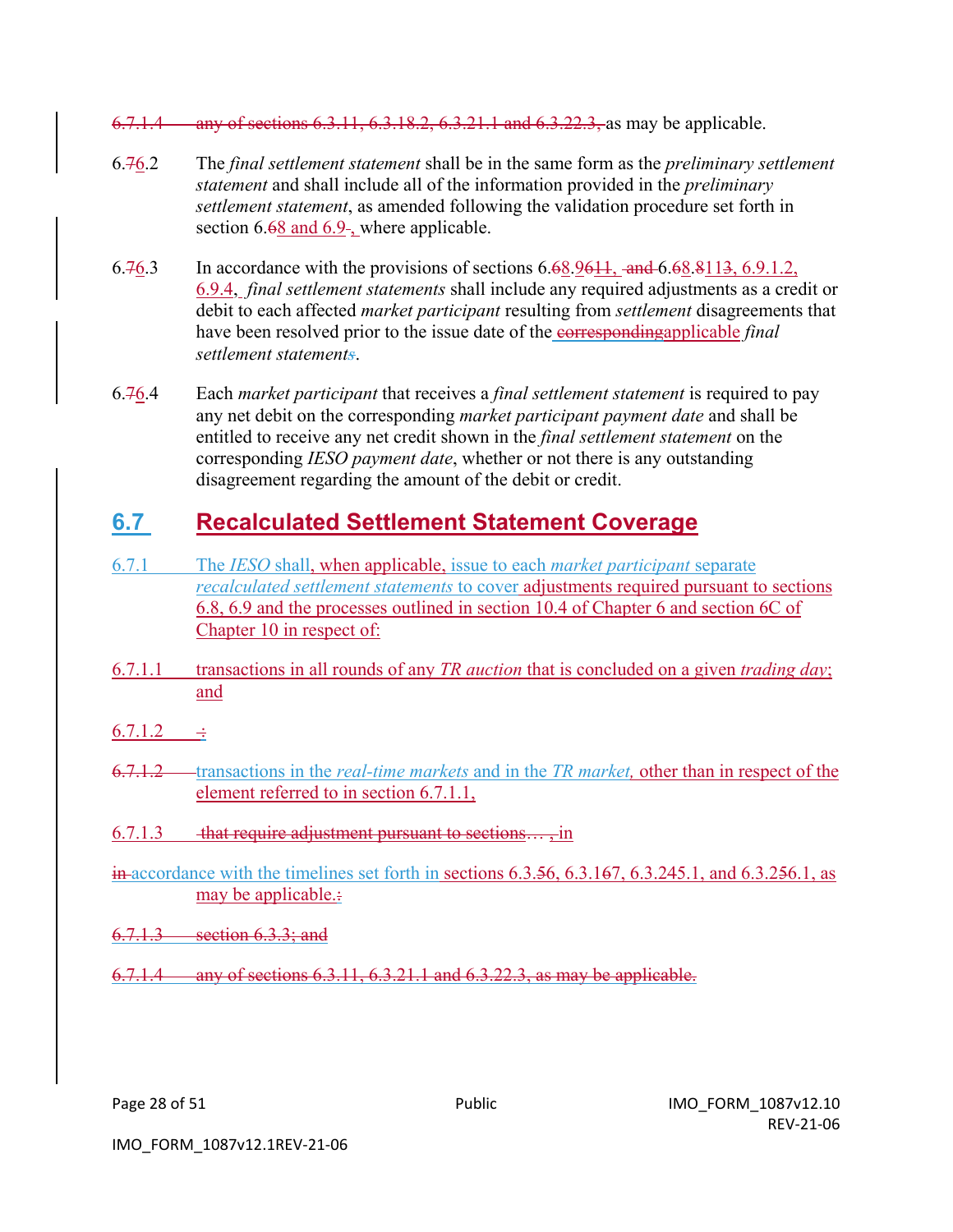6.7.1.4 any of sections 6.3.11, 6.3.18.2, 6.3.21.1 and 6.3.22.3, as may be applicable.

6.76.2 The *final settlement statement* shall be in the same form as the *preliminary settlement statement* and shall include all of the information provided in the *preliminary settlement statement*, as amended following the validation procedure set forth in section 6.68 and 6.9 , where applicable.

6.76.3 In accordance with the provisions of sections 6.68.9611, and 6.68.8113, 6.9.1.2, 6.9.4, *final settlement statements* shall include any required adjustments as a credit or debit to each affected *market participant* resulting from *settlement* disagreements that have been resolved prior to the issue date of the correspondingapplicable *final settlement statements*.

6.76.4 Each *market participant* that receives a *final settlement statement* is required to pay any net debit on the corresponding *market participant payment date* and shall be entitled to receive any net credit shown in the *final settlement statement* on the corresponding *IESO payment date*, whether or not there is any outstanding disagreement regarding the amount of the debit or credit.

## 6.7 Recalculated Settlement Statement Coverage

6.7.1 The *IESO* shall, when applicable, issue to each *market participant* separate *recalculated settlement statements* to cover adjustments required pursuant to sections 6.8, 6.9 and the processes outlined in section 10.4 of Chapter 6 and section 6C of Chapter 10 in respect of:

6.7.1.1 transactions in all rounds of any *TR auction* that is concluded on a given *trading day*; and

6.7.1.2 :

6.7.1.2 transactions in the *real-time markets* and in the *TR market*, other than in respect of the element referred to in section 6.7.1.1,

6.7.1.3 that require adjustment pursuant to sections… , in

in accordance with the timelines set forth in sections 6.3.56, 6.3.167, 6.3.245.1, and 6.3.256.1, as may be applicable.:

6.7.1.3 section 6.3.3; and

6.7.1.4 any of sections 6.3.11, 6.3.21.1 and 6.3.22.3, as may be applicable.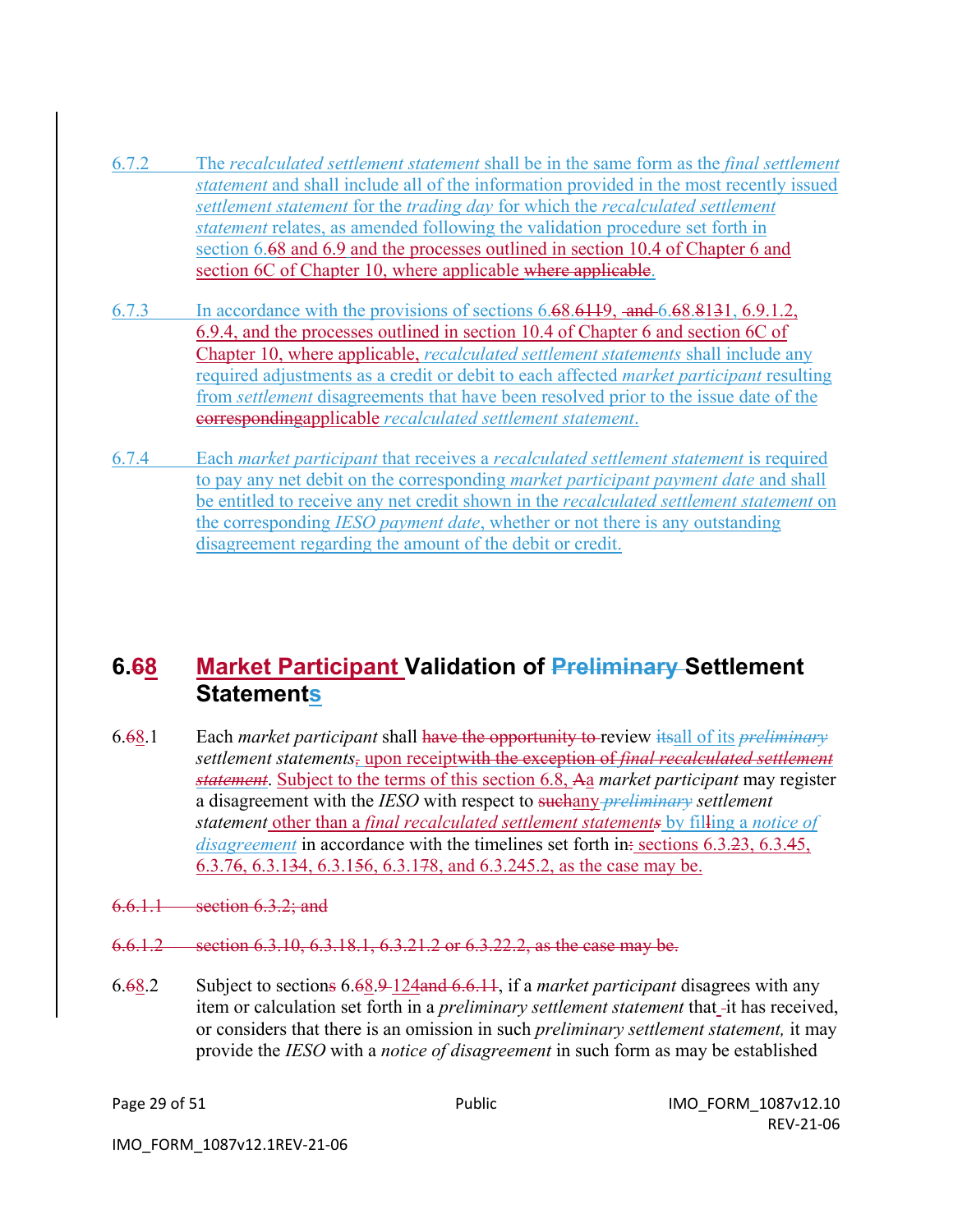6.7.2 The *recalculated settlement statement* shall be in the same form as the *final settlement statement* and shall include all of the information provided in the most recently issued *settlement statement* for the *trading day* for which the *recalculated settlement statement* relates, as amended following the validation procedure set forth in section 6.68 and 6.9 and the processes outlined in section 10.4 of Chapter 6 and section 6C of Chapter 10, where applicable where applicable.

6.7.3 In accordance with the provisions of sections 6.68.6119, and 6.68.8131, 6.9.1.2, 6.9.4, and the processes outlined in section 10.4 of Chapter 6 and section 6C of Chapter 10, where applicable, *recalculated settlement statements* shall include any required adjustments as a credit or debit to each affected *market participant* resulting from *settlement* disagreements that have been resolved prior to the issue date of the correspondingapplicable *recalculated settlement statement*.

6.7.4 Each *market participant* that receives a *recalculated settlement statement* is required to pay any net debit on the corresponding *market participant payment date* and shall be entitled to receive any net credit shown in the *recalculated settlement statement* on the corresponding *IESO payment date*, whether or not there is any outstanding disagreement regarding the amount of the debit or credit.

## 6.68 Market Participant Validation of Preliminary Settlement Statements

6.68.1 Each *market participant* shall have the opportunity to review itsall of its *preliminary settlement statements*, upon receiptwith the exception of *final recalculated settlement statement*. Subject to the terms of this section 6.8, Aa *market participant* may register a disagreement with the *IESO* with respect to suchany *preliminary settlement statement* other than a *final recalculated settlement statements* by fillling a *notice of disagreement* in accordance with the timelines set forth in: sections 6.3.23, 6.3.45, 6.3.76, 6.3.134, 6.3.156, 6.3.178, and 6.3.245.2, as the case may be.

6.6.1.1 section 6.3.2; and

6.6.1.2 section 6.3.10, 6.3.18.1, 6.3.21.2 or 6.3.22.2, as the case may be.

6.68.2 Subject to sections 6.68.9 124and 6.6.11, if a *market participant* disagrees with any item or calculation set forth in a *preliminary settlement statement* that -it has received, or considers that there is an omission in such *preliminary settlement statement,* it may provide the *IESO* with a *notice of disagreement* in such form as may be established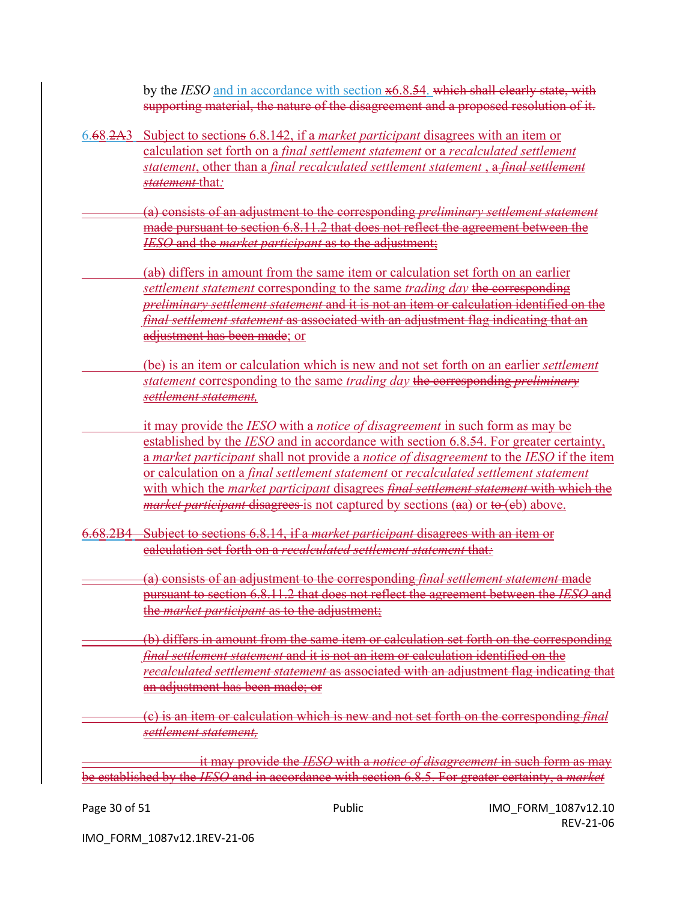by the *IESO* and in accordance with section x6.8.54. which shall clearly state, with supporting material, the nature of the disagreement and a proposed resolution of it.

6.68.2A3 Subject to sections 6.8.142, if a *market participant* disagrees with an item or calculation set forth on a *final settlement statement* or a *recalculated settlement statement*, other than a *final recalculated settlement statement* , a *final settlement statement* that*:*

(a) consists of an adjustment to the corresponding *preliminary settlement statement* made pursuant to section 6.8.11.2 that does not reflect the agreement between the *IESO* and the *market participant* as to the adjustment;

(ab) differs in amount from the same item or calculation set forth on an earlier *settlement statement* corresponding to the same *trading day* the corresponding *preliminary settlement statement* and it is not an item or calculation identified on the *final settlement statement* as associated with an adjustment flag indicating that an adjustment has been made; or

(bc) is an item or calculation which is new and not set forth on an earlier *settlement statement* corresponding to the same *trading day* the corresponding *preliminary settlement statement,*

it may provide the *IESO* with a *notice of disagreement* in such form as may be established by the *IESO* and in accordance with section 6.8.54. For greater certainty, a *market participant* shall not provide a *notice of disagreement* to the *IESO* if the item or calculation on a *final settlement statement* or *recalculated settlement statement* with which the *market participant* disagrees *final settlement statement* with which the *market participant* disagrees is not captured by sections (aa) or to (eb) above.

6.68.2B4 Subject to sections 6.8.14, if a *market participant* disagrees with an item or calculation set forth on a *recalculated settlement statement* that*:*

(a) consists of an adjustment to the corresponding *final settlement statement* made pursuant to section 6.8.11.2 that does not reflect the agreement between the *IESO* and the *market participant* as to the adjustment;

(b) differs in amount from the same item or calculation set forth on the corresponding *final settlement statement* and it is not an item or calculation identified on the *recalculated settlement statement* as associated with an adjustment flag indicating that an adjustment has been made; or

(c) is an item or calculation which is new and not set forth on the corresponding *final settlement statement,*

it may provide the *IESO* with a *notice of disagreement* in such form as may be established by the *IESO* and in accordance with section 6.8.5. For greater certainty, a *market*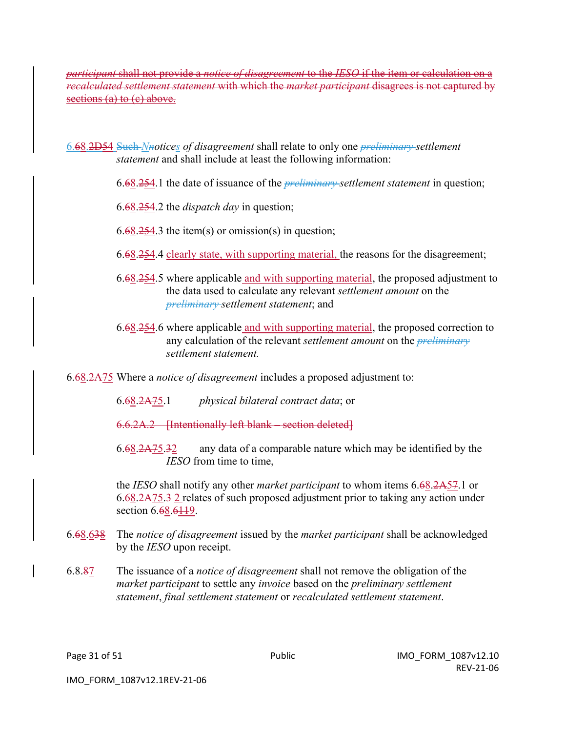~~*participant* shall not provide a *notice of disagreement* to the *IESO* if the item or calculation on a *recalculated settlement statement* with which the *market participant* disagrees is not captured by sections (a) to (c) above.~~

6.~~6~~8.~~2D5~~4 ~~Such~~ *~~N~~notices of disagreement* shall relate to only one ~~*preliminary*~~ *settlement statement* and shall include at least the following information:

6.~~6~~8.~~25~~4.1 the date of issuance of the ~~*preliminary*~~ *settlement statement* in question;

6.~~6~~8.~~25~~4.2 the *dispatch day* in question;

6.~~6~~8.~~25~~4.3 the item(s) or omission(s) in question;

6.~~6~~8.~~25~~4.4 clearly state, with supporting material, the reasons for the disagreement;

6.~~6~~8.~~25~~4.5 where applicable and with supporting material, the proposed adjustment to the data used to calculate any relevant *settlement amount* on the ~~*preliminary*~~ *settlement statement*; and

6.~~6~~8.~~25~~4.6 where applicable and with supporting material, the proposed correction to any calculation of the relevant *settlement amount* on the ~~*preliminary*~~ *settlement statement.*

6.~~6~~8.~~2A7~~5 Where a *notice of disagreement* includes a proposed adjustment to:

6.~~6~~8.~~2A7~~5.1 *physical bilateral contract data*; or

~~6.6.2A.2 [Intentionally left blank – section deleted]~~

6.~~6~~8.~~2A7~~5.~~3~~2 any data of a comparable nature which may be identified by the *IESO* from time to time,

the *IESO* shall notify any other *market participant* to whom items 6.~~6~~8.~~2A5~~7.1 or 6.~~6~~8.~~2A7~~5.~~3~~ 2 relates of such proposed adjustment prior to taking any action under section 6.~~6~~8.~~6~~119.

6.~~6~~8.~~63~~8 The *notice of disagreement* issued by the *market participant* shall be acknowledged by the *IESO* upon receipt.

6.8.~~8~~7 The issuance of a *notice of disagreement* shall not remove the obligation of the *market participant* to settle any *invoice* based on the *preliminary settlement statement*, *final settlement statement* or *recalculated settlement statement*.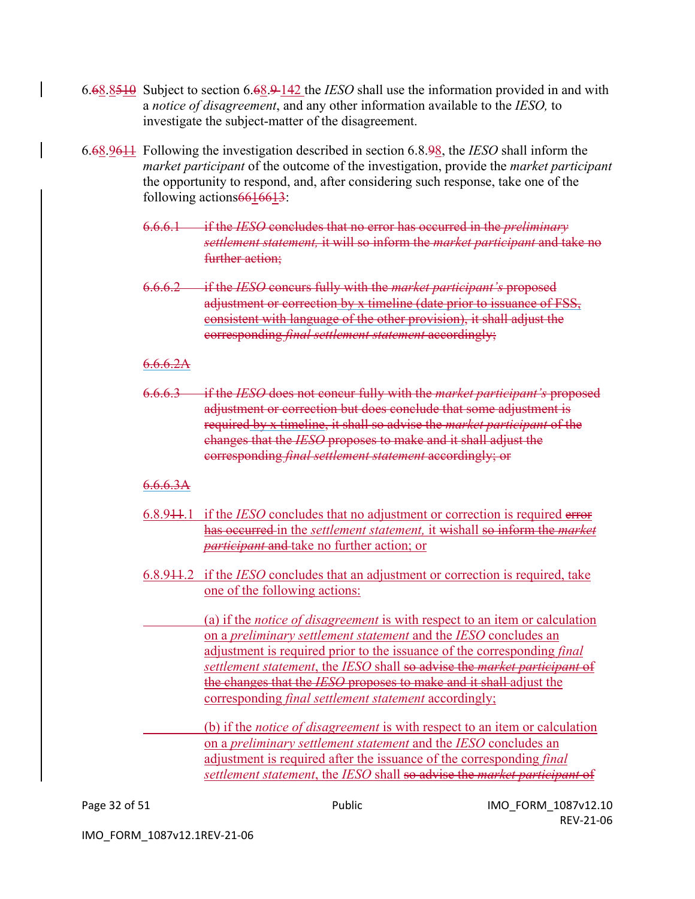6.68.8510 Subject to section 6.68.9 142 the *IESO* shall use the information provided in and with a *notice of disagreement*, and any other information available to the *IESO,* to investigate the subject-matter of the disagreement.

6.68.9611 Following the investigation described in section 6.8.98, the *IESO* shall inform the *market participant* of the outcome of the investigation, provide the *market participant* the opportunity to respond, and, after considering such response, take one of the following actions6616613:

~~6.6.6.1 if the *IESO* concludes that no error has occurred in the *preliminary settlement statement,* it will so inform the *market participant* and take no further action;~~

~~6.6.6.2 if the *IESO* concurs fully with the *market participant's* proposed adjustment or correction by x timeline (date prior to issuance of FSS, consistent with language of the other provision), it shall adjust the corresponding *final settlement statement* accordingly;~~

~~6.6.6.2A~~

~~6.6.6.3 if the *IESO* does not concur fully with the *market participant's* proposed adjustment or correction but does conclude that some adjustment is required by x timeline, it shall so advise the *market participant* of the changes that the *IESO* proposes to make and it shall adjust the corresponding *final settlement statement* accordingly; or~~

~~6.6.6.3A~~

6.8.911.1 if the *IESO* concludes that no adjustment or correction is required ~~error has occurred~~ in the *settlement statement,* it wishall ~~so inform the *market participant* and~~ take no further action; or

6.8.911.2 if the *IESO* concludes that an adjustment or correction is required, take one of the following actions:

(a) if the *notice of disagreement* is with respect to an item or calculation on a *preliminary settlement statement* and the *IESO* concludes an adjustment is required prior to the issuance of the corresponding *final settlement statement*, the *IESO* shall ~~so advise the *market participant* of the changes that the *IESO* proposes to make and it shall~~ adjust the corresponding *final settlement statement* accordingly;

(b) if the *notice of disagreement* is with respect to an item or calculation on a *preliminary settlement statement* and the *IESO* concludes an adjustment is required after the issuance of the corresponding *final settlement statement*, the *IESO* shall ~~so advise the *market participant* of~~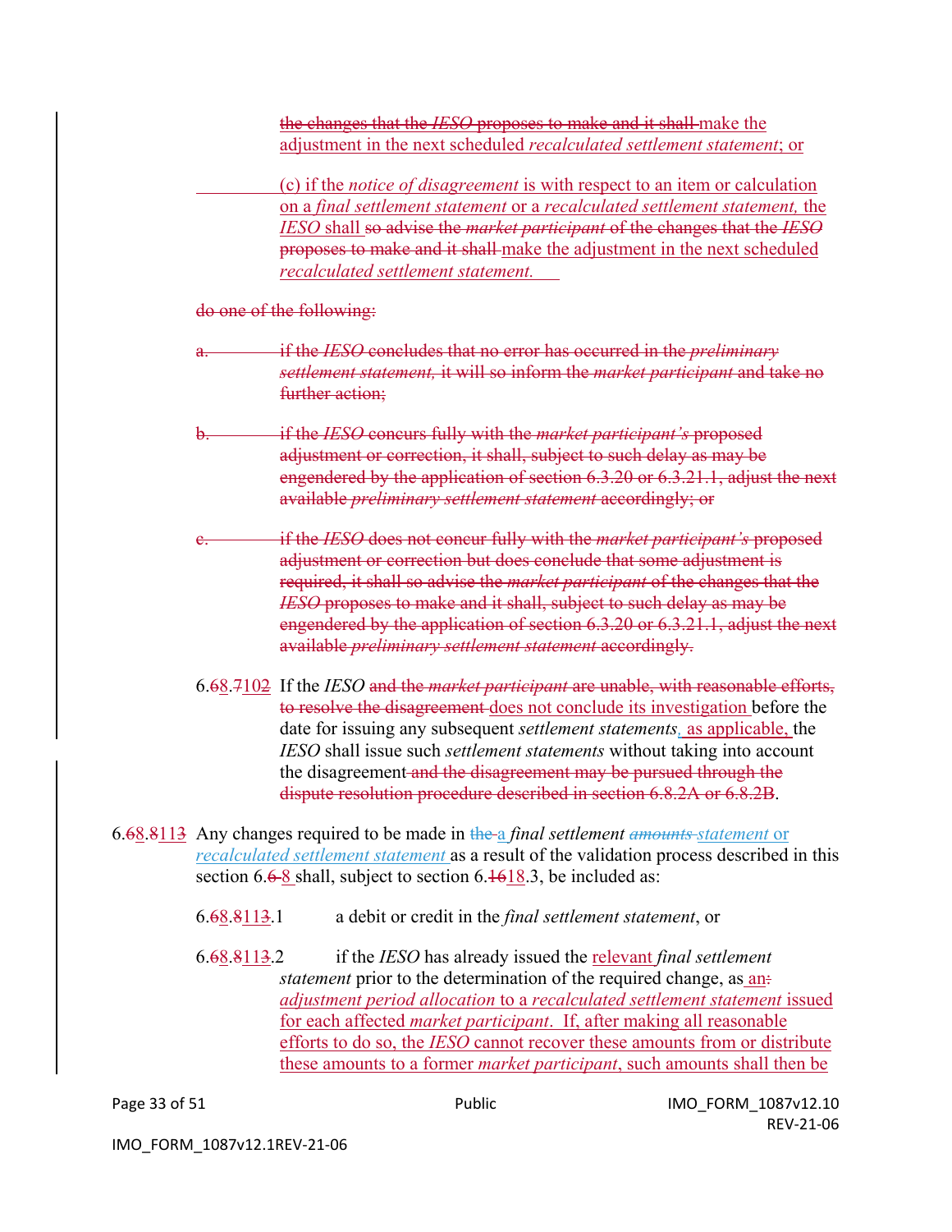the changes that the *IESO* proposes to make and it shall make the adjustment in the next scheduled *recalculated settlement statement*; or

(c) if the *notice of disagreement* is with respect to an item or calculation on a *final settlement statement* or a *recalculated settlement statement,* the *IESO* shall so advise the *market participant* of the changes that the *IESO* proposes to make and it shall make the adjustment in the next scheduled *recalculated settlement statement.*

do one of the following:

a. if the *IESO* concludes that no error has occurred in the *preliminary settlement statement,* it will so inform the *market participant* and take no further action;

b. if the *IESO* concurs fully with the *market participant's* proposed adjustment or correction, it shall, subject to such delay as may be engendered by the application of section 6.3.20 or 6.3.21.1, adjust the next available *preliminary settlement statement* accordingly; or

c. if the *IESO* does not concur fully with the *market participant's* proposed adjustment or correction but does conclude that some adjustment is required, it shall so advise the *market participant* of the changes that the *IESO* proposes to make and it shall, subject to such delay as may be engendered by the application of section 6.3.20 or 6.3.21.1, adjust the next available *preliminary settlement statement* accordingly.

6.68.7102 If the *IESO* and the *market participant* are unable, with reasonable efforts, to resolve the disagreement does not conclude its investigation before the date for issuing any subsequent *settlement statements*, as applicable, the *IESO* shall issue such *settlement statements* without taking into account the disagreement and the disagreement may be pursued through the dispute resolution procedure described in section 6.8.2A or 6.8.2B.

6.68.8113 Any changes required to be made in the a *final settlement* *amounts* *statement* or *recalculated settlement statement* as a result of the validation process described in this section 6.6 8 shall, subject to section 6.1618.3, be included as:

6.68.8113.1 a debit or credit in the *final settlement statement*, or

6.68.8113.2 if the *IESO* has already issued the relevant *final settlement statement* prior to the determination of the required change, as an: *adjustment period allocation* to a *recalculated settlement statement* issued for each affected *market participant*. If, after making all reasonable efforts to do so, the *IESO* cannot recover these amounts from or distribute these amounts to a former *market participant*, such amounts shall then be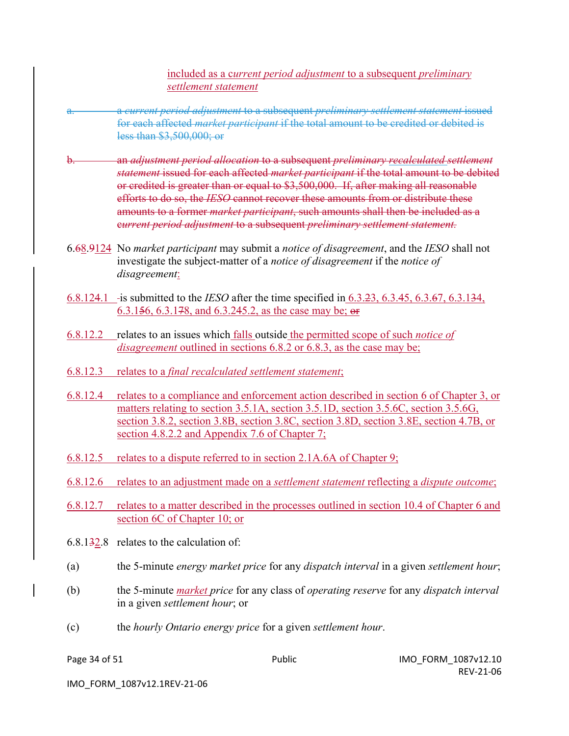included as a *current period adjustment* to a subsequent *preliminary settlement statement*

a. a *current period adjustment* to a subsequent *preliminary settlement statement* issued for each affected *market participant* if the total amount to be credited or debited is less than $3,500,000; or

b. an *adjustment period allocation* to a subsequent *preliminary recalculated settlement statement* issued for each affected *market participant* if the total amount to be debited or credited is greater than or equal to $3,500,000. If, after making all reasonable efforts to do so, the *IESO* cannot recover these amounts from or distribute these amounts to a former *market participant*, such amounts shall then be included as a *current period adjustment* to a subsequent *preliminary settlement statement.*

6.68.9124 No *market participant* may submit a *notice of disagreement*, and the *IESO* shall not investigate the subject-matter of a *notice of disagreement* if the *notice of disagreement*:

6.8.124.1 -is submitted to the *IESO* after the time specified in 6.3.23, 6.3.45, 6.3.67, 6.3.134, 6.3.156, 6.3.178, and 6.3.245.2, as the case may be; or

6.8.12.2 relates to an issues which falls outside the permitted scope of such *notice of disagreement* outlined in sections 6.8.2 or 6.8.3, as the case may be;

6.8.12.3 relates to a *final recalculated settlement statement*;

6.8.12.4 relates to a compliance and enforcement action described in section 6 of Chapter 3, or matters relating to section 3.5.1A, section 3.5.1D, section 3.5.6C, section 3.5.6G, section 3.8.2, section 3.8B, section 3.8C, section 3.8D, section 3.8E, section 4.7B, or section 4.8.2.2 and Appendix 7.6 of Chapter 7;

6.8.12.5 relates to a dispute referred to in section 2.1A.6A of Chapter 9;

6.8.12.6 relates to an adjustment made on a *settlement statement* reflecting a *dispute outcome*;

6.8.12.7 relates to a matter described in the processes outlined in section 10.4 of Chapter 6 and section 6C of Chapter 10; or

6.8.132.8 relates to the calculation of:

(a) the 5-minute *energy market price* for any *dispatch interval* in a given *settlement hour*;

(b) the 5-minute *market price* for any class of *operating reserve* for any *dispatch interval* in a given *settlement hour*; or

(c) the *hourly Ontario energy price* for a given *settlement hour*.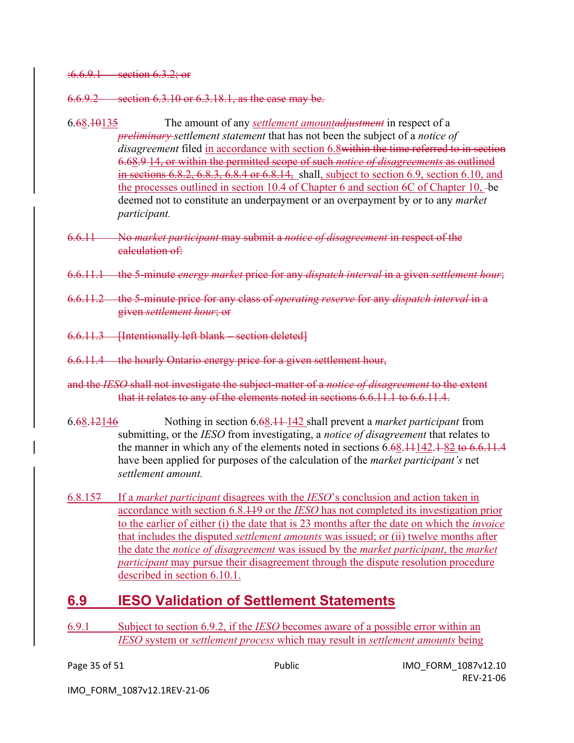:6.6.9.1 section 6.3.2; or

6.6.9.2 section 6.3.10 or 6.3.18.1, as the case may be.

6.68.10135 The amount of any *settlement amountadjustment* in respect of a *preliminary settlement statement* that has not been the subject of a *notice of disagreement* filed in accordance with section 6.8within the time referred to in section 6.68.9 14, or within the permitted scope of such *notice of disagreements* as outlined in sections 6.8.2, 6.8.3, 6.8.4 or 6.8.14, shall, subject to section 6.9, section 6.10, and the processes outlined in section 10.4 of Chapter 6 and section 6C of Chapter 10, -be deemed not to constitute an underpayment or an overpayment by or to any *market participant.*

6.6.11 No *market participant* may submit a *notice of disagreement* in respect of the calculation of:

6.6.11.1 the 5-minute *energy market* price for any *dispatch interval* in a given *settlement hour*;

6.6.11.2 the 5-minute price for any class of *operating reserve* for any *dispatch interval* in a given *settlement hour*; or

6.6.11.3 [Intentionally left blank – section deleted]

6.6.11.4 the hourly Ontario energy price for a given settlement hour,

and the *IESO* shall not investigate the subject-matter of a *notice of disagreement* to the extent that it relates to any of the elements noted in sections 6.6.11.1 to 6.6.11.4.

6.68.12146 Nothing in section 6.68.11 142 shall prevent a *market participant* from submitting, or the *IESO* from investigating, a *notice of disagreement* that relates to the manner in which any of the elements noted in sections 6.68.11142.1 82 to 6.6.11.4 have been applied for purposes of the calculation of the *market participant's* net *settlement amount.*

6.8.157 If a *market participant* disagrees with the *IESO*'s conclusion and action taken in accordance with section 6.8.119 or the *IESO* has not completed its investigation prior to the earlier of either (i) the date that is 23 months after the date on which the *invoice* that includes the disputed *settlement amounts* was issued; or (ii) twelve months after the date the *notice of disagreement* was issued by the *market participant*, the *market participant* may pursue their disagreement through the dispute resolution procedure described in section 6.10.1.

## 6.9 IESO Validation of Settlement Statements

6.9.1 Subject to section 6.9.2, if the *IESO* becomes aware of a possible error within an *IESO* system or *settlement process* which may result in *settlement amounts* being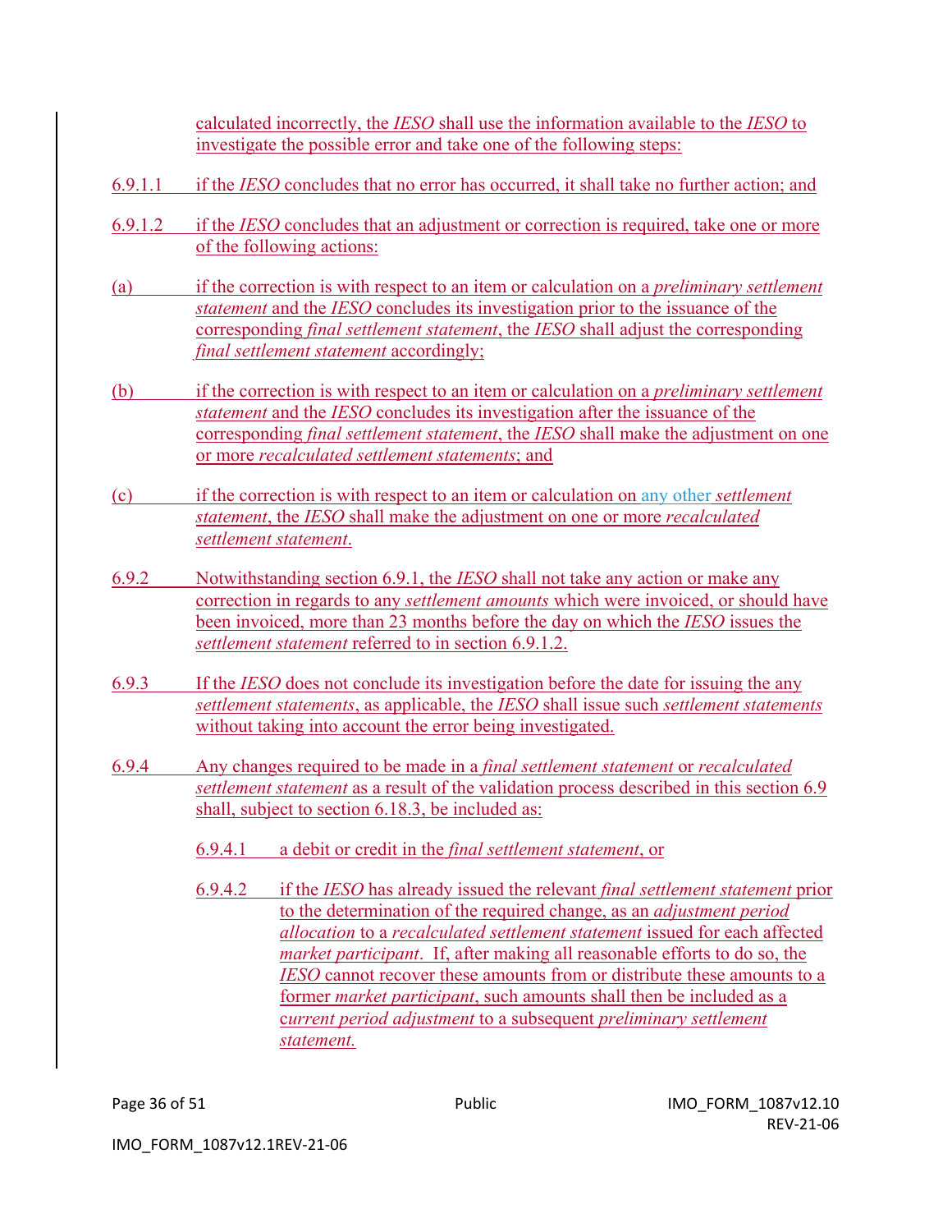calculated incorrectly, the *IESO* shall use the information available to the *IESO* to investigate the possible error and take one of the following steps:

6.9.1.1 if the *IESO* concludes that no error has occurred, it shall take no further action; and

6.9.1.2 if the *IESO* concludes that an adjustment or correction is required, take one or more of the following actions:

(a) if the correction is with respect to an item or calculation on a *preliminary settlement statement* and the *IESO* concludes its investigation prior to the issuance of the corresponding *final settlement statement*, the *IESO* shall adjust the corresponding *final settlement statement* accordingly;

(b) if the correction is with respect to an item or calculation on a *preliminary settlement statement* and the *IESO* concludes its investigation after the issuance of the corresponding *final settlement statement*, the *IESO* shall make the adjustment on one or more *recalculated settlement statements*; and

(c) if the correction is with respect to an item or calculation on any other *settlement statement*, the *IESO* shall make the adjustment on one or more *recalculated settlement statement*.

6.9.2 Notwithstanding section 6.9.1, the *IESO* shall not take any action or make any correction in regards to any *settlement amounts* which were invoiced, or should have been invoiced, more than 23 months before the day on which the *IESO* issues the *settlement statement* referred to in section 6.9.1.2.

6.9.3 If the *IESO* does not conclude its investigation before the date for issuing the any *settlement statements*, as applicable, the *IESO* shall issue such *settlement statements* without taking into account the error being investigated.

6.9.4 Any changes required to be made in a *final settlement statement* or *recalculated settlement statement* as a result of the validation process described in this section 6.9 shall, subject to section 6.18.3, be included as:

6.9.4.1 a debit or credit in the *final settlement statement*, or

6.9.4.2 if the *IESO* has already issued the relevant *final settlement statement* prior to the determination of the required change, as an *adjustment period allocation* to a *recalculated settlement statement* issued for each affected *market participant*. If, after making all reasonable efforts to do so, the *IESO* cannot recover these amounts from or distribute these amounts to a former *market participant*, such amounts shall then be included as a *current period adjustment* to a subsequent *preliminary settlement statement.*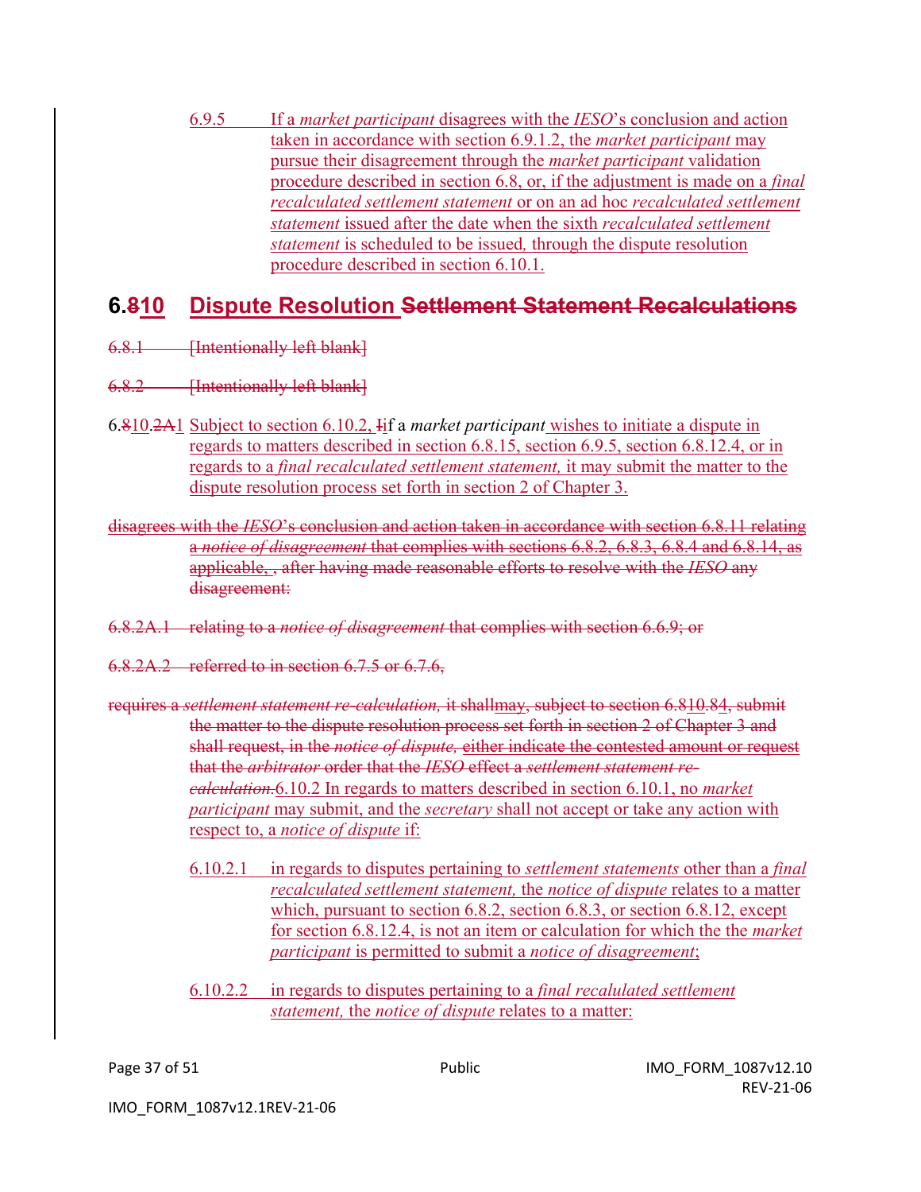6.9.5 If a *market participant* disagrees with the *IESO*'s conclusion and action taken in accordance with section 6.9.1.2, the *market participant* may pursue their disagreement through the *market participant* validation procedure described in section 6.8, or, if the adjustment is made on a *final recalculated settlement statement* or on an ad hoc *recalculated settlement statement* issued after the date when the sixth *recalculated settlement statement* is scheduled to be issued*,* through the dispute resolution procedure described in section 6.10.1.

## 6.810 Dispute Resolution Settlement Statement Recalculations

6.8.1 [Intentionally left blank]

6.8.2 [Intentionally left blank]

6.810.2A1 Subject to section 6.10.2, Iif a *market participant* wishes to initiate a dispute in regards to matters described in section 6.8.15, section 6.9.5, section 6.8.12.4, or in regards to a *final recalculated settlement statement,* it may submit the matter to the dispute resolution process set forth in section 2 of Chapter 3.

disagrees with the *IESO*'s conclusion and action taken in accordance with section 6.8.11 relating a *notice of disagreement* that complies with sections 6.8.2, 6.8.3, 6.8.4 and 6.8.14, as applicable, , after having made reasonable efforts to resolve with the *IESO* any disagreement:

6.8.2A.1 relating to a *notice of disagreement* that complies with section 6.6.9; or

6.8.2A.2 referred to in section 6.7.5 or 6.7.6,

requires a *settlement statement re-calculation,* it shallmay, subject to section 6.810.84, submit the matter to the dispute resolution process set forth in section 2 of Chapter 3 and shall request, in the *notice of dispute,* either indicate the contested amount or request that the *arbitrator* order that the *IESO* effect a *settlement statement re-calculation.*6.10.2 In regards to matters described in section 6.10.1, no *market participant* may submit, and the *secretary* shall not accept or take any action with respect to, a *notice of dispute* if:

6.10.2.1 in regards to disputes pertaining to *settlement statements* other than a *final recalculated settlement statement,* the *notice of dispute* relates to a matter which, pursuant to section 6.8.2, section 6.8.3, or section 6.8.12, except for section 6.8.12.4, is not an item or calculation for which the the *market participant* is permitted to submit a *notice of disagreement*;

6.10.2.2 in regards to disputes pertaining to a *final recalulated settlement statement,* the *notice of dispute* relates to a matter: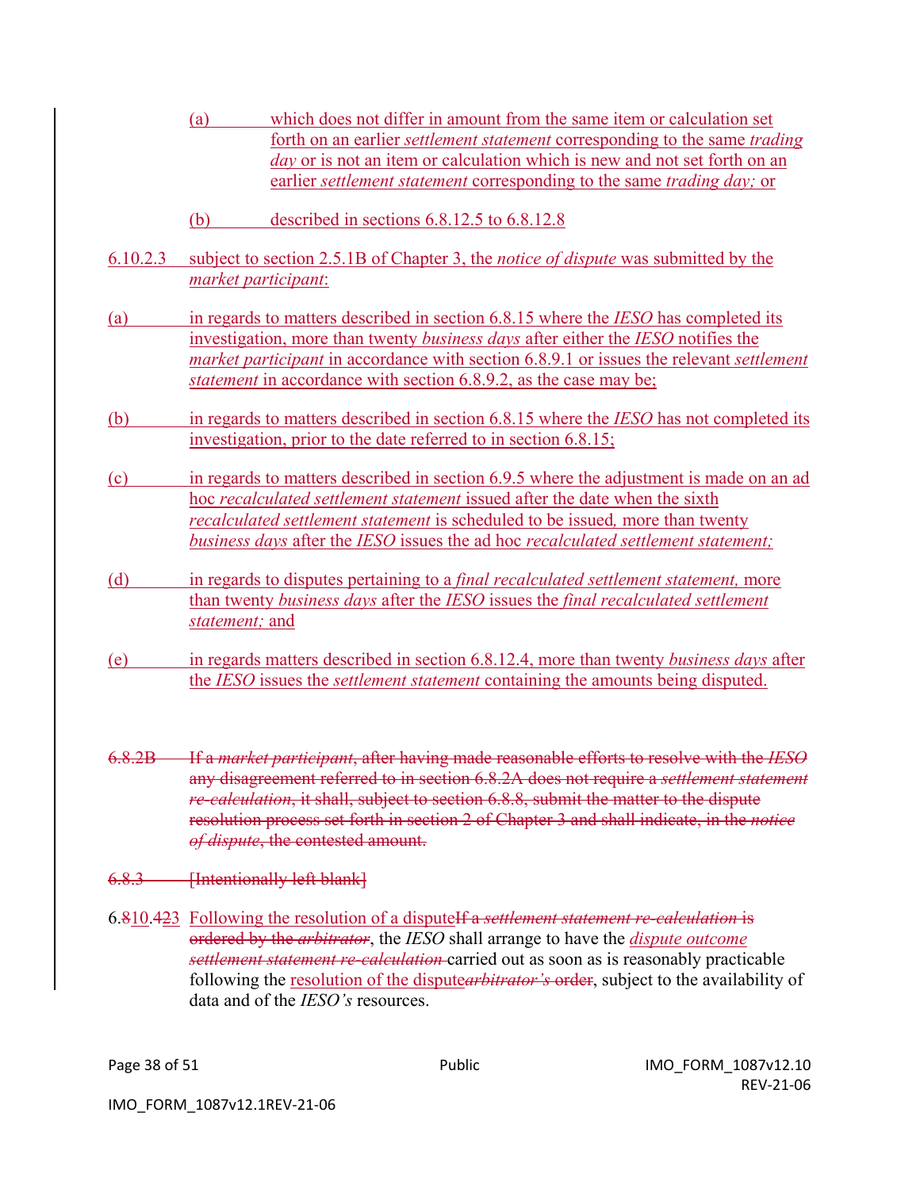(a) which does not differ in amount from the same item or calculation set forth on an earlier *settlement statement* corresponding to the same *trading day* or is not an item or calculation which is new and not set forth on an earlier *settlement statement* corresponding to the same *trading day;* or

(b) described in sections 6.8.12.5 to 6.8.12.8

6.10.2.3 subject to section 2.5.1B of Chapter 3, the *notice of dispute* was submitted by the *market participant*:

(a) in regards to matters described in section 6.8.15 where the *IESO* has completed its investigation, more than twenty *business days* after either the *IESO* notifies the *market participant* in accordance with section 6.8.9.1 or issues the relevant *settlement statement* in accordance with section 6.8.9.2, as the case may be;

(b) in regards to matters described in section 6.8.15 where the *IESO* has not completed its investigation, prior to the date referred to in section 6.8.15;

(c) in regards to matters described in section 6.9.5 where the adjustment is made on an ad hoc *recalculated settlement statement* issued after the date when the sixth *recalculated settlement statement* is scheduled to be issued*,* more than twenty *business days* after the *IESO* issues the ad hoc *recalculated settlement statement;*

(d) in regards to disputes pertaining to a *final recalculated settlement statement,* more than twenty *business days* after the *IESO* issues the *final recalculated settlement statement;* and

(e) in regards matters described in section 6.8.12.4, more than twenty *business days* after the *IESO* issues the *settlement statement* containing the amounts being disputed.

~~6.8.2B If a *market participant*, after having made reasonable efforts to resolve with the *IESO* any disagreement referred to in section 6.8.2A does not require a *settlement statement re-calculation*, it shall, subject to section 6.8.8, submit the matter to the dispute resolution process set forth in section 2 of Chapter 3 and shall indicate, in the *notice of dispute*, the contested amount.~~

~~6.8.3 [Intentionally left blank]~~

6.~~8~~10.4~~2~~3 Following the resolution of a dispute~~If a *settlement statement re-calculation* is ordered by the *arbitrator*~~, the *IESO* shall arrange to have the *dispute outcome* ~~*settlement statement re-calculation*~~ carried out as soon as is reasonably practicable following the resolution of the dispute~~*arbitrator's* order~~, subject to the availability of data and of the *IESO's* resources.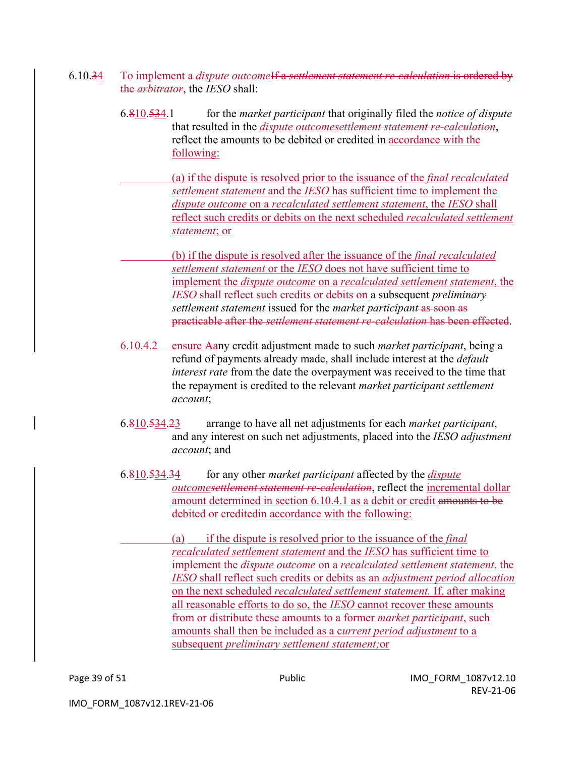6.10.34 To implement a *dispute outcome*If a *settlement statement re-calculation* is ordered by the *arbitrator*, the *IESO* shall:

6.810.534.1 for the *market participant* that originally filed the *notice of dispute* that resulted in the *dispute outcomesettlement statement re-calculation*, reflect the amounts to be debited or credited in accordance with the following:

(a) if the dispute is resolved prior to the issuance of the *final recalculated settlement statement* and the *IESO* has sufficient time to implement the *dispute outcome* on a *recalculated settlement statement*, the *IESO* shall reflect such credits or debits on the next scheduled *recalculated settlement statement*; or

(b) if the dispute is resolved after the issuance of the *final recalculated settlement statement* or the *IESO* does not have sufficient time to implement the *dispute outcome* on a *recalculated settlement statement*, the *IESO* shall reflect such credits or debits on a subsequent *preliminary settlement statement* issued for the *market participant* as soon as practicable after the *settlement statement re-calculation* has been effected.

6.10.4.2 ensure Aany credit adjustment made to such *market participant*, being a refund of payments already made, shall include interest at the *default interest rate* from the date the overpayment was received to the time that the repayment is credited to the relevant *market participant settlement account*;

6.810.534.23 arrange to have all net adjustments for each *market participant*, and any interest on such net adjustments, placed into the *IESO adjustment account*; and

6.810.534.34 for any other *market participant* affected by the *dispute outcomesettlement statement re-calculation*, reflect the incremental dollar amount determined in section 6.10.4.1 as a debit or credit amounts to be debited or creditedin accordance with the following:

(a) if the dispute is resolved prior to the issuance of the *final recalculated settlement statement* and the *IESO* has sufficient time to implement the *dispute outcome* on a *recalculated settlement statement*, the *IESO* shall reflect such credits or debits as an *adjustment period allocation* on the next scheduled *recalculated settlement statement.* If, after making all reasonable efforts to do so, the *IESO* cannot recover these amounts from or distribute these amounts to a former *market participant*, such amounts shall then be included as a *current period adjustment* to a subsequent *preliminary settlement statement;*or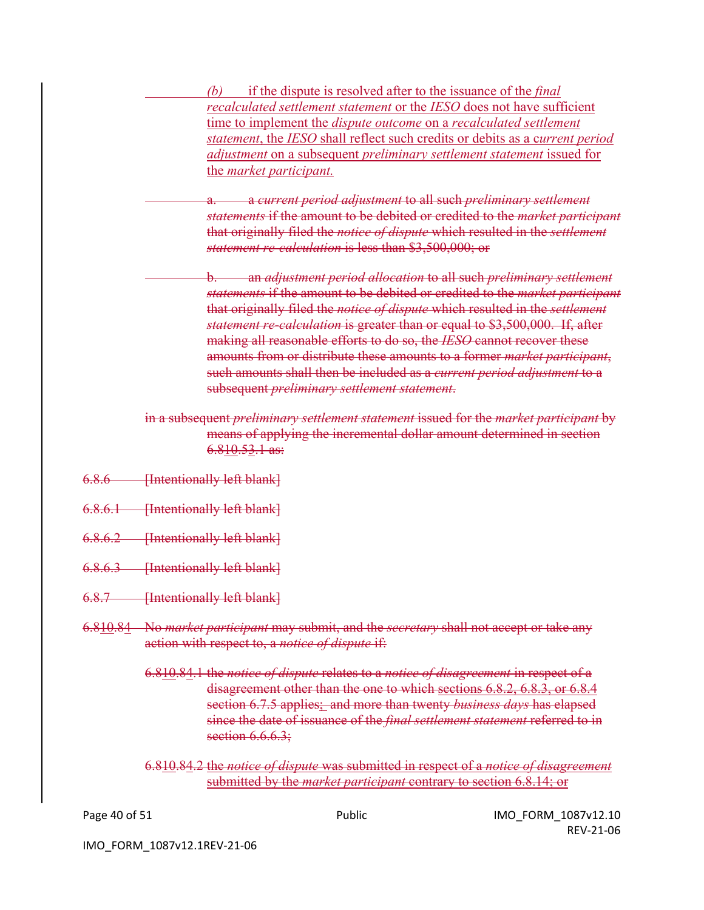(b) if the dispute is resolved after to the issuance of the *final recalculated settlement statement* or the *IESO* does not have sufficient time to implement the *dispute outcome* on a *recalculated settlement statement*, the *IESO* shall reflect such credits or debits as a c*urrent period adjustment* on a subsequent *preliminary settlement statement* issued for the *market participant.*

a. a *current period adjustment* to all such *preliminary settlement statements* if the amount to be debited or credited to the *market participant* that originally filed the *notice of dispute* which resulted in the *settlement statement re-calculation* is less than $3,500,000; or

b. an *adjustment period allocation* to all such *preliminary settlement statements* if the amount to be debited or credited to the *market participant* that originally filed the *notice of dispute* which resulted in the *settlement statement re-calculation* is greater than or equal to $3,500,000. If, after making all reasonable efforts to do so, the *IESO* cannot recover these amounts from or distribute these amounts to a former *market participant*, such amounts shall then be included as a *current period adjustment* to a subsequent *preliminary settlement statement*.

in a subsequent *preliminary settlement statement* issued for the *market participant* by means of applying the incremental dollar amount determined in section 6.810.53.1 as:

6.8.6 [Intentionally left blank]

6.8.6.1 [Intentionally left blank]

6.8.6.2 [Intentionally left blank]

6.8.6.3 [Intentionally left blank]

6.8.7 [Intentionally left blank]

6.810.84 No *market participant* may submit, and the *secretary* shall not accept or take any action with respect to, a *notice of dispute* if:

6.810.84.1 the *notice of dispute* relates to a *notice of disagreement* in respect of a disagreement other than the one to which sections 6.8.2, 6.8.3, or 6.8.4 section 6.7.5 applies; and more than twenty *business days* has elapsed since the date of issuance of the *final settlement statement* referred to in section 6.6.6.3;

6.810.84.2 the *notice of dispute* was submitted in respect of a *notice of disagreement* submitted by the *market participant* contrary to section 6.8.14; or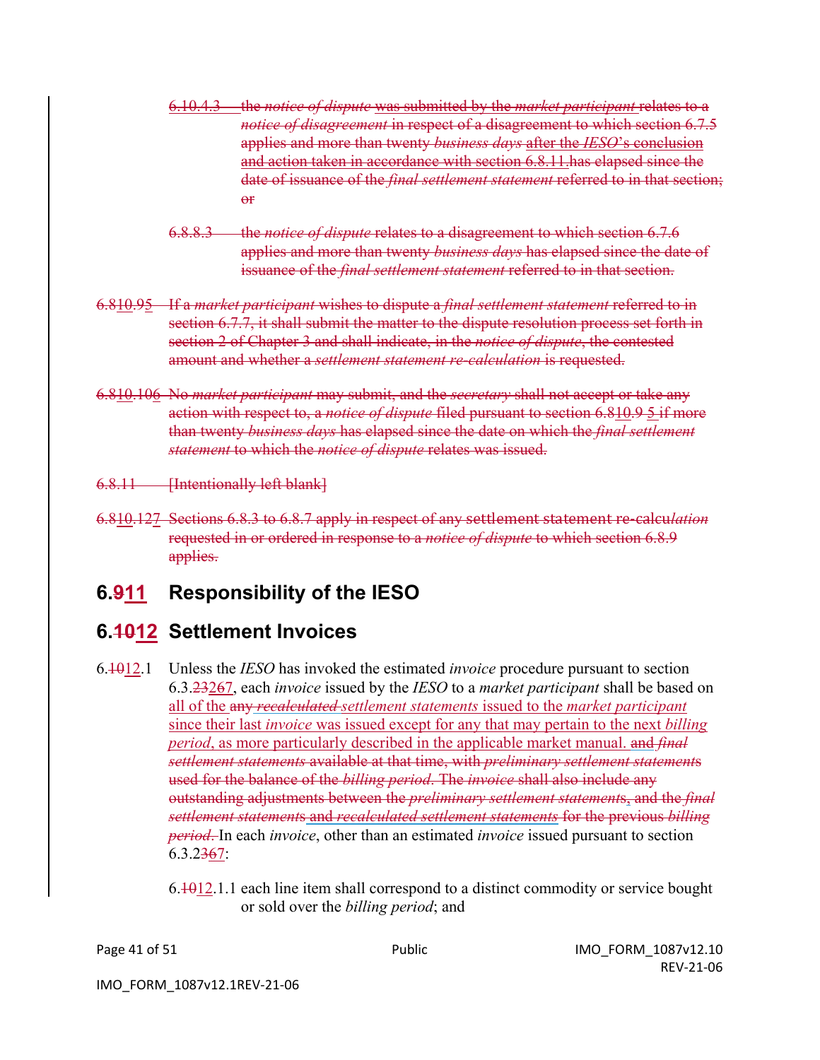6.10.4.3 the *notice of dispute* was submitted by the *market participant* relates to a *notice of disagreement* in respect of a disagreement to which section 6.7.5 applies and more than twenty *business days* after the *IESO*'s conclusion and action taken in accordance with section 6.8.11.has elapsed since the date of issuance of the *final settlement statement* referred to in that section; or

6.8.8.3 the *notice of dispute* relates to a disagreement to which section 6.7.6 applies and more than twenty *business days* has elapsed since the date of issuance of the *final settlement statement* referred to in that section.

6.810.95 If a *market participant* wishes to dispute a *final settlement statement* referred to in section 6.7.7, it shall submit the matter to the dispute resolution process set forth in section 2 of Chapter 3 and shall indicate, in the *notice of dispute*, the contested amount and whether a *settlement statement re-calculation* is requested.

6.810.106 No *market participant* may submit, and the *secretary* shall not accept or take any action with respect to, a *notice of dispute* filed pursuant to section 6.810.9 5 if more than twenty *business days* has elapsed since the date on which the *final settlement statement* to which the *notice of dispute* relates was issued.

6.8.11 [Intentionally left blank]

6.810.127 Sections 6.8.3 to 6.8.7 apply in respect of any settlement statement re-calcu*lation* requested in or ordered in response to a *notice of dispute* to which section 6.8.9 applies.

## 6.911 Responsibility of the IESO

## 6.1012 Settlement Invoices

6.1012.1 Unless the *IESO* has invoked the estimated *invoice* procedure pursuant to section 6.3.23267, each *invoice* issued by the *IESO* to a *market participant* shall be based on all of the any *recalculated* *settlement statements* issued to the *market participant* since their last *invoice* was issued except for any that may pertain to the next *billing period*, as more particularly described in the applicable market manual. and *final settlement statements* available at that time, with *preliminary settlement statements* used for the balance of the *billing period*. The *invoice* shall also include any outstanding adjustments between the *preliminary settlement statements*, and the *final settlement statements* and *recalculated settlement statements* for the previous *billing period*. In each *invoice*, other than an estimated *invoice* issued pursuant to section 6.3.2367:

6.1012.1.1 each line item shall correspond to a distinct commodity or service bought or sold over the *billing period*; and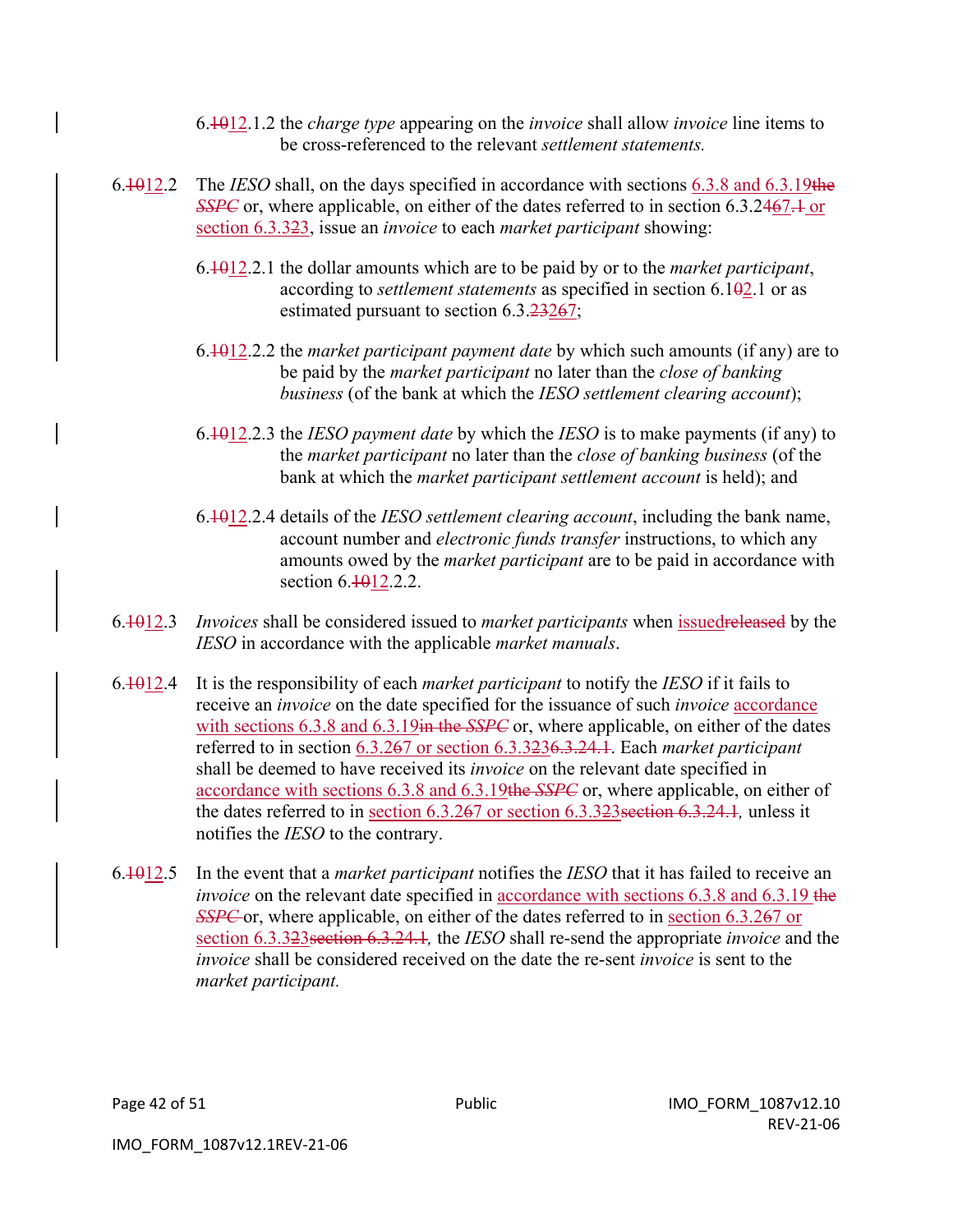6.~~10~~12.1.2 the *charge type* appearing on the *invoice* shall allow *invoice* line items to be cross-referenced to the relevant *settlement statements.*

6.~~10~~12.2 The *IESO* shall, on the days specified in accordance with sections 6.3.8 and 6.3.19~~the *SSPC*~~ or, where applicable, on either of the dates referred to in section 6.3.24~~67~~.~~1~~ or section 6.3.3~~2~~3, issue an *invoice* to each *market participant* showing:

6.~~10~~12.2.1 the dollar amounts which are to be paid by or to the *market participant*, according to *settlement statements* as specified in section 6.1~~0~~2.1 or as estimated pursuant to section 6.3.~~23~~267;

6.~~10~~12.2.2 the *market participant payment date* by which such amounts (if any) are to be paid by the *market participant* no later than the *close of banking business* (of the bank at which the *IESO settlement clearing account*);

6.~~10~~12.2.3 the *IESO payment date* by which the *IESO* is to make payments (if any) to the *market participant* no later than the *close of banking business* (of the bank at which the *market participant settlement account* is held); and

6.~~10~~12.2.4 details of the *IESO settlement clearing account*, including the bank name, account number and *electronic funds transfer* instructions, to which any amounts owed by the *market participant* are to be paid in accordance with section 6.~~10~~12.2.2.

6.~~10~~12.3 *Invoices* shall be considered issued to *market participants* when issued~~released~~ by the *IESO* in accordance with the applicable *market manuals*.

6.~~10~~12.4 It is the responsibility of each *market participant* to notify the *IESO* if it fails to receive an *invoice* on the date specified for the issuance of such *invoice* accordance with sections 6.3.8 and 6.3.19~~in the *SSPC*~~ or, where applicable, on either of the dates referred to in section 6.3.2~~6~~7 or section 6.3.3~~2~~3~~6.3.24.1~~. Each *market participant* shall be deemed to have received its *invoice* on the relevant date specified in accordance with sections 6.3.8 and 6.3.19~~the *SSPC*~~ or, where applicable, on either of the dates referred to in section 6.3.2~~6~~7 or section 6.3.3~~2~~3~~section 6.3.24.1~~*,* unless it notifies the *IESO* to the contrary.

6.~~10~~12.5 In the event that a *market participant* notifies the *IESO* that it has failed to receive an *invoice* on the relevant date specified in accordance with sections 6.3.8 and 6.3.19 ~~the *SSPC*~~ or, where applicable, on either of the dates referred to in section 6.3.2~~6~~7 or section 6.3.3~~2~~3~~section 6.3.24.1~~*,* the *IESO* shall re-send the appropriate *invoice* and the *invoice* shall be considered received on the date the re-sent *invoice* is sent to the *market participant.*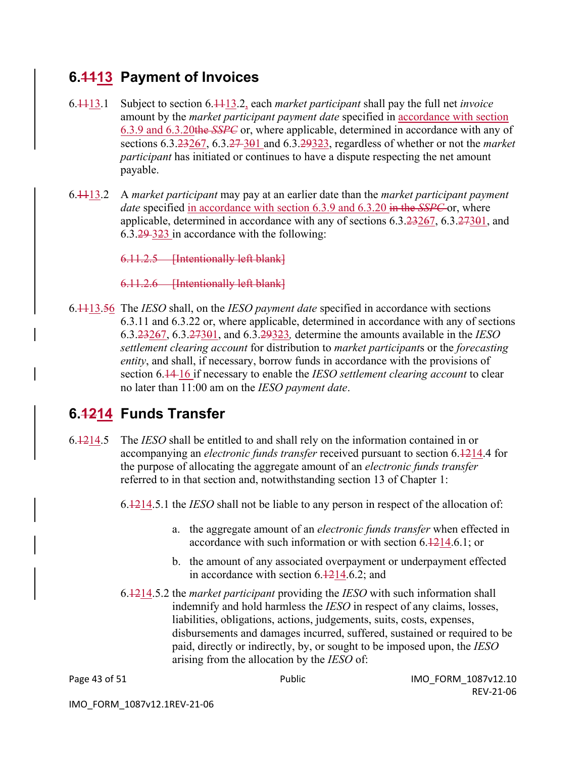## 6.~~11~~13 Payment of Invoices

6.~~11~~13.1 Subject to section 6.~~11~~13.2, each *market participant* shall pay the full net *invoice* amount by the *market participant payment date* specified in accordance with section 6.3.9 and 6.3.20~~the *SSPC*~~ or, where applicable, determined in accordance with any of sections 6.3.~~23~~267, 6.3.~~27~~ 3~~0~~1 and 6.3.~~29~~323, regardless of whether or not the *market participant* has initiated or continues to have a dispute respecting the net amount payable.

6.~~11~~13.2 A *market participant* may pay at an earlier date than the *market participant payment date* specified in accordance with section 6.3.9 and 6.3.20 ~~in the *SSPC*~~ or, where applicable, determined in accordance with any of sections 6.3.~~23~~267, 6.3.~~27~~3~~0~~1, and 6.3.~~29~~ 323 in accordance with the following:

~~6.11.2.5 [Intentionally left blank]~~

~~6.11.2.6 [Intentionally left blank]~~

6.~~11~~13.~~5~~6 The *IESO* shall, on the *IESO payment date* specified in accordance with sections 6.3.11 and 6.3.22 or, where applicable, determined in accordance with any of sections 6.3.~~23~~267, 6.3.~~27~~3~~0~~1, and 6.3.~~29~~323*,* determine the amounts available in the *IESO settlement clearing account* for distribution to *market participant*s or the *forecasting entity*, and shall, if necessary, borrow funds in accordance with the provisions of section 6.~~14~~ 16 if necessary to enable the *IESO settlement clearing account* to clear no later than 11:00 am on the *IESO payment date*.

## 6.~~12~~14 Funds Transfer

6.~~12~~14.5 The *IESO* shall be entitled to and shall rely on the information contained in or accompanying an *electronic funds transfer* received pursuant to section 6.~~12~~14.4 for the purpose of allocating the aggregate amount of an *electronic funds transfer* referred to in that section and, notwithstanding section 13 of Chapter 1:

6.~~12~~14.5.1 the *IESO* shall not be liable to any person in respect of the allocation of:

a. the aggregate amount of an *electronic funds transfer* when effected in accordance with such information or with section 6.~~12~~14.6.1; or

b. the amount of any associated overpayment or underpayment effected in accordance with section 6.~~12~~14.6.2; and

6.~~12~~14.5.2 the *market participant* providing the *IESO* with such information shall indemnify and hold harmless the *IESO* in respect of any claims, losses, liabilities, obligations, actions, judgements, suits, costs, expenses, disbursements and damages incurred, suffered, sustained or required to be paid, directly or indirectly, by, or sought to be imposed upon, the *IESO* arising from the allocation by the *IESO* of: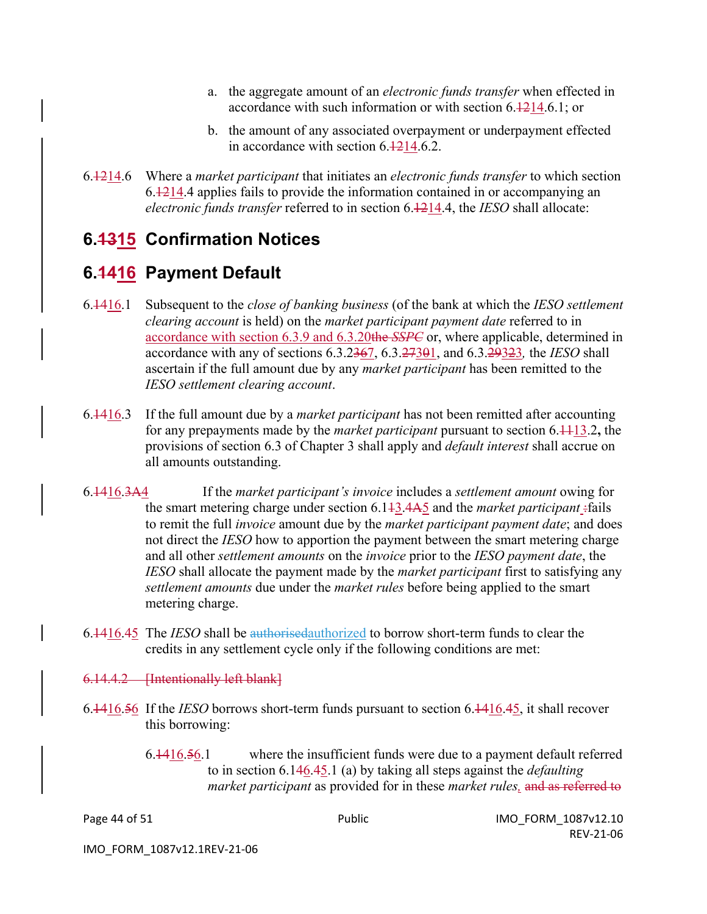a. the aggregate amount of an *electronic funds transfer* when effected in accordance with such information or with section 6.1214.6.1; or

b. the amount of any associated overpayment or underpayment effected in accordance with section 6.1214.6.2.

6.1214.6 Where a *market participant* that initiates an *electronic funds transfer* to which section 6.1214.4 applies fails to provide the information contained in or accompanying an *electronic funds transfer* referred to in section 6.1214.4, the *IESO* shall allocate:

## 6.1315 Confirmation Notices

## 6.1416 Payment Default

6.1416.1 Subsequent to the *close of banking business* (of the bank at which the *IESO settlement clearing account* is held) on the *market participant payment date* referred to in accordance with section 6.3.9 and 6.3.20the *SSPC* or, where applicable, determined in accordance with any of sections 6.3.2367, 6.3.27301, and 6.3.29323*,* the *IESO* shall ascertain if the full amount due by any *market participant* has been remitted to the *IESO settlement clearing account*.

6.1416.3 If the full amount due by a *market participant* has not been remitted after accounting for any prepayments made by the *market participant* pursuant to section 6.1113.2**,** the provisions of section 6.3 of Chapter 3 shall apply and *default interest* shall accrue on all amounts outstanding.

6.1416.3A4 If the *market participant's invoice* includes a *settlement amount* owing for the smart metering charge under section 6.113.4A5 and the *market participant* :fails to remit the full *invoice* amount due by the *market participant payment date*; and does not direct the *IESO* how to apportion the payment between the smart metering charge and all other *settlement amounts* on the *invoice* prior to the *IESO payment date*, the *IESO* shall allocate the payment made by the *market participant* first to satisfying any *settlement amounts* due under the *market rules* before being applied to the smart metering charge.

6.1416.45 The *IESO* shall be authorisedauthorized to borrow short-term funds to clear the credits in any settlement cycle only if the following conditions are met:

6.14.4.2 [Intentionally left blank]

6.1416.56 If the *IESO* borrows short-term funds pursuant to section 6.1416.45, it shall recover this borrowing:

6.1416.56.1 where the insufficient funds were due to a payment default referred to in section 6.146.45.1 (a) by taking all steps against the *defaulting market participant* as provided for in these *market rules*, and as referred to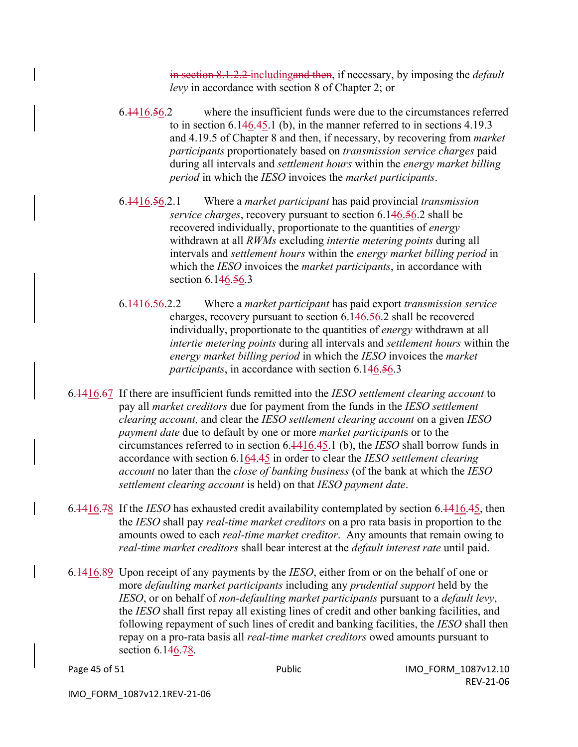in section 8.1.2.2 includingand then, if necessary, by imposing the *default levy* in accordance with section 8 of Chapter 2; or

6.1416.56.2 where the insufficient funds were due to the circumstances referred to in section 6.146.45.1 (b), in the manner referred to in sections 4.19.3 and 4.19.5 of Chapter 8 and then, if necessary, by recovering from *market participants* proportionately based on *transmission service charges* paid during all intervals and *settlement hours* within the *energy market billing period* in which the *IESO* invoices the *market participants*.

6.1416.56.2.1 Where a *market participant* has paid provincial *transmission service charges*, recovery pursuant to section 6.146.56.2 shall be recovered individually, proportionate to the quantities of *energy* withdrawn at all *RWMs* excluding *intertie metering points* during all intervals and *settlement hours* within the *energy market billing period* in which the *IESO* invoices the *market participants*, in accordance with section 6.146.56.3

6.1416.56.2.2 Where a *market participant* has paid export *transmission service* charges, recovery pursuant to section 6.146.56.2 shall be recovered individually, proportionate to the quantities of *energy* withdrawn at all *intertie metering points* during all intervals and *settlement hours* within the *energy market billing period* in which the *IESO* invoices the *market participants*, in accordance with section 6.146.56.3

6.1416.67 If there are insufficient funds remitted into the *IESO settlement clearing account* to pay all *market creditors* due for payment from the funds in the *IESO settlement clearing account,* and clear the *IESO settlement clearing account* on a given *IESO payment date* due to default by one or more *market participants* or to the circumstances referred to in section 6.1416.45.1 (b), the *IESO* shall borrow funds in accordance with section 6.164.45 in order to clear the *IESO settlement clearing account* no later than the *close of banking business* (of the bank at which the *IESO settlement clearing account* is held) on that *IESO payment date*.

6.1416.78 If the *IESO* has exhausted credit availability contemplated by section 6.1416.45, then the *IESO* shall pay *real-time market creditors* on a pro rata basis in proportion to the amounts owed to each *real-time market creditor*. Any amounts that remain owing to *real-time market creditors* shall bear interest at the *default interest rate* until paid.

6.1416.89 Upon receipt of any payments by the *IESO*, either from or on the behalf of one or more *defaulting market participants* including any *prudential support* held by the *IESO*, or on behalf of *non-defaulting market participants* pursuant to a *default levy*, the *IESO* shall first repay all existing lines of credit and other banking facilities, and following repayment of such lines of credit and banking facilities, the *IESO* shall then repay on a pro-rata basis all *real-time market creditors* owed amounts pursuant to section 6.146.78.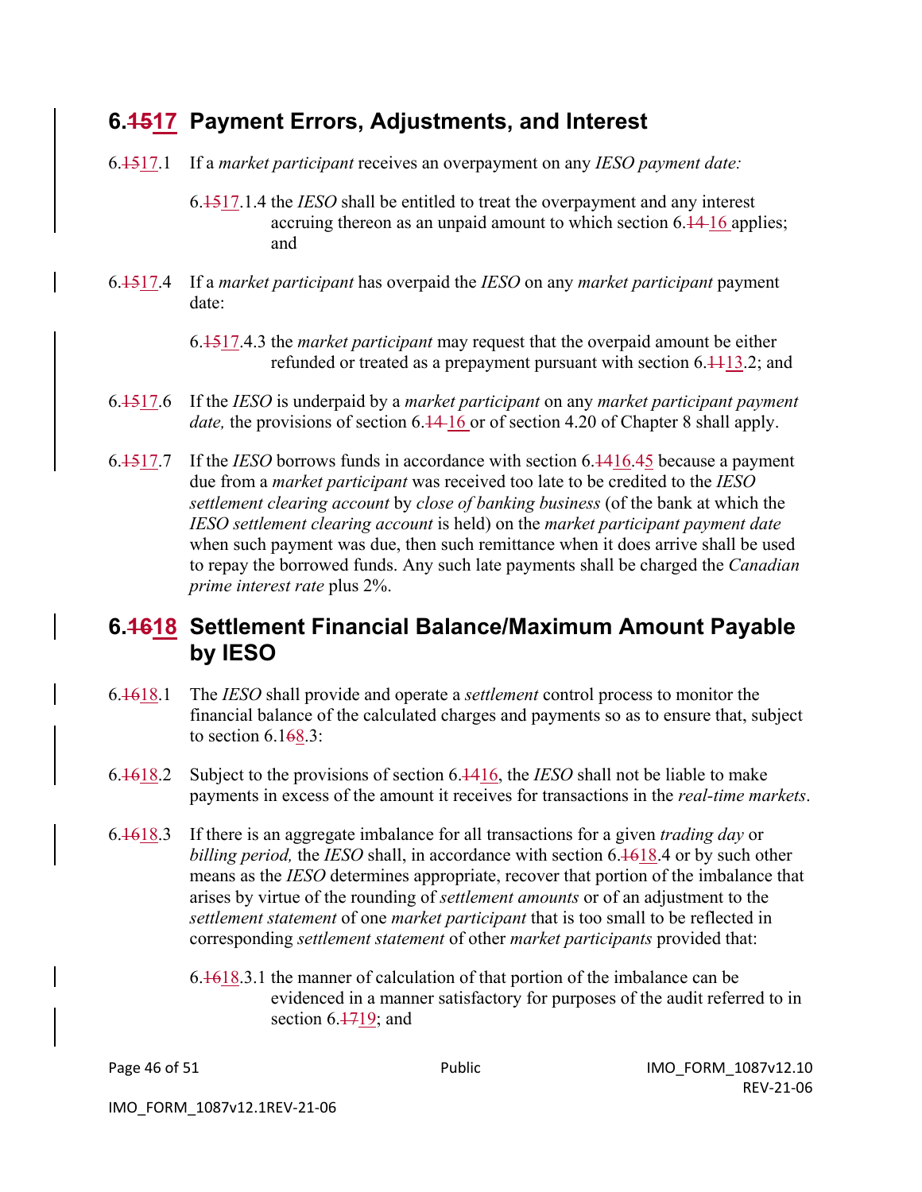## 6.~~15~~17 Payment Errors, Adjustments, and Interest

6.~~15~~17.1 If a *market participant* receives an overpayment on any *IESO payment date:*

> 6.~~15~~17.1.4 the *IESO* shall be entitled to treat the overpayment and any interest accruing thereon as an unpaid amount to which section 6.~~14~~ 16 applies; and

6.~~15~~17.4 If a *market participant* has overpaid the *IESO* on any *market participant* payment date:

> 6.~~15~~17.4.3 the *market participant* may request that the overpaid amount be either refunded or treated as a prepayment pursuant with section 6.~~11~~13.2; and

6.~~15~~17.6 If the *IESO* is underpaid by a *market participant* on any *market participant payment date,* the provisions of section 6.~~14~~ 16 or of section 4.20 of Chapter 8 shall apply.

6.~~15~~17.7 If the *IESO* borrows funds in accordance with section 6.~~14~~16.~~4~~5 because a payment due from a *market participant* was received too late to be credited to the *IESO settlement clearing account* by *close of banking business* (of the bank at which the *IESO settlement clearing account* is held) on the *market participant payment date* when such payment was due, then such remittance when it does arrive shall be used to repay the borrowed funds. Any such late payments shall be charged the *Canadian prime interest rate* plus 2%.

## 6.~~16~~18 Settlement Financial Balance/Maximum Amount Payable by IESO

6.~~16~~18.1 The *IESO* shall provide and operate a *settlement* control process to monitor the financial balance of the calculated charges and payments so as to ensure that, subject to section 6.1~~6~~8.3:

6.~~16~~18.2 Subject to the provisions of section 6.~~14~~16, the *IESO* shall not be liable to make payments in excess of the amount it receives for transactions in the *real-time markets*.

6.~~16~~18.3 If there is an aggregate imbalance for all transactions for a given *trading day* or *billing period,* the *IESO* shall, in accordance with section 6.~~16~~18.4 or by such other means as the *IESO* determines appropriate, recover that portion of the imbalance that arises by virtue of the rounding of *settlement amounts* or of an adjustment to the *settlement statement* of one *market participant* that is too small to be reflected in corresponding *settlement statement* of other *market participants* provided that:

> 6.~~16~~18.3.1 the manner of calculation of that portion of the imbalance can be evidenced in a manner satisfactory for purposes of the audit referred to in section 6.~~17~~19; and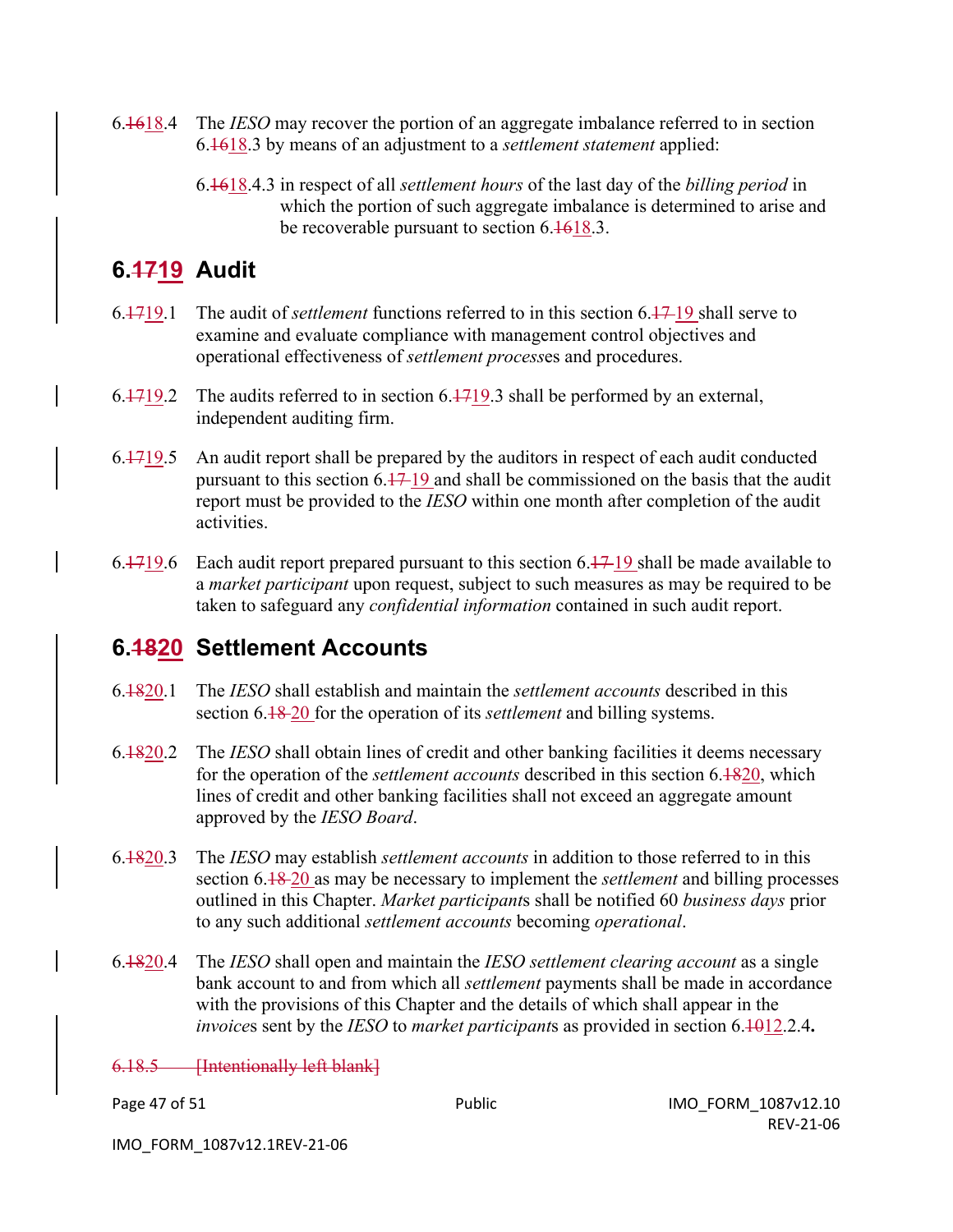6.~~16~~18.4 The *IESO* may recover the portion of an aggregate imbalance referred to in section 6.~~16~~18.3 by means of an adjustment to a *settlement statement* applied:

6.~~16~~18.4.3 in respect of all *settlement hours* of the last day of the *billing period* in which the portion of such aggregate imbalance is determined to arise and be recoverable pursuant to section 6.~~16~~18.3.

## 6.~~17~~19 Audit

6.~~17~~19.1 The audit of *settlement* functions referred to in this section 6.~~17~~19 shall serve to examine and evaluate compliance with management control objectives and operational effectiveness of *settlement process*es and procedures.

6.~~17~~19.2 The audits referred to in section 6.~~17~~19.3 shall be performed by an external, independent auditing firm.

6.~~17~~19.5 An audit report shall be prepared by the auditors in respect of each audit conducted pursuant to this section 6.~~17~~19 and shall be commissioned on the basis that the audit report must be provided to the *IESO* within one month after completion of the audit activities.

6.~~17~~19.6 Each audit report prepared pursuant to this section 6.~~17~~19 shall be made available to a *market participant* upon request, subject to such measures as may be required to be taken to safeguard any *confidential information* contained in such audit report.

## 6.~~18~~20 Settlement Accounts

6.~~18~~20.1 The *IESO* shall establish and maintain the *settlement accounts* described in this section 6.~~18~~20 for the operation of its *settlement* and billing systems.

6.~~18~~20.2 The *IESO* shall obtain lines of credit and other banking facilities it deems necessary for the operation of the *settlement accounts* described in this section 6.~~18~~20, which lines of credit and other banking facilities shall not exceed an aggregate amount approved by the *IESO Board*.

6.~~18~~20.3 The *IESO* may establish *settlement accounts* in addition to those referred to in this section 6.~~18~~20 as may be necessary to implement the *settlement* and billing processes outlined in this Chapter. *Market participant*s shall be notified 60 *business days* prior to any such additional *settlement accounts* becoming *operational*.

6.~~18~~20.4 The *IESO* shall open and maintain the *IESO settlement clearing account* as a single bank account to and from which all *settlement* payments shall be made in accordance with the provisions of this Chapter and the details of which shall appear in the *invoice*s sent by the *IESO* to *market participant*s as provided in section 6.~~10~~12.2.4**.**

~~6.18.5 [Intentionally left blank]~~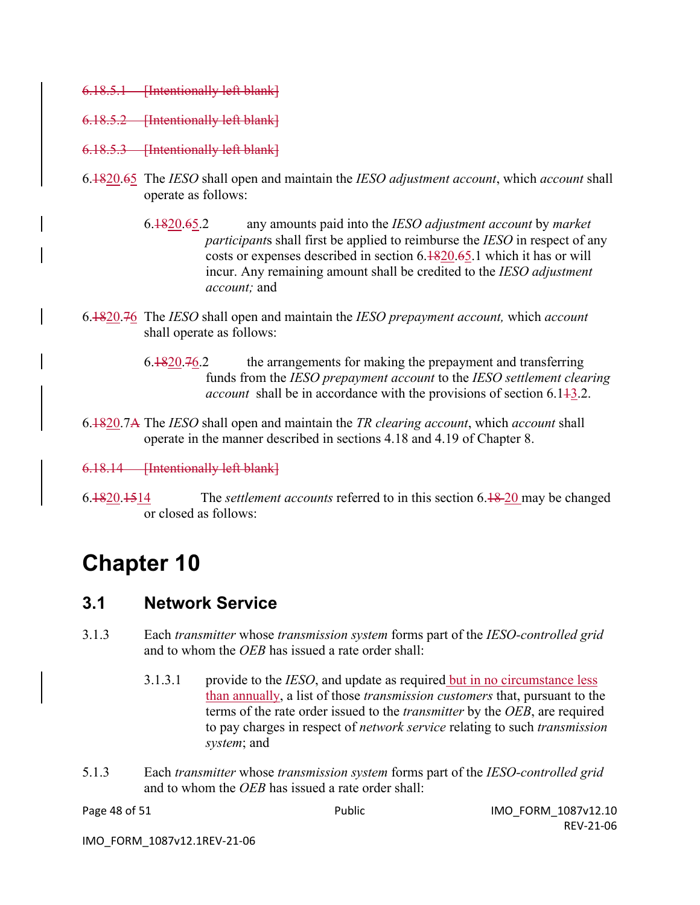~~6.18.5.1 [Intentionally left blank]~~

~~6.18.5.2 [Intentionally left blank]~~

~~6.18.5.3 [Intentionally left blank]~~

6.~~18~~20.~~6~~5 The *IESO* shall open and maintain the *IESO adjustment account*, which *account* shall operate as follows:

> 6.~~18~~20.~~6~~5.2 any amounts paid into the *IESO adjustment account* by *market participants* shall first be applied to reimburse the *IESO* in respect of any costs or expenses described in section 6.~~18~~20.~~6~~5.1 which it has or will incur. Any remaining amount shall be credited to the *IESO adjustment account;* and

6.~~18~~20.~~7~~6 The *IESO* shall open and maintain the *IESO prepayment account,* which *account* shall operate as follows:

> 6.~~18~~20.~~7~~6.2 the arrangements for making the prepayment and transferring funds from the *IESO prepayment account* to the *IESO settlement clearing account* shall be in accordance with the provisions of section 6.1~~1~~3.2.

6.~~18~~20.7~~A~~ The *IESO* shall open and maintain the *TR clearing account*, which *account* shall operate in the manner described in sections 4.18 and 4.19 of Chapter 8.

~~6.18.14 [Intentionally left blank]~~

6.~~18~~20.~~15~~14 The *settlement accounts* referred to in this section 6.~~18~~ 20 may be changed or closed as follows:

# Chapter 10

## 3.1 Network Service

3.1.3 Each *transmitter* whose *transmission system* forms part of the *IESO-controlled grid* and to whom the *OEB* has issued a rate order shall:

> 3.1.3.1 provide to the *IESO*, and update as required but in no circumstance less than annually, a list of those *transmission customers* that, pursuant to the terms of the rate order issued to the *transmitter* by the *OEB*, are required to pay charges in respect of *network service* relating to such *transmission system*; and

5.1.3 Each *transmitter* whose *transmission system* forms part of the *IESO-controlled grid* and to whom the *OEB* has issued a rate order shall: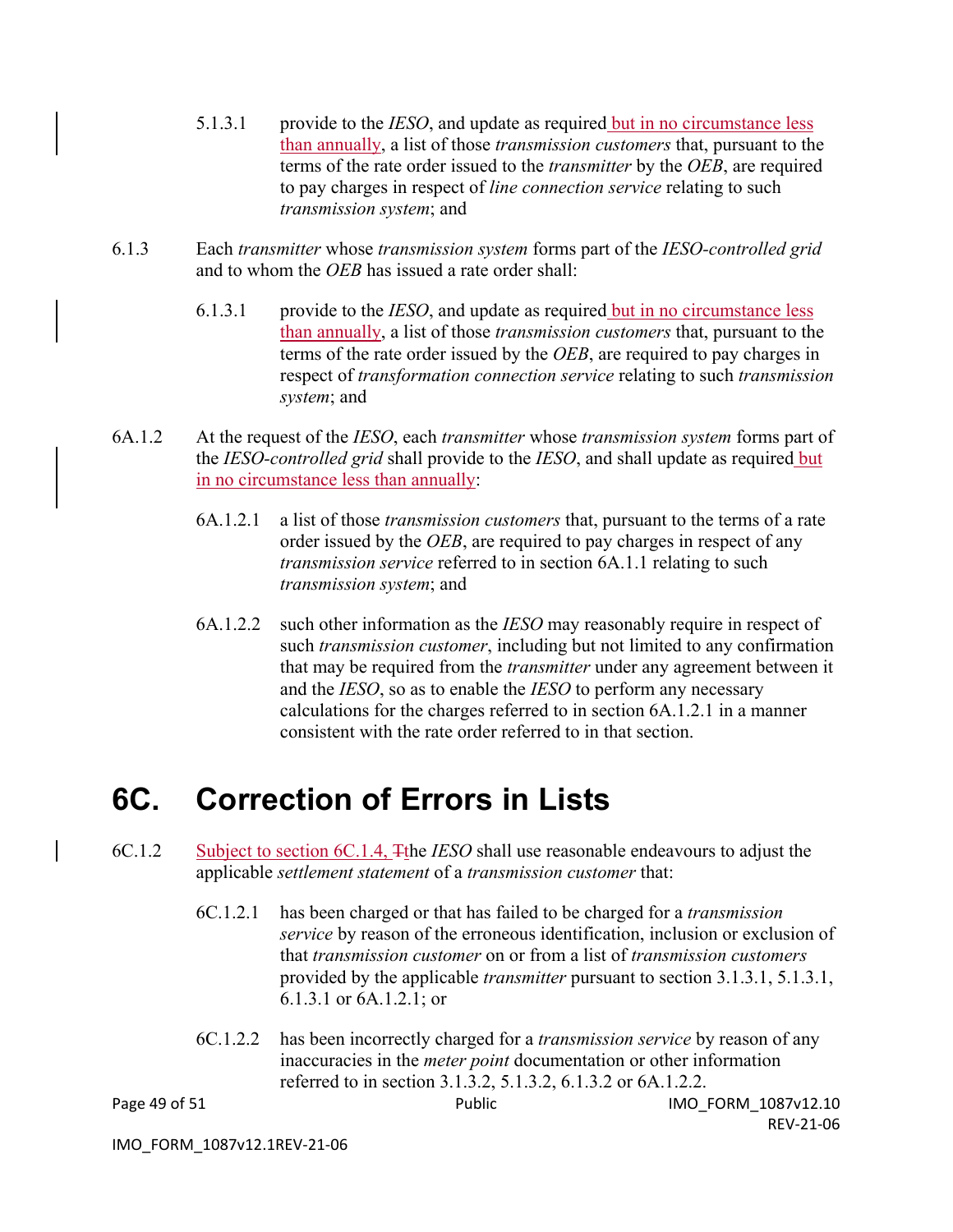5.1.3.1 provide to the *IESO*, and update as required but in no circumstance less than annually, a list of those *transmission customers* that, pursuant to the terms of the rate order issued to the *transmitter* by the *OEB*, are required to pay charges in respect of *line connection service* relating to such *transmission system*; and

6.1.3 Each *transmitter* whose *transmission system* forms part of the *IESO-controlled grid* and to whom the *OEB* has issued a rate order shall:

6.1.3.1 provide to the *IESO*, and update as required but in no circumstance less than annually, a list of those *transmission customers* that, pursuant to the terms of the rate order issued by the *OEB*, are required to pay charges in respect of *transformation connection service* relating to such *transmission system*; and

6A.1.2 At the request of the *IESO*, each *transmitter* whose *transmission system* forms part of the *IESO-controlled grid* shall provide to the *IESO*, and shall update as required but in no circumstance less than annually:

6A.1.2.1 a list of those *transmission customers* that, pursuant to the terms of a rate order issued by the *OEB*, are required to pay charges in respect of any *transmission service* referred to in section 6A.1.1 relating to such *transmission system*; and

6A.1.2.2 such other information as the *IESO* may reasonably require in respect of such *transmission customer*, including but not limited to any confirmation that may be required from the *transmitter* under any agreement between it and the *IESO*, so as to enable the *IESO* to perform any necessary calculations for the charges referred to in section 6A.1.2.1 in a manner consistent with the rate order referred to in that section.

# 6C. Correction of Errors in Lists

6C.1.2 Subject to section 6C.1.4, ~~T~~the *IESO* shall use reasonable endeavours to adjust the applicable *settlement statement* of a *transmission customer* that:

6C.1.2.1 has been charged or that has failed to be charged for a *transmission service* by reason of the erroneous identification, inclusion or exclusion of that *transmission customer* on or from a list of *transmission customers* provided by the applicable *transmitter* pursuant to section 3.1.3.1, 5.1.3.1, 6.1.3.1 or 6A.1.2.1; or

6C.1.2.2 has been incorrectly charged for a *transmission service* by reason of any inaccuracies in the *meter point* documentation or other information referred to in section 3.1.3.2, 5.1.3.2, 6.1.3.2 or 6A.1.2.2.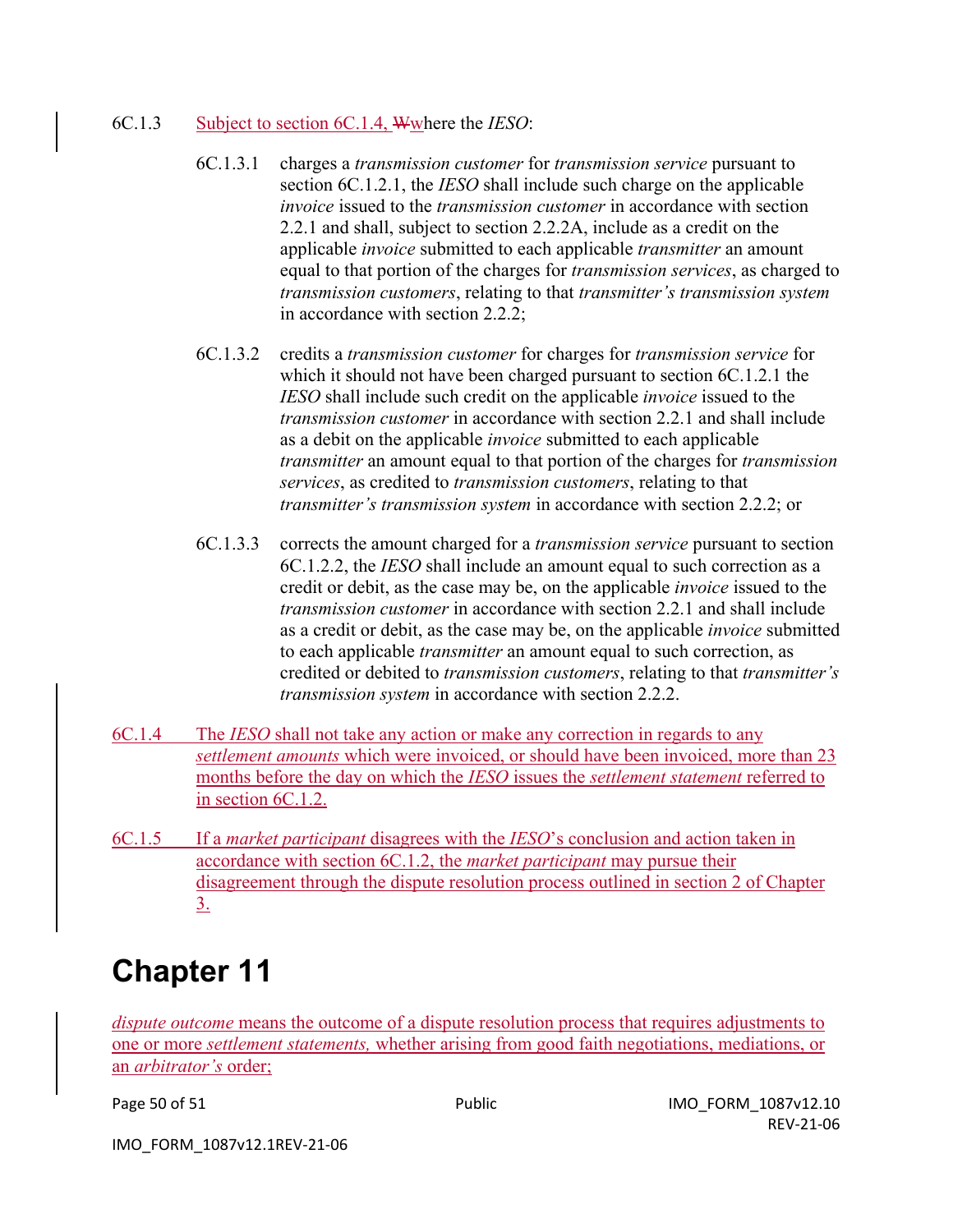6C.1.3 Subject to section 6C.1.4, Wwhere the *IESO*:

6C.1.3.1 charges a *transmission customer* for *transmission service* pursuant to section 6C.1.2.1, the *IESO* shall include such charge on the applicable *invoice* issued to the *transmission customer* in accordance with section 2.2.1 and shall, subject to section 2.2.2A, include as a credit on the applicable *invoice* submitted to each applicable *transmitter* an amount equal to that portion of the charges for *transmission services*, as charged to *transmission customers*, relating to that *transmitter's transmission system* in accordance with section 2.2.2;

6C.1.3.2 credits a *transmission customer* for charges for *transmission service* for which it should not have been charged pursuant to section 6C.1.2.1 the *IESO* shall include such credit on the applicable *invoice* issued to the *transmission customer* in accordance with section 2.2.1 and shall include as a debit on the applicable *invoice* submitted to each applicable *transmitter* an amount equal to that portion of the charges for *transmission services*, as credited to *transmission customers*, relating to that *transmitter's transmission system* in accordance with section 2.2.2; or

6C.1.3.3 corrects the amount charged for a *transmission service* pursuant to section 6C.1.2.2, the *IESO* shall include an amount equal to such correction as a credit or debit, as the case may be, on the applicable *invoice* issued to the *transmission customer* in accordance with section 2.2.1 and shall include as a credit or debit, as the case may be, on the applicable *invoice* submitted to each applicable *transmitter* an amount equal to such correction, as credited or debited to *transmission customers*, relating to that *transmitter's transmission system* in accordance with section 2.2.2.

6C.1.4 The *IESO* shall not take any action or make any correction in regards to any *settlement amounts* which were invoiced, or should have been invoiced, more than 23 months before the day on which the *IESO* issues the *settlement statement* referred to in section 6C.1.2.

6C.1.5 If a *market participant* disagrees with the *IESO*'s conclusion and action taken in accordance with section 6C.1.2, the *market participant* may pursue their disagreement through the dispute resolution process outlined in section 2 of Chapter 3.

# Chapter 11

*dispute outcome* means the outcome of a dispute resolution process that requires adjustments to one or more *settlement statements,* whether arising from good faith negotiations, mediations, or an *arbitrator's* order;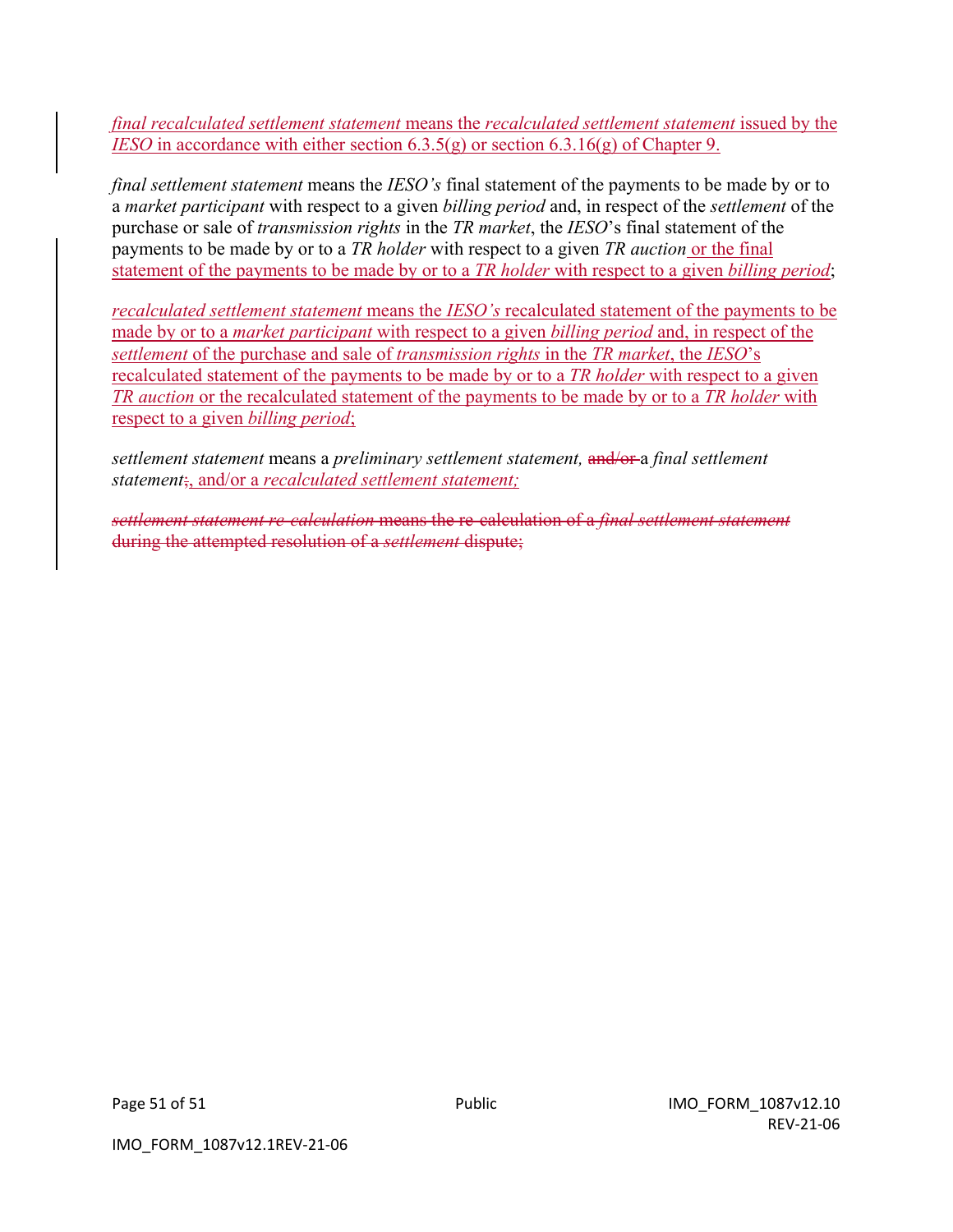*final recalculated settlement statement* means the *recalculated settlement statement* issued by the *IESO* in accordance with either section 6.3.5(g) or section 6.3.16(g) of Chapter 9.

*final settlement statement* means the *IESO's* final statement of the payments to be made by or to a *market participant* with respect to a given *billing period* and, in respect of the *settlement* of the purchase or sale of *transmission rights* in the *TR market*, the *IESO*'s final statement of the payments to be made by or to a *TR holder* with respect to a given *TR auction* or the final statement of the payments to be made by or to a *TR holder* with respect to a given *billing period*;

*recalculated settlement statement* means the *IESO's* recalculated statement of the payments to be made by or to a *market participant* with respect to a given *billing period* and, in respect of the *settlement* of the purchase and sale of *transmission rights* in the *TR market*, the *IESO*'s recalculated statement of the payments to be made by or to a *TR holder* with respect to a given *TR auction* or the recalculated statement of the payments to be made by or to a *TR holder* with respect to a given *billing period*;

*settlement statement* means a *preliminary settlement statement,* ~~and/or~~ a *final settlement statement*~~;~~, and/or a *recalculated settlement statement;*

~~*settlement statement re-calculation* means the re-calculation of a *final settlement statement* during the attempted resolution of a *settlement* dispute;~~